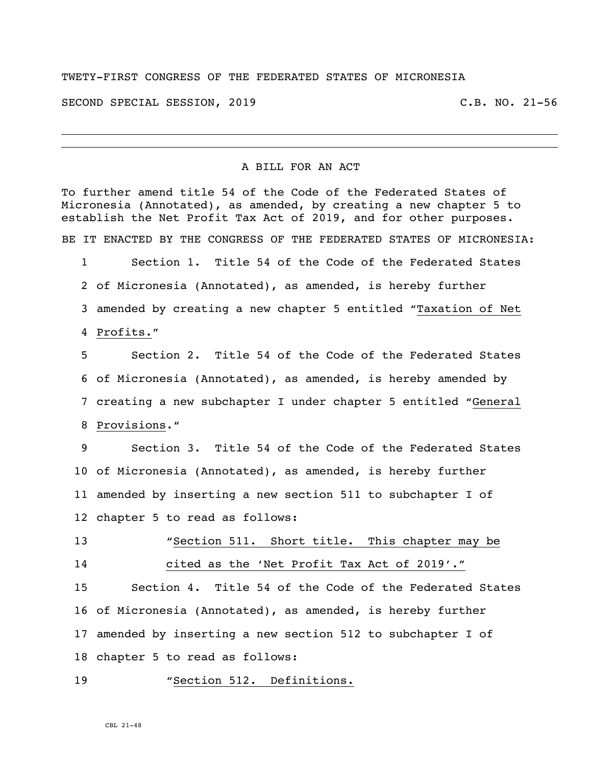TWETY-FIRST CONGRESS OF THE FEDERATED STATES OF MICRONESIA

SECOND SPECIAL SESSION, 2019 C.B. NO. 21-56

---

A BILL FOR AN ACT

To further amend title 54 of the Code of the Federated States of Micronesia (Annotated), as amended, by creating a new chapter 5 to establish the Net Profit Tax Act of 2019, and for other purposes.

BE IT ENACTED BY THE CONGRESS OF THE FEDERATED STATES OF MICRONESIA:

1 Section 1. Title 54 of the Code of the Federated States
2 of Micronesia (Annotated), as amended, is hereby further
3 amended by creating a new chapter 5 entitled "Taxation of Net
4 Profits."

5 Section 2. Title 54 of the Code of the Federated States
6 of Micronesia (Annotated), as amended, is hereby amended by
7 creating a new subchapter I under chapter 5 entitled "General
8 Provisions."

9 Section 3. Title 54 of the Code of the Federated States
10 of Micronesia (Annotated), as amended, is hereby further
11 amended by inserting a new section 511 to subchapter I of
12 chapter 5 to read as follows:

13 "Section 511. Short title. This chapter may be
14 cited as the 'Net Profit Tax Act of 2019'."

15 Section 4. Title 54 of the Code of the Federated States
16 of Micronesia (Annotated), as amended, is hereby further
17 amended by inserting a new section 512 to subchapter I of
18 chapter 5 to read as follows:

19 "Section 512. Definitions.

CBL 21-48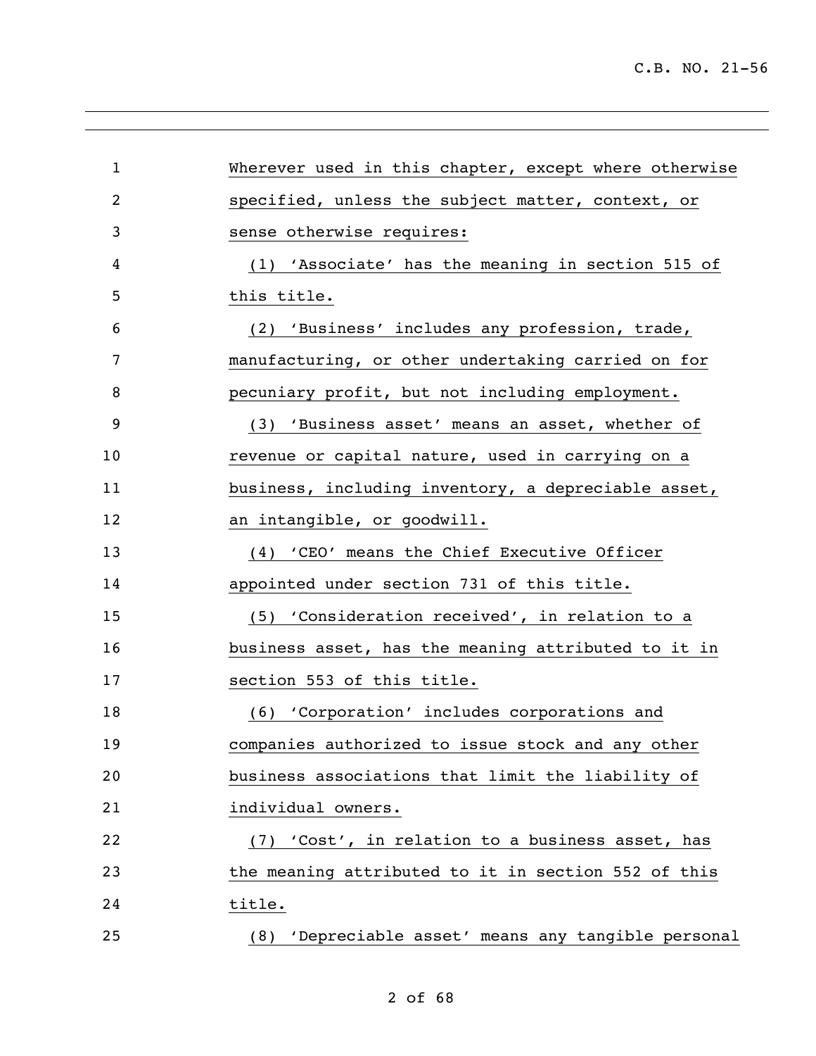Wherever used in this chapter, except where otherwise specified, unless the subject matter, context, or sense otherwise requires:

(1) 'Associate' has the meaning in section 515 of this title.

(2) 'Business' includes any profession, trade, manufacturing, or other undertaking carried on for pecuniary profit, but not including employment.

(3) 'Business asset' means an asset, whether of revenue or capital nature, used in carrying on a business, including inventory, a depreciable asset, an intangible, or goodwill.

(4) 'CEO' means the Chief Executive Officer appointed under section 731 of this title.

(5) 'Consideration received', in relation to a business asset, has the meaning attributed to it in section 553 of this title.

(6) 'Corporation' includes corporations and companies authorized to issue stock and any other business associations that limit the liability of individual owners.

(7) 'Cost', in relation to a business asset, has the meaning attributed to it in section 552 of this title.

(8) 'Depreciable asset' means any tangible personal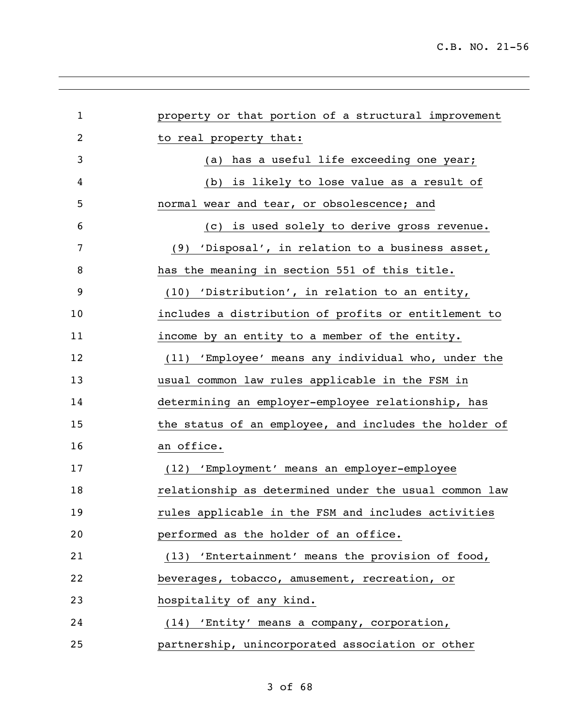property or that portion of a structural improvement to real property that:

(a) has a useful life exceeding one year;

(b) is likely to lose value as a result of normal wear and tear, or obsolescence; and

(c) is used solely to derive gross revenue.

(9) 'Disposal', in relation to a business asset, has the meaning in section 551 of this title.

(10) 'Distribution', in relation to an entity, includes a distribution of profits or entitlement to income by an entity to a member of the entity.

(11) 'Employee' means any individual who, under the usual common law rules applicable in the FSM in determining an employer-employee relationship, has the status of an employee, and includes the holder of an office.

(12) 'Employment' means an employer-employee relationship as determined under the usual common law rules applicable in the FSM and includes activities performed as the holder of an office.

(13) 'Entertainment' means the provision of food, beverages, tobacco, amusement, recreation, or hospitality of any kind.

(14) 'Entity' means a company, corporation, partnership, unincorporated association or other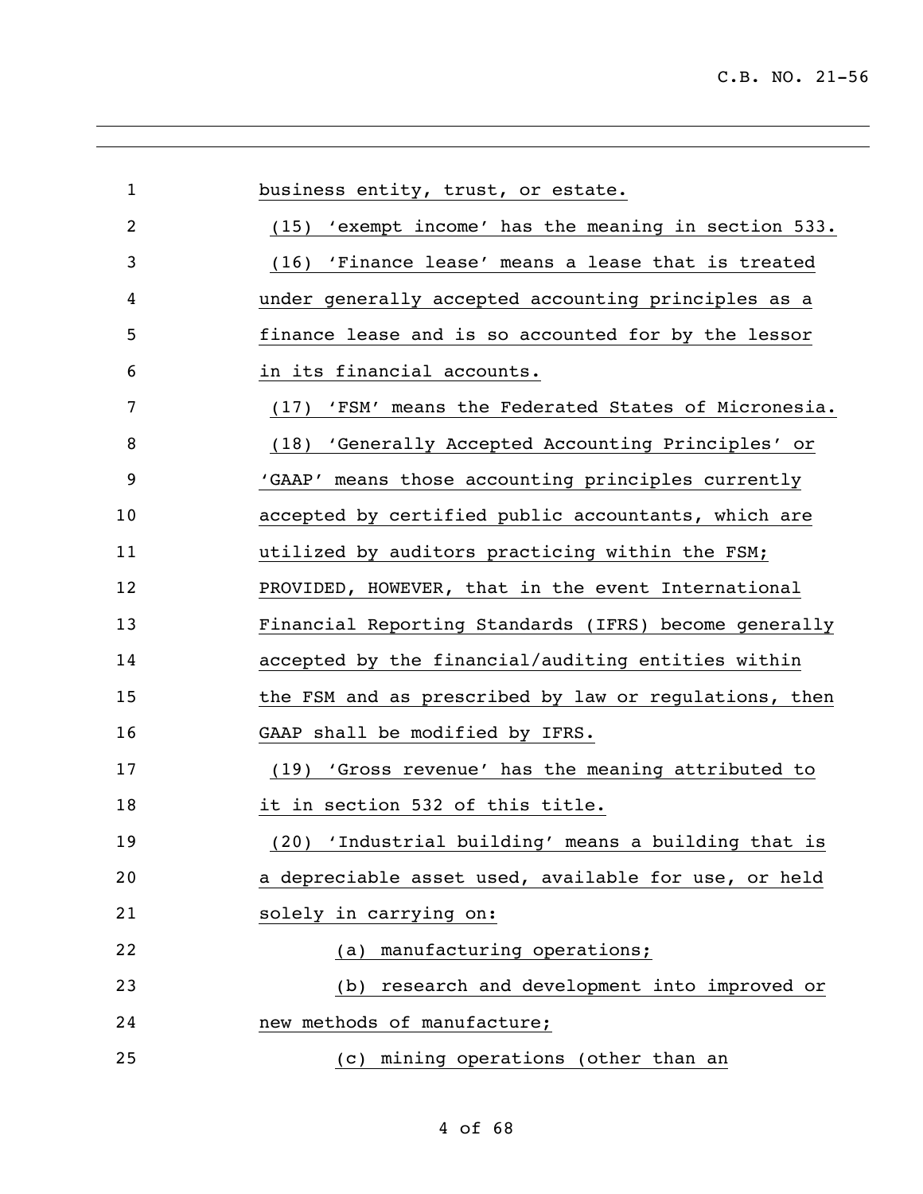business entity, trust, or estate.

(15) 'exempt income' has the meaning in section 533.

(16) 'Finance lease' means a lease that is treated under generally accepted accounting principles as a finance lease and is so accounted for by the lessor in its financial accounts.

(17) 'FSM' means the Federated States of Micronesia.

(18) 'Generally Accepted Accounting Principles' or 'GAAP' means those accounting principles currently accepted by certified public accountants, which are utilized by auditors practicing within the FSM; PROVIDED, HOWEVER, that in the event International Financial Reporting Standards (IFRS) become generally accepted by the financial/auditing entities within the FSM and as prescribed by law or regulations, then GAAP shall be modified by IFRS.

(19) 'Gross revenue' has the meaning attributed to it in section 532 of this title.

(20) 'Industrial building' means a building that is a depreciable asset used, available for use, or held solely in carrying on:

(a) manufacturing operations;

(b) research and development into improved or new methods of manufacture;

(c) mining operations (other than an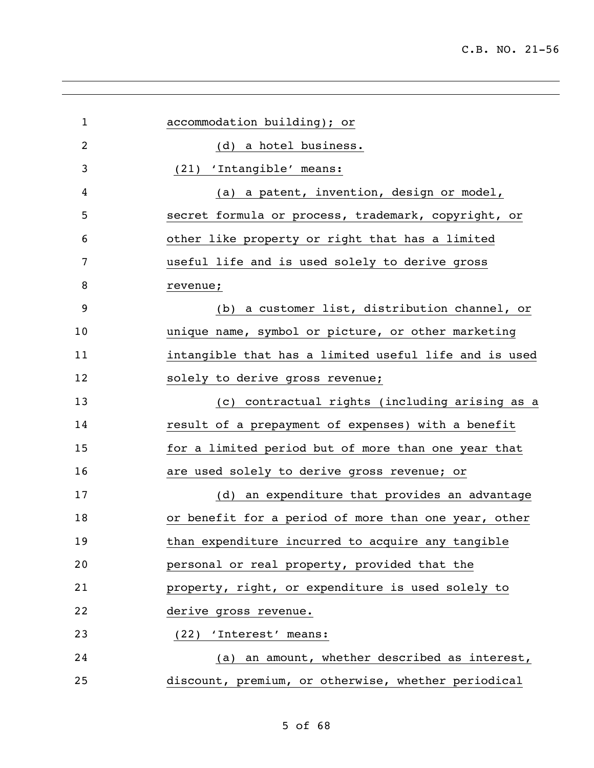accommodation building); or

(d) a hotel business.

(21) 'Intangible' means:

(a) a patent, invention, design or model, secret formula or process, trademark, copyright, or other like property or right that has a limited useful life and is used solely to derive gross revenue;

(b) a customer list, distribution channel, or unique name, symbol or picture, or other marketing intangible that has a limited useful life and is used solely to derive gross revenue;

(c) contractual rights (including arising as a result of a prepayment of expenses) with a benefit for a limited period but of more than one year that are used solely to derive gross revenue; or

(d) an expenditure that provides an advantage or benefit for a period of more than one year, other than expenditure incurred to acquire any tangible personal or real property, provided that the property, right, or expenditure is used solely to derive gross revenue.

(22) 'Interest' means:

(a) an amount, whether described as interest, discount, premium, or otherwise, whether periodical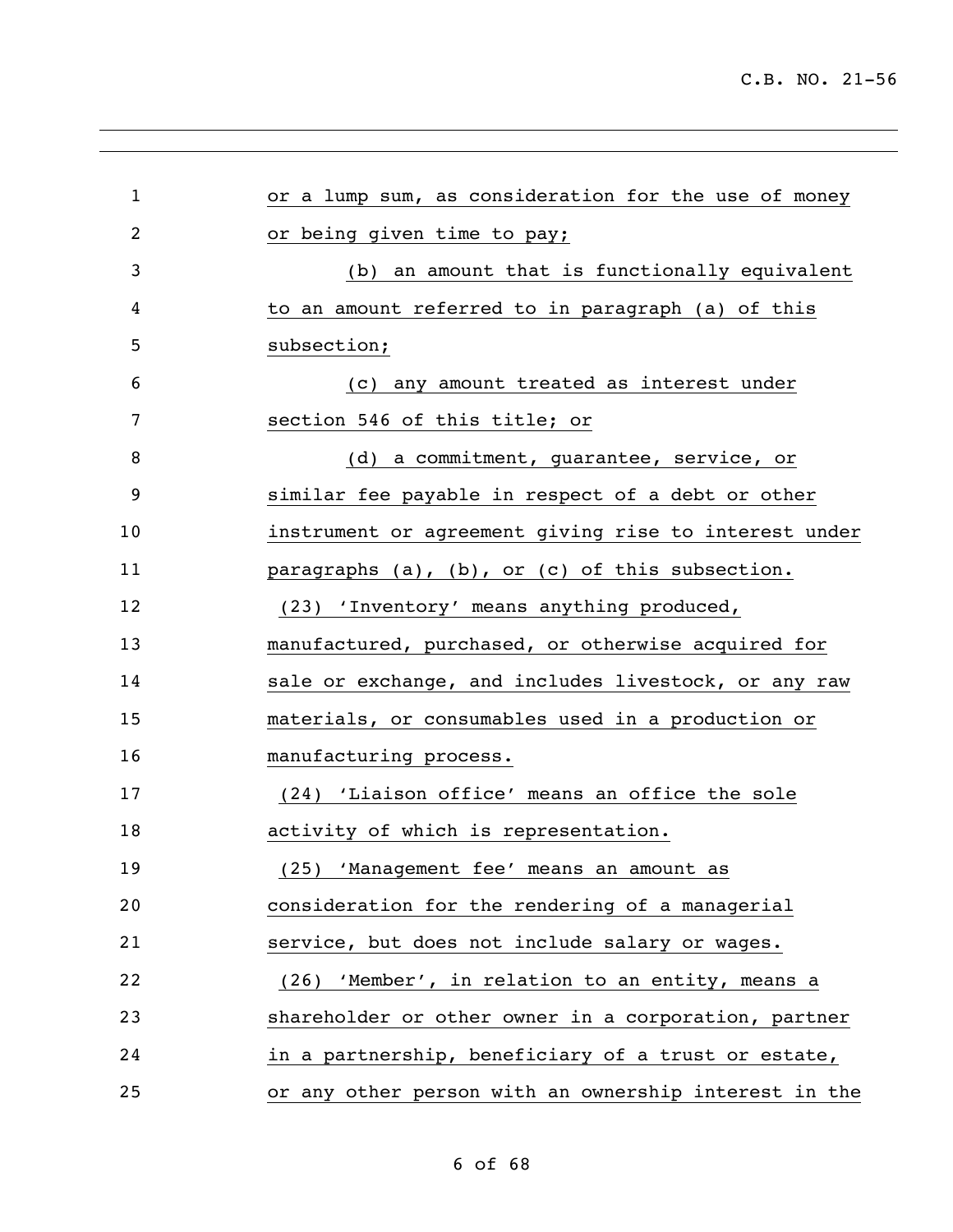or a lump sum, as consideration for the use of money or being given time to pay;

(b) an amount that is functionally equivalent to an amount referred to in paragraph (a) of this subsection;

(c) any amount treated as interest under section 546 of this title; or

(d) a commitment, guarantee, service, or similar fee payable in respect of a debt or other instrument or agreement giving rise to interest under paragraphs (a), (b), or (c) of this subsection.

(23) 'Inventory' means anything produced, manufactured, purchased, or otherwise acquired for sale or exchange, and includes livestock, or any raw materials, or consumables used in a production or manufacturing process.

(24) 'Liaison office' means an office the sole activity of which is representation.

(25) 'Management fee' means an amount as consideration for the rendering of a managerial service, but does not include salary or wages.

(26) 'Member', in relation to an entity, means a shareholder or other owner in a corporation, partner in a partnership, beneficiary of a trust or estate, or any other person with an ownership interest in the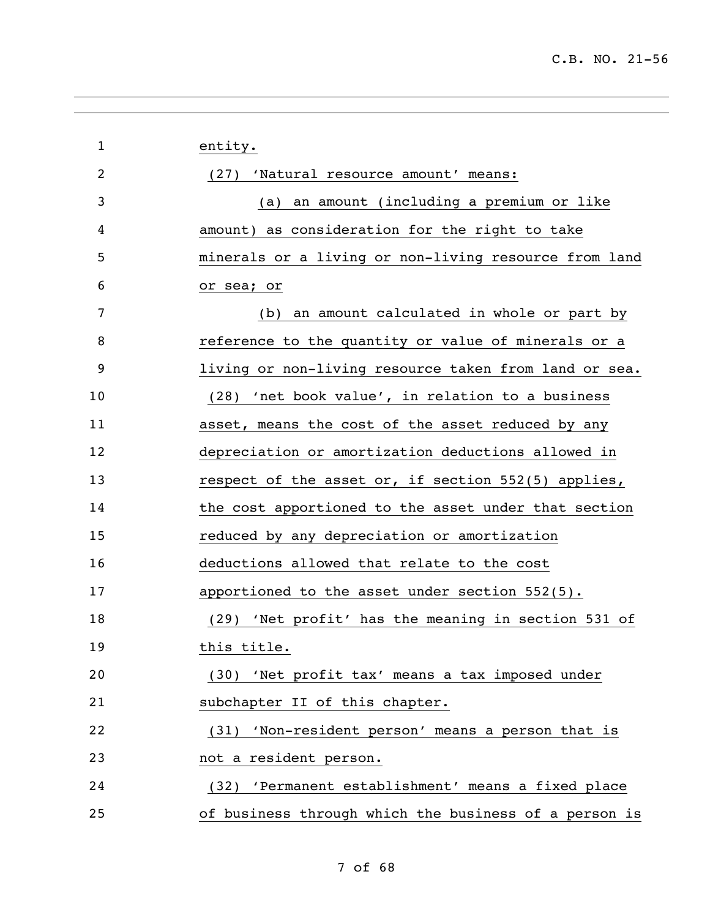entity.

(27) 'Natural resource amount' means:

(a) an amount (including a premium or like amount) as consideration for the right to take minerals or a living or non-living resource from land or sea; or

(b) an amount calculated in whole or part by reference to the quantity or value of minerals or a living or non-living resource taken from land or sea.

(28) 'net book value', in relation to a business asset, means the cost of the asset reduced by any depreciation or amortization deductions allowed in respect of the asset or, if section 552(5) applies, the cost apportioned to the asset under that section reduced by any depreciation or amortization deductions allowed that relate to the cost apportioned to the asset under section 552(5).

(29) 'Net profit' has the meaning in section 531 of this title.

(30) 'Net profit tax' means a tax imposed under subchapter II of this chapter.

(31) 'Non-resident person' means a person that is not a resident person.

(32) 'Permanent establishment' means a fixed place of business through which the business of a person is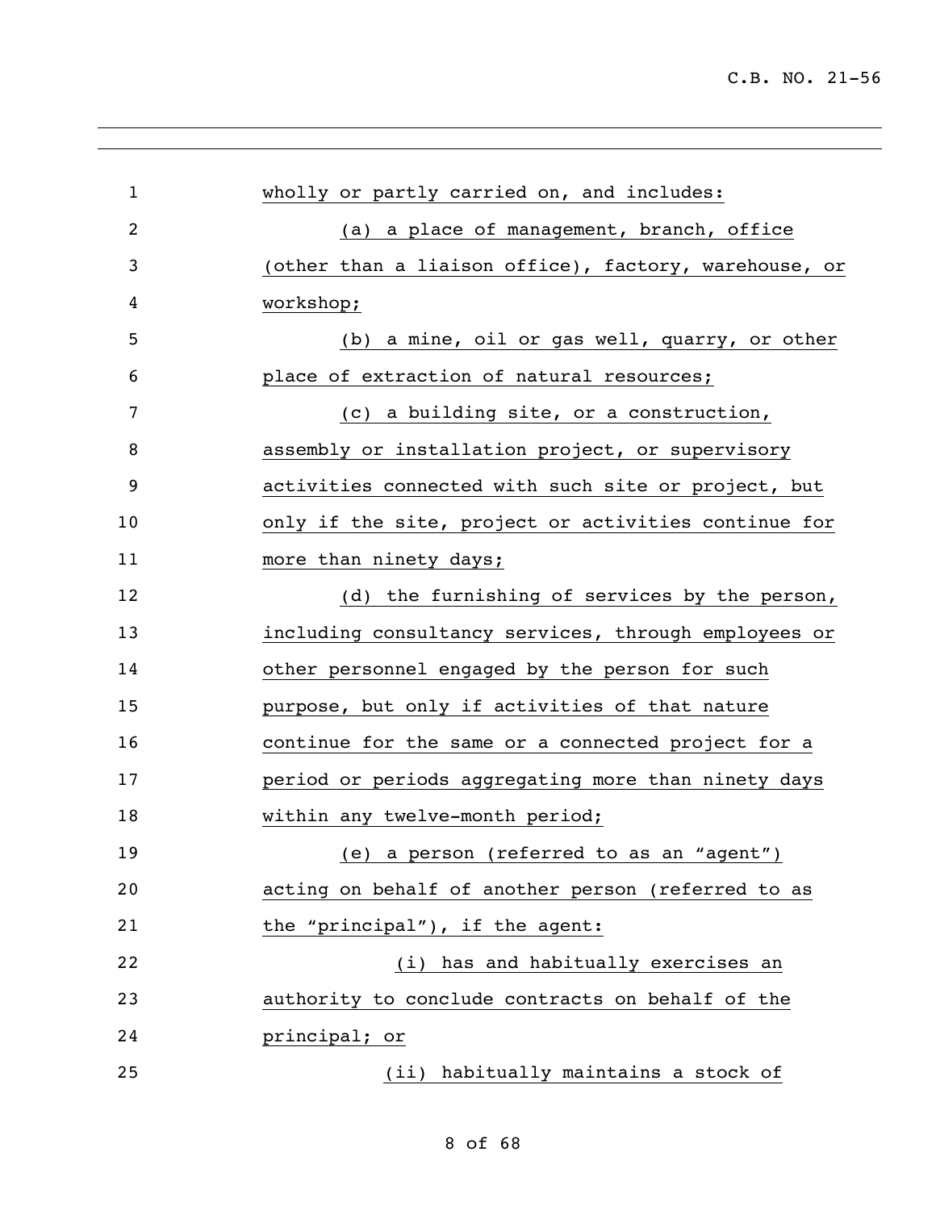wholly or partly carried on, and includes:

(a) a place of management, branch, office (other than a liaison office), factory, warehouse, or workshop;

(b) a mine, oil or gas well, quarry, or other place of extraction of natural resources;

(c) a building site, or a construction, assembly or installation project, or supervisory activities connected with such site or project, but only if the site, project or activities continue for more than ninety days;

(d) the furnishing of services by the person, including consultancy services, through employees or other personnel engaged by the person for such purpose, but only if activities of that nature continue for the same or a connected project for a period or periods aggregating more than ninety days within any twelve-month period;

(e) a person (referred to as an "agent") acting on behalf of another person (referred to as the "principal"), if the agent:

(i) has and habitually exercises an authority to conclude contracts on behalf of the principal; or

(ii) habitually maintains a stock of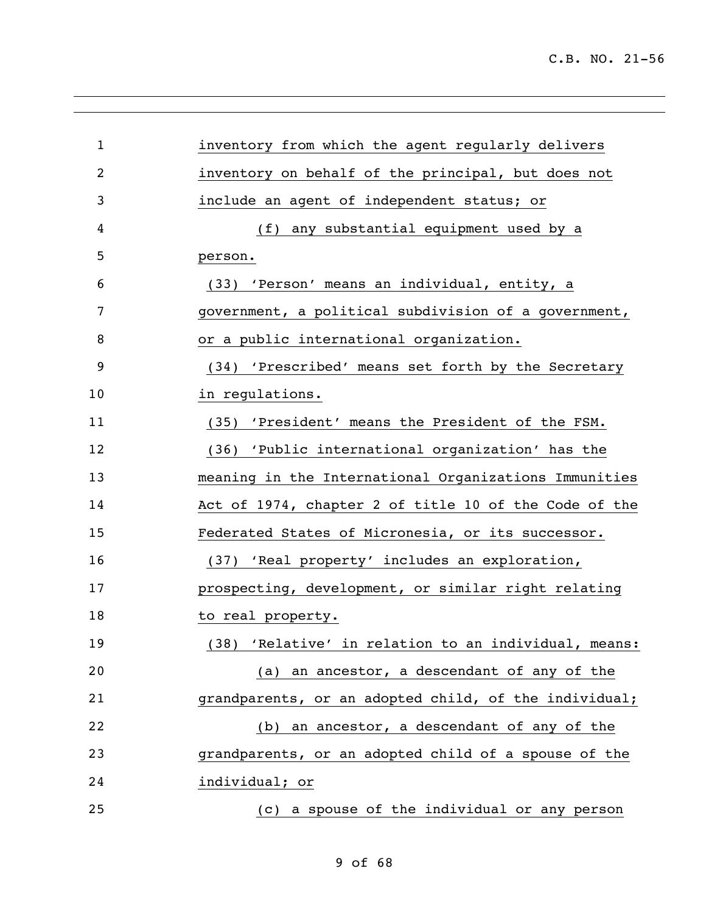inventory from which the agent regularly delivers inventory on behalf of the principal, but does not include an agent of independent status; or

(f) any substantial equipment used by a person.

(33) 'Person' means an individual, entity, a government, a political subdivision of a government, or a public international organization.

(34) 'Prescribed' means set forth by the Secretary in regulations.

(35) 'President' means the President of the FSM.

(36) 'Public international organization' has the meaning in the International Organizations Immunities Act of 1974, chapter 2 of title 10 of the Code of the Federated States of Micronesia, or its successor.

(37) 'Real property' includes an exploration, prospecting, development, or similar right relating to real property.

(38) 'Relative' in relation to an individual, means:

(a) an ancestor, a descendant of any of the grandparents, or an adopted child, of the individual;

(b) an ancestor, a descendant of any of the grandparents, or an adopted child of a spouse of the individual; or

(c) a spouse of the individual or any person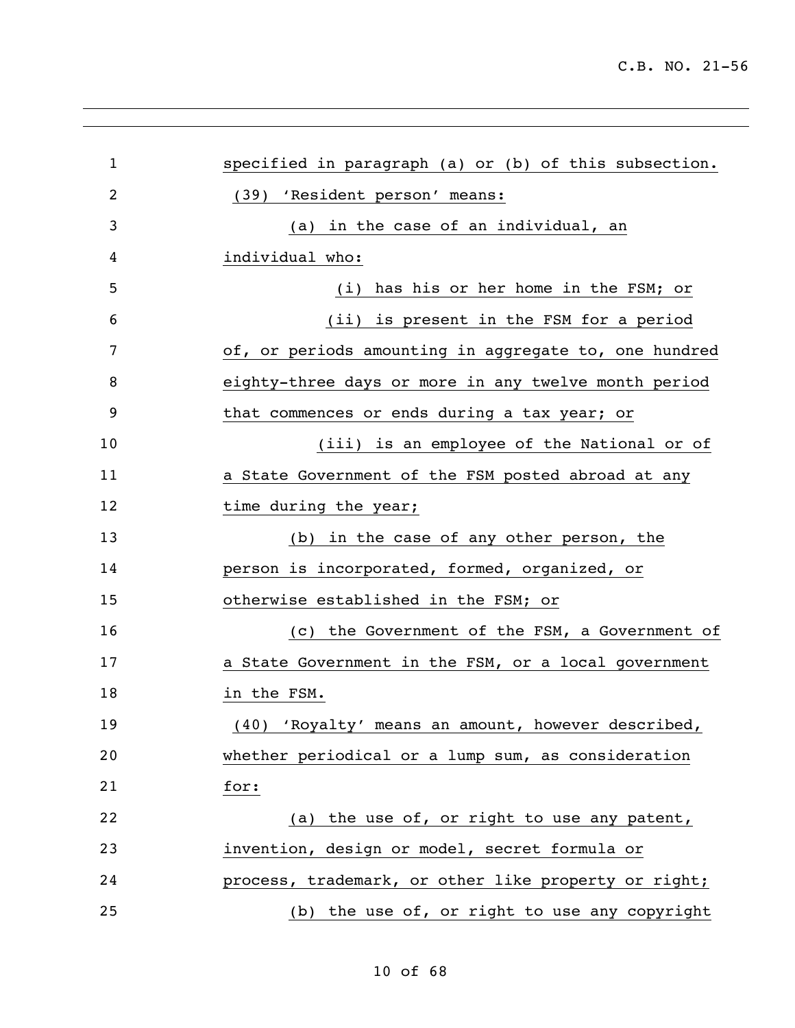specified in paragraph (a) or (b) of this subsection.

(39) 'Resident person' means:

(a) in the case of an individual, an individual who:

(i) has his or her home in the FSM; or

(ii) is present in the FSM for a period of, or periods amounting in aggregate to, one hundred eighty-three days or more in any twelve month period that commences or ends during a tax year; or

(iii) is an employee of the National or of a State Government of the FSM posted abroad at any time during the year;

(b) in the case of any other person, the person is incorporated, formed, organized, or otherwise established in the FSM; or

(c) the Government of the FSM, a Government of a State Government in the FSM, or a local government in the FSM.

(40) 'Royalty' means an amount, however described, whether periodical or a lump sum, as consideration for:

(a) the use of, or right to use any patent, invention, design or model, secret formula or process, trademark, or other like property or right;

(b) the use of, or right to use any copyright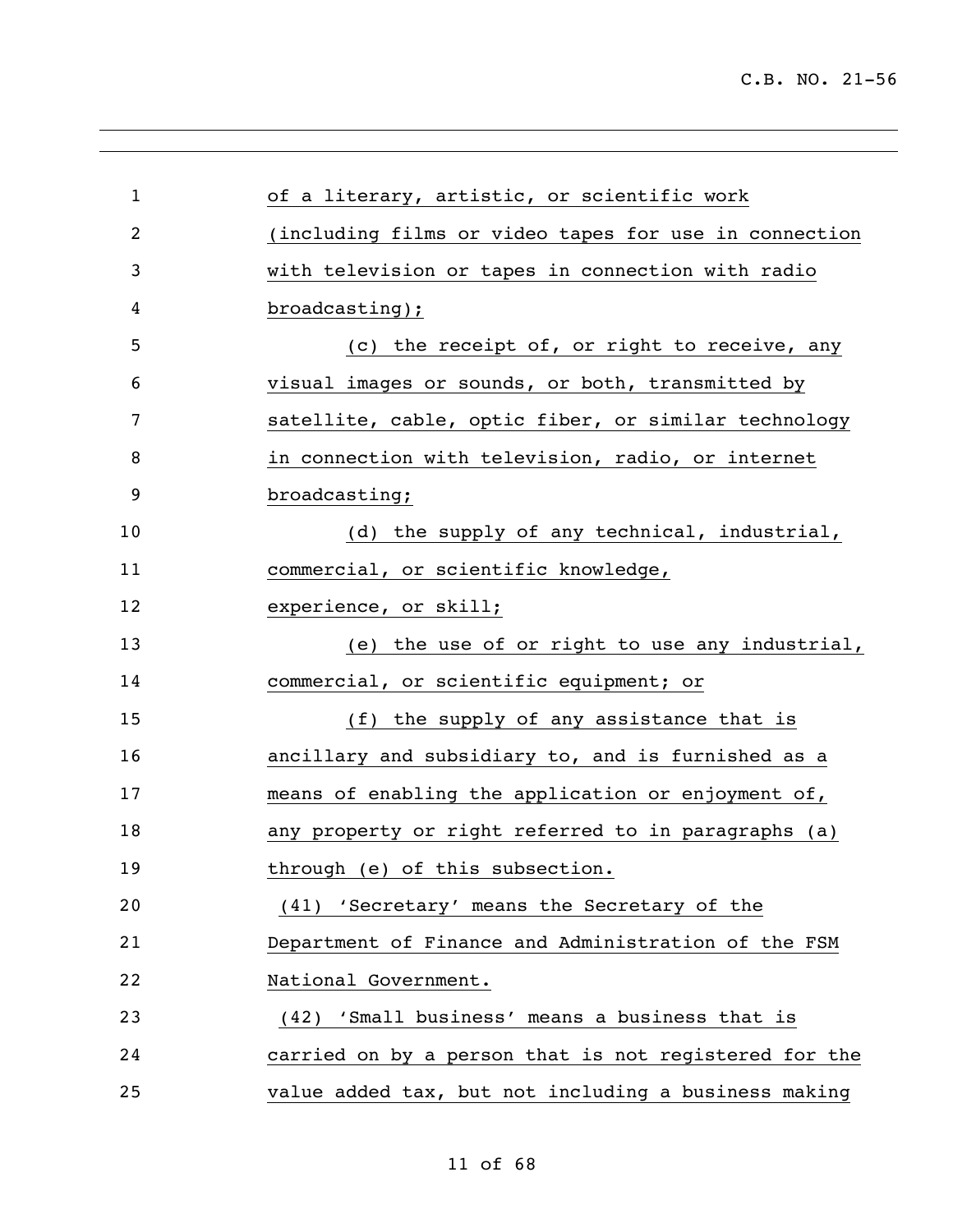of a literary, artistic, or scientific work (including films or video tapes for use in connection with television or tapes in connection with radio broadcasting);

(c) the receipt of, or right to receive, any visual images or sounds, or both, transmitted by satellite, cable, optic fiber, or similar technology in connection with television, radio, or internet broadcasting;

(d) the supply of any technical, industrial, commercial, or scientific knowledge, experience, or skill;

(e) the use of or right to use any industrial, commercial, or scientific equipment; or

(f) the supply of any assistance that is ancillary and subsidiary to, and is furnished as a means of enabling the application or enjoyment of, any property or right referred to in paragraphs (a) through (e) of this subsection.

(41) 'Secretary' means the Secretary of the Department of Finance and Administration of the FSM National Government.

(42) 'Small business' means a business that is carried on by a person that is not registered for the value added tax, but not including a business making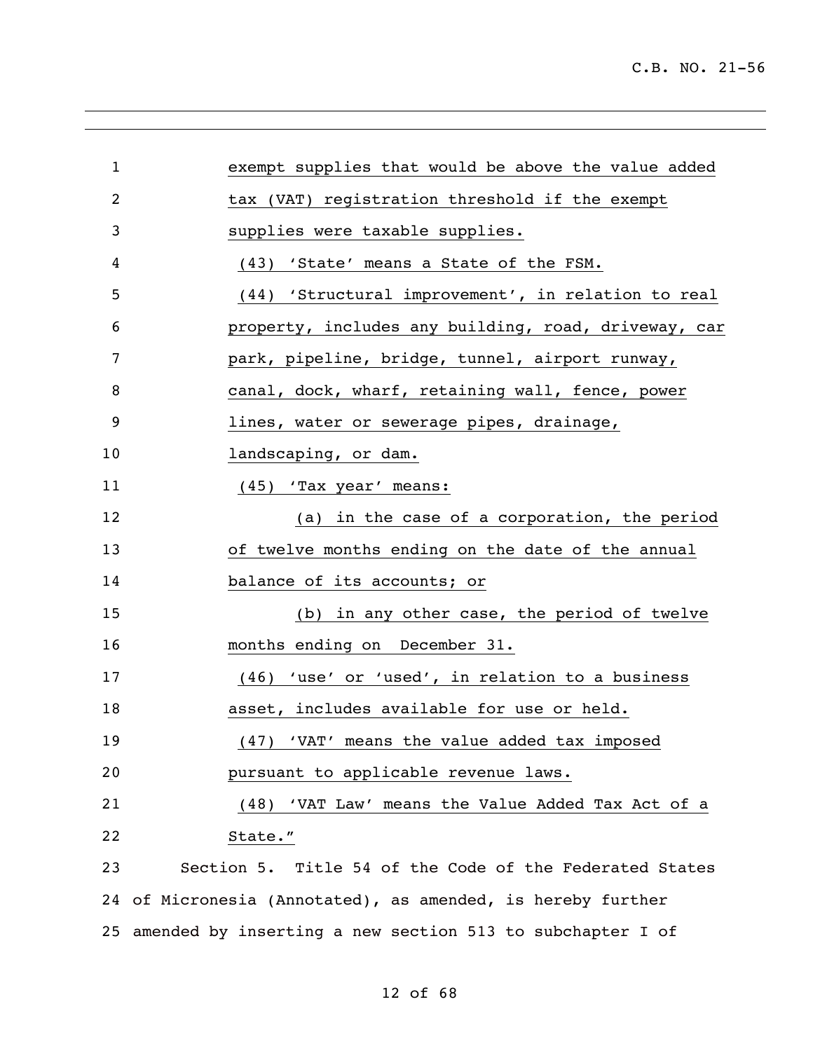exempt supplies that would be above the value added tax (VAT) registration threshold if the exempt supplies were taxable supplies.

(43) 'State' means a State of the FSM.

(44) 'Structural improvement', in relation to real property, includes any building, road, driveway, car park, pipeline, bridge, tunnel, airport runway, canal, dock, wharf, retaining wall, fence, power lines, water or sewerage pipes, drainage, landscaping, or dam.

(45) 'Tax year' means:

(a) in the case of a corporation, the period of twelve months ending on the date of the annual balance of its accounts; or

(b) in any other case, the period of twelve months ending on December 31.

(46) 'use' or 'used', in relation to a business asset, includes available for use or held.

(47) 'VAT' means the value added tax imposed pursuant to applicable revenue laws.

(48) 'VAT Law' means the Value Added Tax Act of a State."

Section 5. Title 54 of the Code of the Federated States of Micronesia (Annotated), as amended, is hereby further amended by inserting a new section 513 to subchapter I of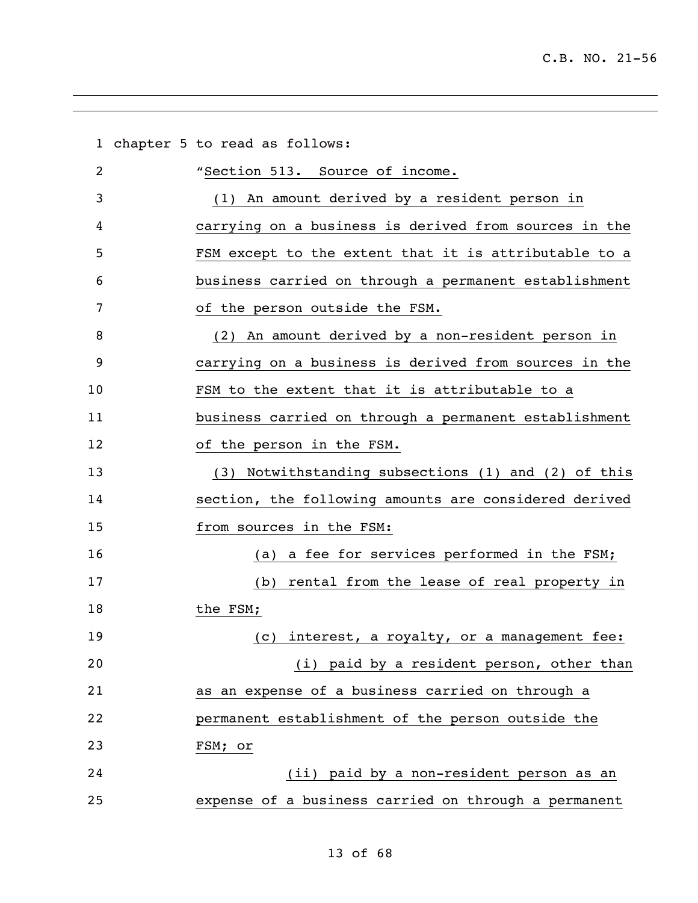chapter 5 to read as follows:

"Section 513. Source of income.

(1) An amount derived by a resident person in carrying on a business is derived from sources in the FSM except to the extent that it is attributable to a business carried on through a permanent establishment of the person outside the FSM.

(2) An amount derived by a non-resident person in carrying on a business is derived from sources in the FSM to the extent that it is attributable to a business carried on through a permanent establishment of the person in the FSM.

(3) Notwithstanding subsections (1) and (2) of this section, the following amounts are considered derived from sources in the FSM:

(a) a fee for services performed in the FSM;

(b) rental from the lease of real property in the FSM;

(c) interest, a royalty, or a management fee:

(i) paid by a resident person, other than as an expense of a business carried on through a permanent establishment of the person outside the FSM; or

(ii) paid by a non-resident person as an expense of a business carried on through a permanent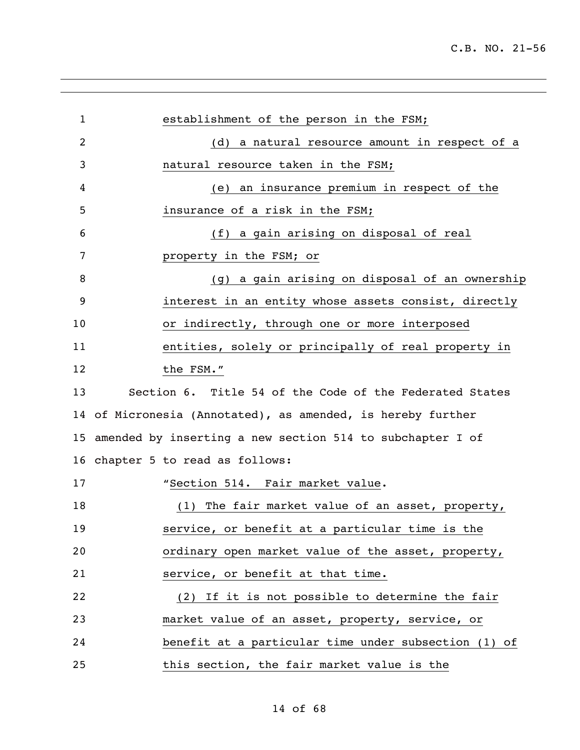establishment of the person in the FSM;

(d) a natural resource amount in respect of a natural resource taken in the FSM;

(e) an insurance premium in respect of the insurance of a risk in the FSM;

(f) a gain arising on disposal of real property in the FSM; or

(g) a gain arising on disposal of an ownership interest in an entity whose assets consist, directly or indirectly, through one or more interposed entities, solely or principally of real property in the FSM."

Section 6. Title 54 of the Code of the Federated States of Micronesia (Annotated), as amended, is hereby further amended by inserting a new section 514 to subchapter I of chapter 5 to read as follows:

"Section 514. Fair market value.

(1) The fair market value of an asset, property, service, or benefit at a particular time is the ordinary open market value of the asset, property, service, or benefit at that time.

(2) If it is not possible to determine the fair market value of an asset, property, service, or benefit at a particular time under subsection (1) of this section, the fair market value is the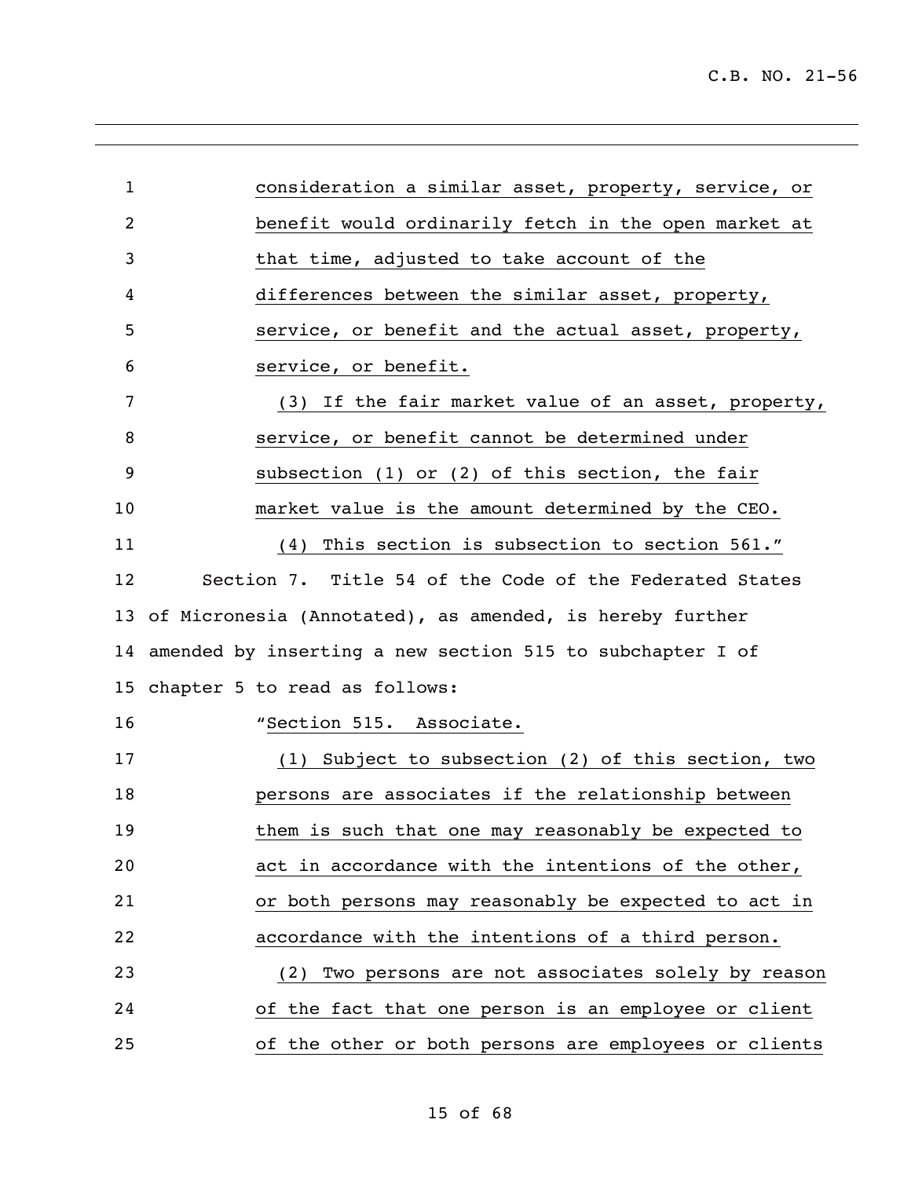consideration a similar asset, property, service, or benefit would ordinarily fetch in the open market at that time, adjusted to take account of the differences between the similar asset, property, service, or benefit and the actual asset, property, service, or benefit.

(3) If the fair market value of an asset, property, service, or benefit cannot be determined under subsection (1) or (2) of this section, the fair market value is the amount determined by the CEO.

(4) This section is subsection to section 561."

Section 7. Title 54 of the Code of the Federated States of Micronesia (Annotated), as amended, is hereby further amended by inserting a new section 515 to subchapter I of chapter 5 to read as follows:

"Section 515. Associate.

(1) Subject to subsection (2) of this section, two persons are associates if the relationship between them is such that one may reasonably be expected to act in accordance with the intentions of the other, or both persons may reasonably be expected to act in accordance with the intentions of a third person.

(2) Two persons are not associates solely by reason of the fact that one person is an employee or client of the other or both persons are employees or clients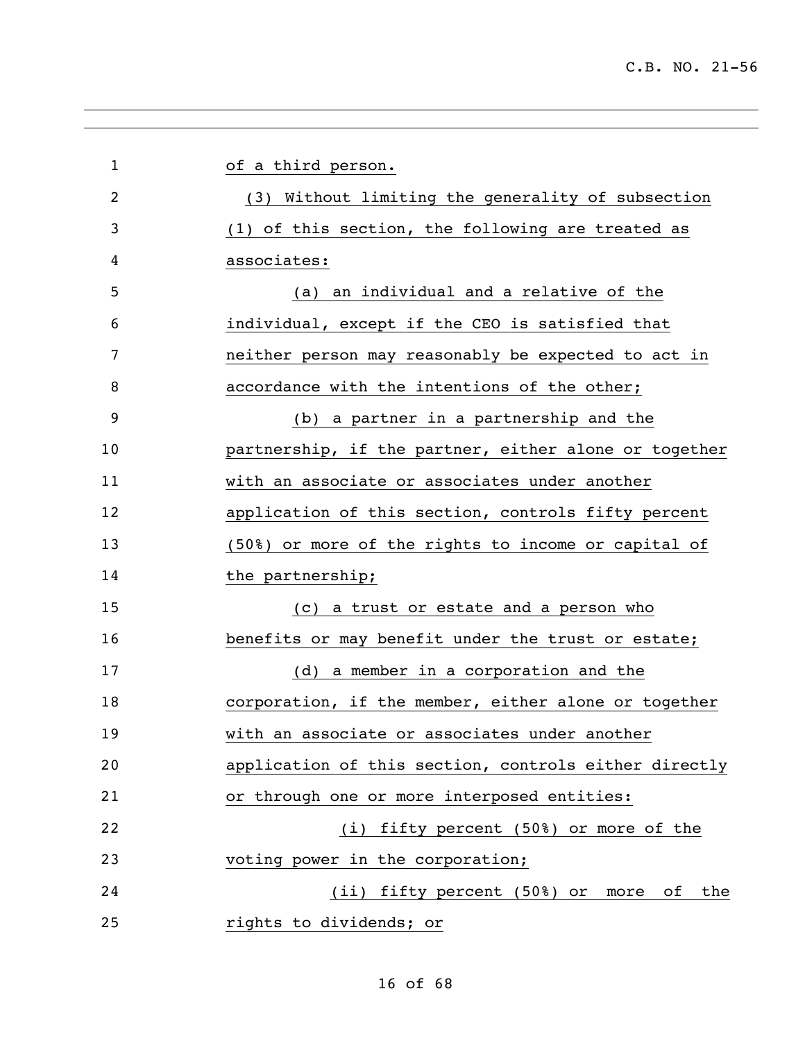of a third person.

(3) Without limiting the generality of subsection (1) of this section, the following are treated as associates:

(a) an individual and a relative of the individual, except if the CEO is satisfied that neither person may reasonably be expected to act in accordance with the intentions of the other;

(b) a partner in a partnership and the partnership, if the partner, either alone or together with an associate or associates under another application of this section, controls fifty percent (50%) or more of the rights to income or capital of the partnership;

(c) a trust or estate and a person who benefits or may benefit under the trust or estate;

(d) a member in a corporation and the corporation, if the member, either alone or together with an associate or associates under another application of this section, controls either directly or through one or more interposed entities:

(i) fifty percent (50%) or more of the voting power in the corporation;

(ii) fifty percent (50%) or more of the rights to dividends; or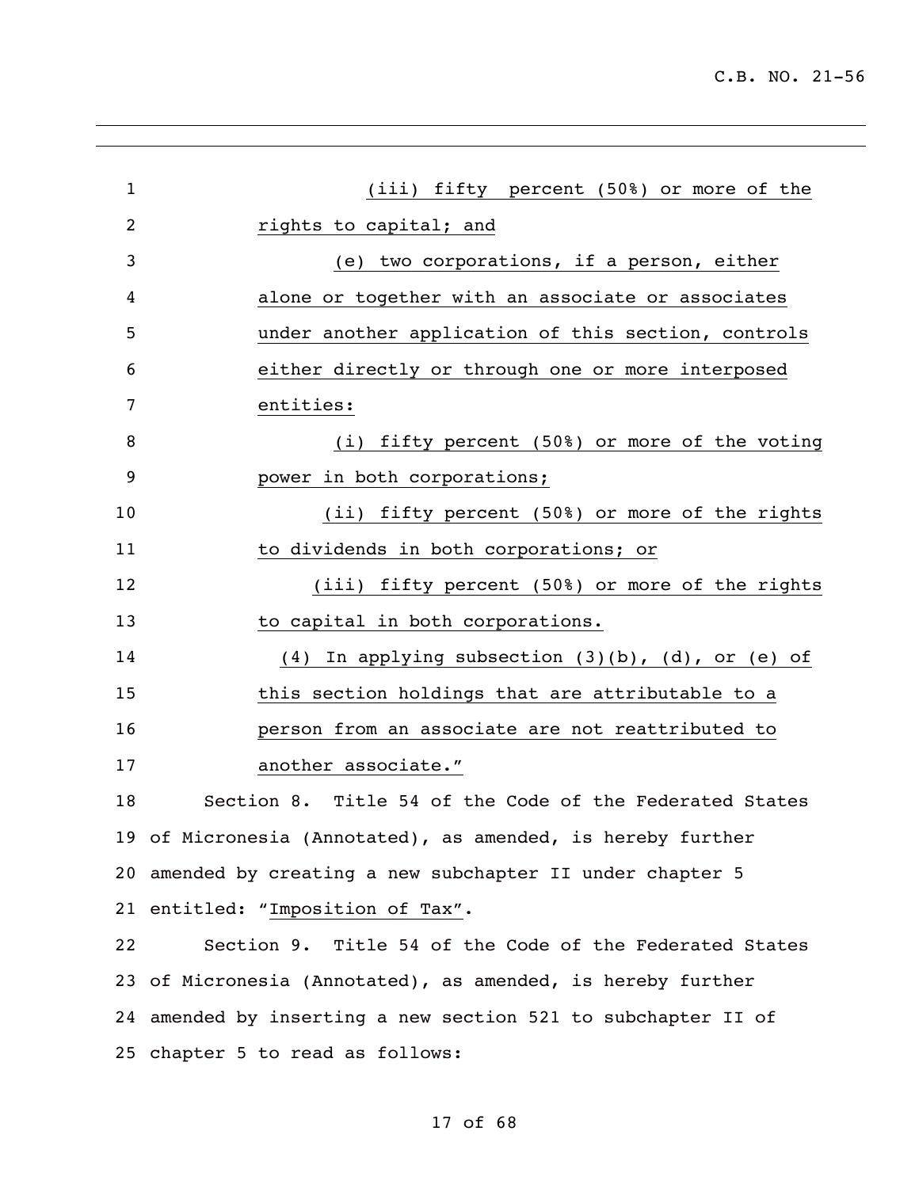(iii) fifty percent (50%) or more of the rights to capital; and

(e) two corporations, if a person, either alone or together with an associate or associates under another application of this section, controls either directly or through one or more interposed entities:

(i) fifty percent (50%) or more of the voting power in both corporations;

(ii) fifty percent (50%) or more of the rights to dividends in both corporations; or

(iii) fifty percent (50%) or more of the rights to capital in both corporations.

(4) In applying subsection (3)(b), (d), or (e) of this section holdings that are attributable to a person from an associate are not reattributed to another associate."

Section 8. Title 54 of the Code of the Federated States of Micronesia (Annotated), as amended, is hereby further amended by creating a new subchapter II under chapter 5 entitled: "Imposition of Tax".

Section 9. Title 54 of the Code of the Federated States of Micronesia (Annotated), as amended, is hereby further amended by inserting a new section 521 to subchapter II of chapter 5 to read as follows: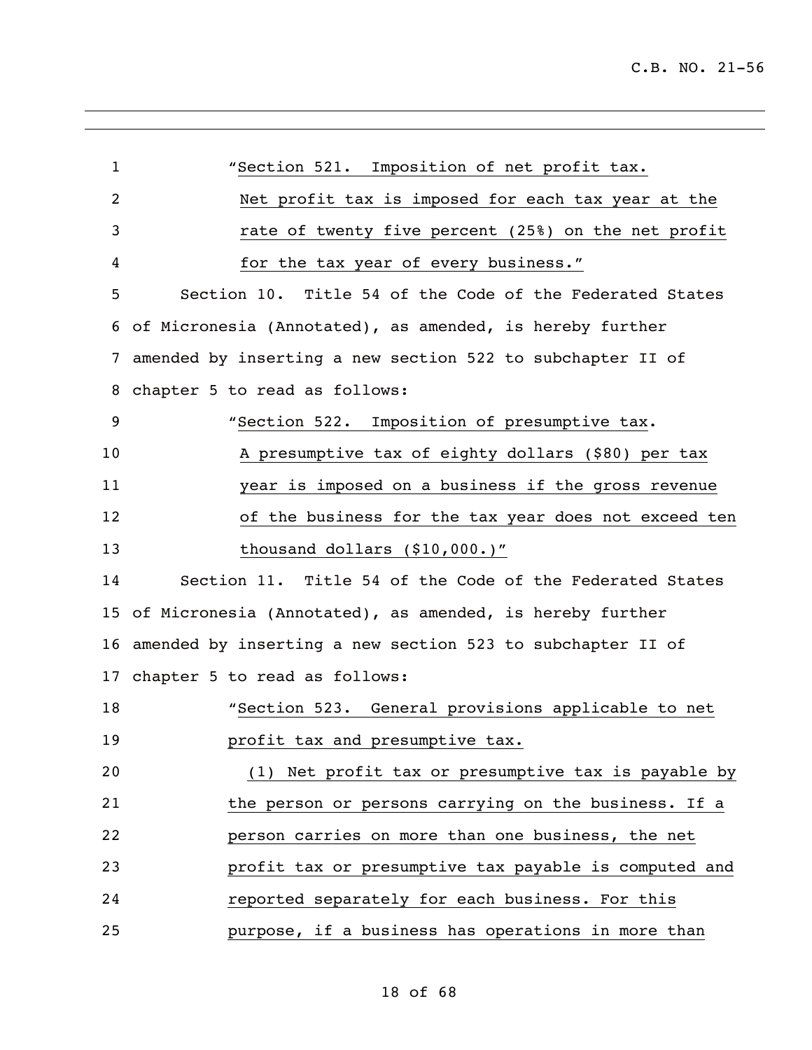"Section 521. Imposition of net profit tax.

Net profit tax is imposed for each tax year at the rate of twenty five percent (25%) on the net profit for the tax year of every business."

Section 10. Title 54 of the Code of the Federated States of Micronesia (Annotated), as amended, is hereby further amended by inserting a new section 522 to subchapter II of chapter 5 to read as follows:

"Section 522. Imposition of presumptive tax.

A presumptive tax of eighty dollars ($80) per tax year is imposed on a business if the gross revenue of the business for the tax year does not exceed ten thousand dollars ($10,000.)"

Section 11. Title 54 of the Code of the Federated States of Micronesia (Annotated), as amended, is hereby further amended by inserting a new section 523 to subchapter II of chapter 5 to read as follows:

"Section 523. General provisions applicable to net profit tax and presumptive tax.

(1) Net profit tax or presumptive tax is payable by the person or persons carrying on the business. If a person carries on more than one business, the net profit tax or presumptive tax payable is computed and reported separately for each business. For this purpose, if a business has operations in more than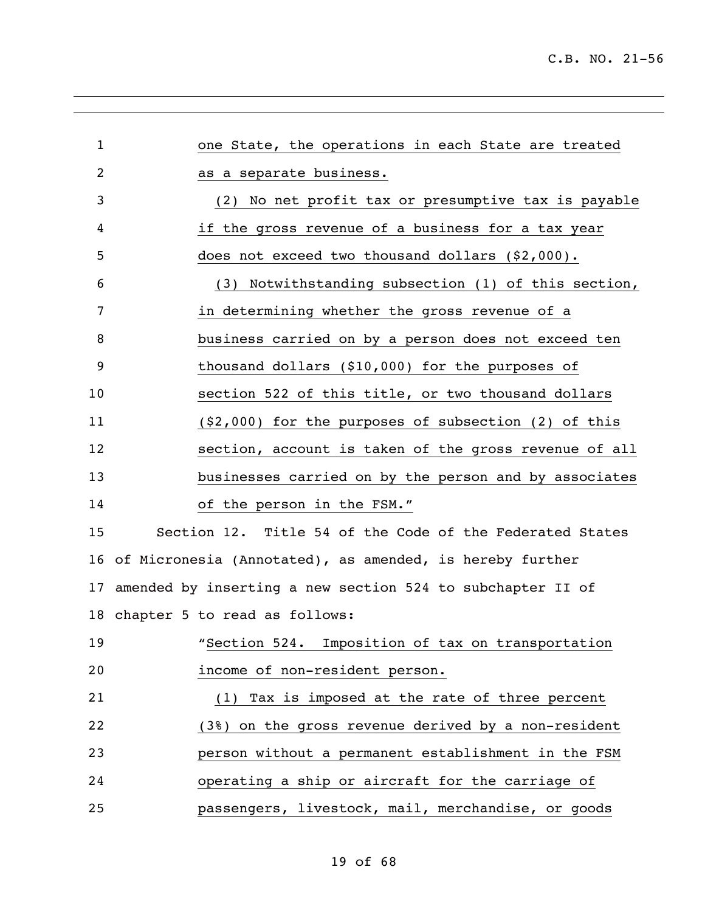one State, the operations in each State are treated as a separate business.

(2) No net profit tax or presumptive tax is payable if the gross revenue of a business for a tax year does not exceed two thousand dollars ($2,000).

(3) Notwithstanding subsection (1) of this section, in determining whether the gross revenue of a business carried on by a person does not exceed ten thousand dollars ($10,000) for the purposes of section 522 of this title, or two thousand dollars ($2,000) for the purposes of subsection (2) of this section, account is taken of the gross revenue of all businesses carried on by the person and by associates of the person in the FSM."

Section 12. Title 54 of the Code of the Federated States of Micronesia (Annotated), as amended, is hereby further amended by inserting a new section 524 to subchapter II of chapter 5 to read as follows:

"Section 524. Imposition of tax on transportation income of non-resident person.

(1) Tax is imposed at the rate of three percent (3%) on the gross revenue derived by a non-resident person without a permanent establishment in the FSM operating a ship or aircraft for the carriage of passengers, livestock, mail, merchandise, or goods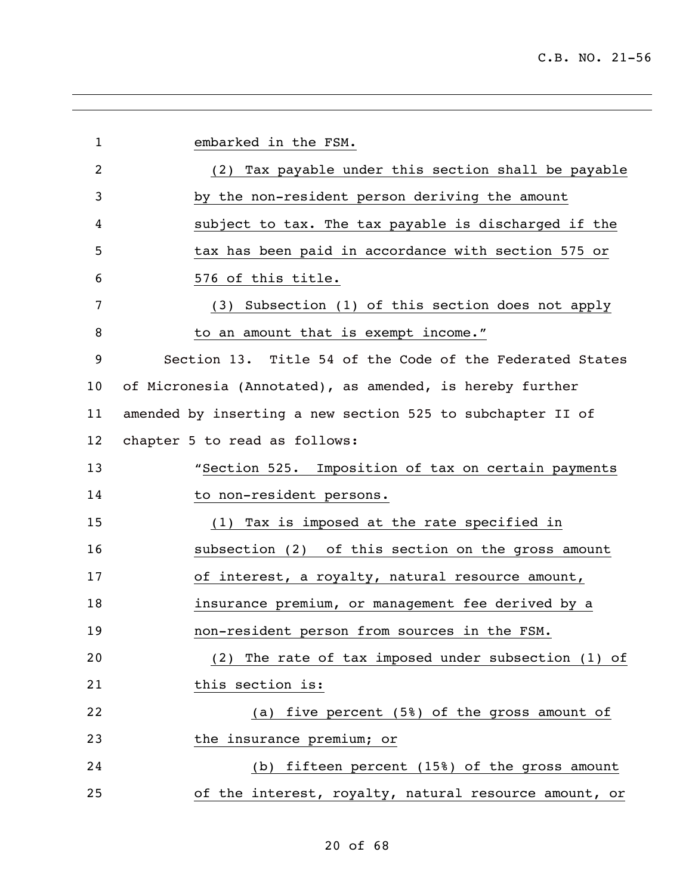embarked in the FSM.

(2) Tax payable under this section shall be payable by the non-resident person deriving the amount subject to tax. The tax payable is discharged if the tax has been paid in accordance with section 575 or 576 of this title.

(3) Subsection (1) of this section does not apply to an amount that is exempt income."

Section 13. Title 54 of the Code of the Federated States of Micronesia (Annotated), as amended, is hereby further amended by inserting a new section 525 to subchapter II of chapter 5 to read as follows:

"Section 525. Imposition of tax on certain payments to non-resident persons.

(1) Tax is imposed at the rate specified in subsection (2) of this section on the gross amount of interest, a royalty, natural resource amount, insurance premium, or management fee derived by a non-resident person from sources in the FSM.

(2) The rate of tax imposed under subsection (1) of this section is:

(a) five percent (5%) of the gross amount of the insurance premium; or

(b) fifteen percent (15%) of the gross amount of the interest, royalty, natural resource amount, or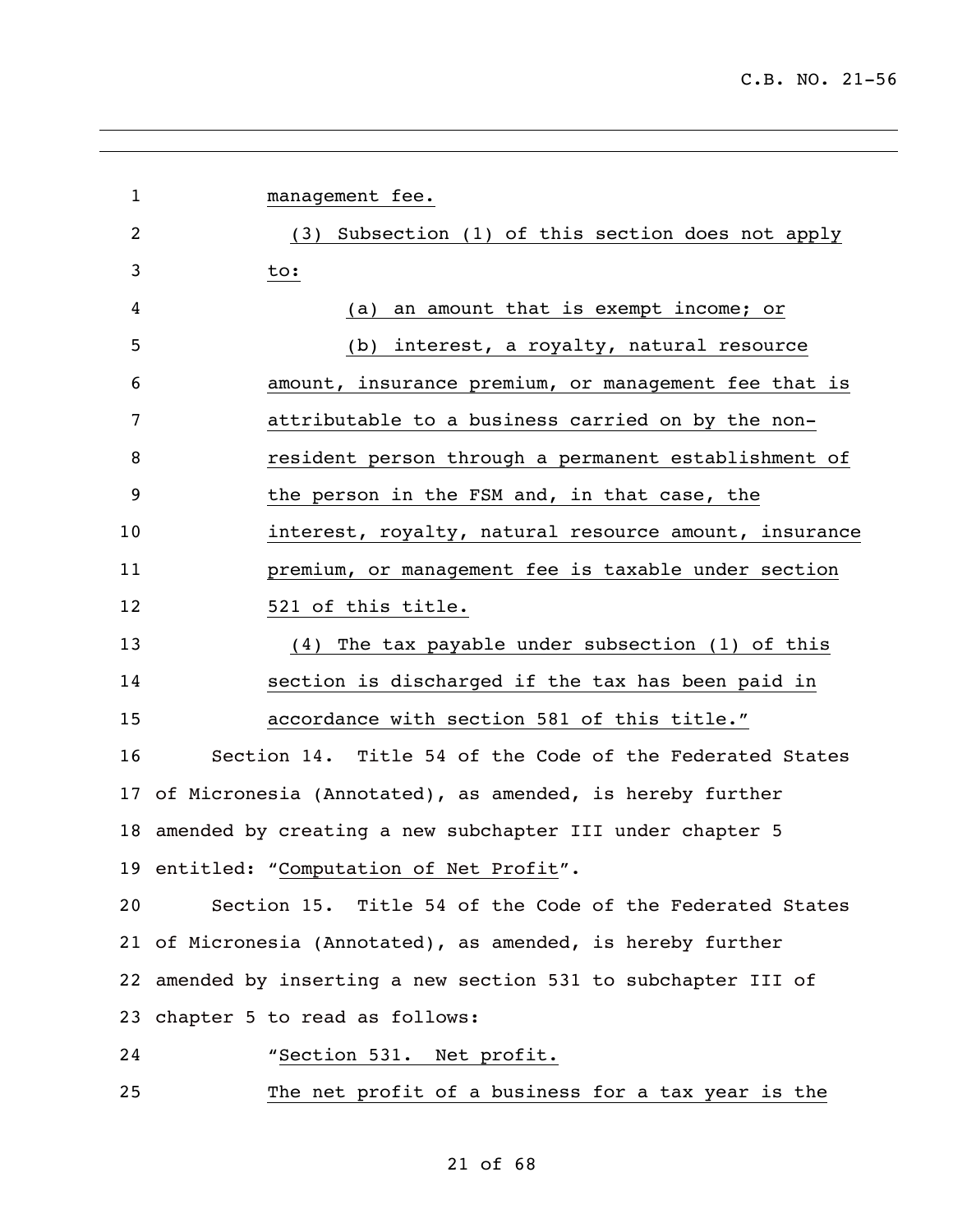management fee.

(3) Subsection (1) of this section does not apply to:

(a) an amount that is exempt income; or

(b) interest, a royalty, natural resource amount, insurance premium, or management fee that is attributable to a business carried on by the non-resident person through a permanent establishment of the person in the FSM and, in that case, the interest, royalty, natural resource amount, insurance premium, or management fee is taxable under section 521 of this title.

(4) The tax payable under subsection (1) of this section is discharged if the tax has been paid in accordance with section 581 of this title."

Section 14. Title 54 of the Code of the Federated States of Micronesia (Annotated), as amended, is hereby further amended by creating a new subchapter III under chapter 5 entitled: "Computation of Net Profit".

Section 15. Title 54 of the Code of the Federated States of Micronesia (Annotated), as amended, is hereby further amended by inserting a new section 531 to subchapter III of chapter 5 to read as follows:

"Section 531. Net profit.

The net profit of a business for a tax year is the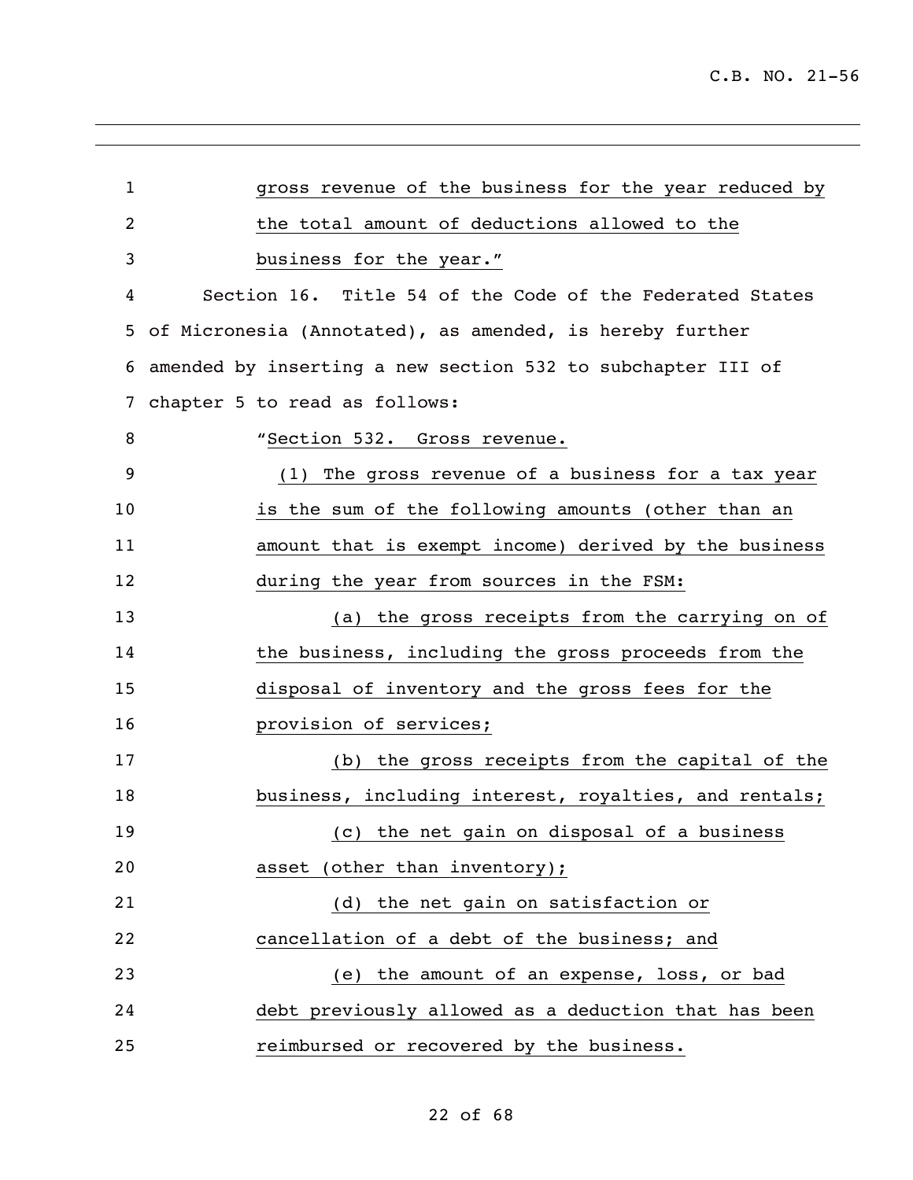gross revenue of the business for the year reduced by the total amount of deductions allowed to the business for the year."

Section 16. Title 54 of the Code of the Federated States of Micronesia (Annotated), as amended, is hereby further amended by inserting a new section 532 to subchapter III of chapter 5 to read as follows:

"Section 532. Gross revenue.

(1) The gross revenue of a business for a tax year is the sum of the following amounts (other than an amount that is exempt income) derived by the business during the year from sources in the FSM:

(a) the gross receipts from the carrying on of the business, including the gross proceeds from the disposal of inventory and the gross fees for the provision of services;

(b) the gross receipts from the capital of the business, including interest, royalties, and rentals;

(c) the net gain on disposal of a business asset (other than inventory);

(d) the net gain on satisfaction or cancellation of a debt of the business; and

(e) the amount of an expense, loss, or bad debt previously allowed as a deduction that has been reimbursed or recovered by the business.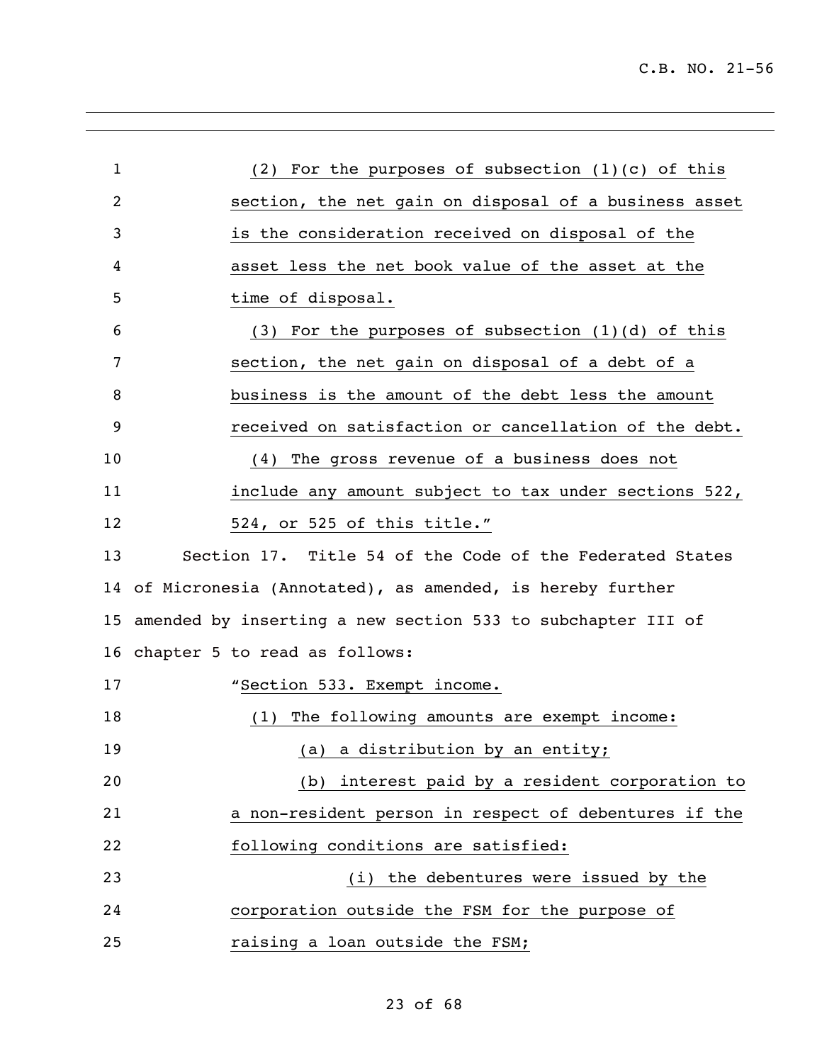(2) For the purposes of subsection (1)(c) of this section, the net gain on disposal of a business asset is the consideration received on disposal of the asset less the net book value of the asset at the time of disposal.

(3) For the purposes of subsection (1)(d) of this section, the net gain on disposal of a debt of a business is the amount of the debt less the amount received on satisfaction or cancellation of the debt.

(4) The gross revenue of a business does not include any amount subject to tax under sections 522, 524, or 525 of this title."

Section 17. Title 54 of the Code of the Federated States of Micronesia (Annotated), as amended, is hereby further amended by inserting a new section 533 to subchapter III of chapter 5 to read as follows:

"Section 533. Exempt income.

(1) The following amounts are exempt income:

(a) a distribution by an entity;

(b) interest paid by a resident corporation to a non-resident person in respect of debentures if the following conditions are satisfied:

(i) the debentures were issued by the corporation outside the FSM for the purpose of raising a loan outside the FSM;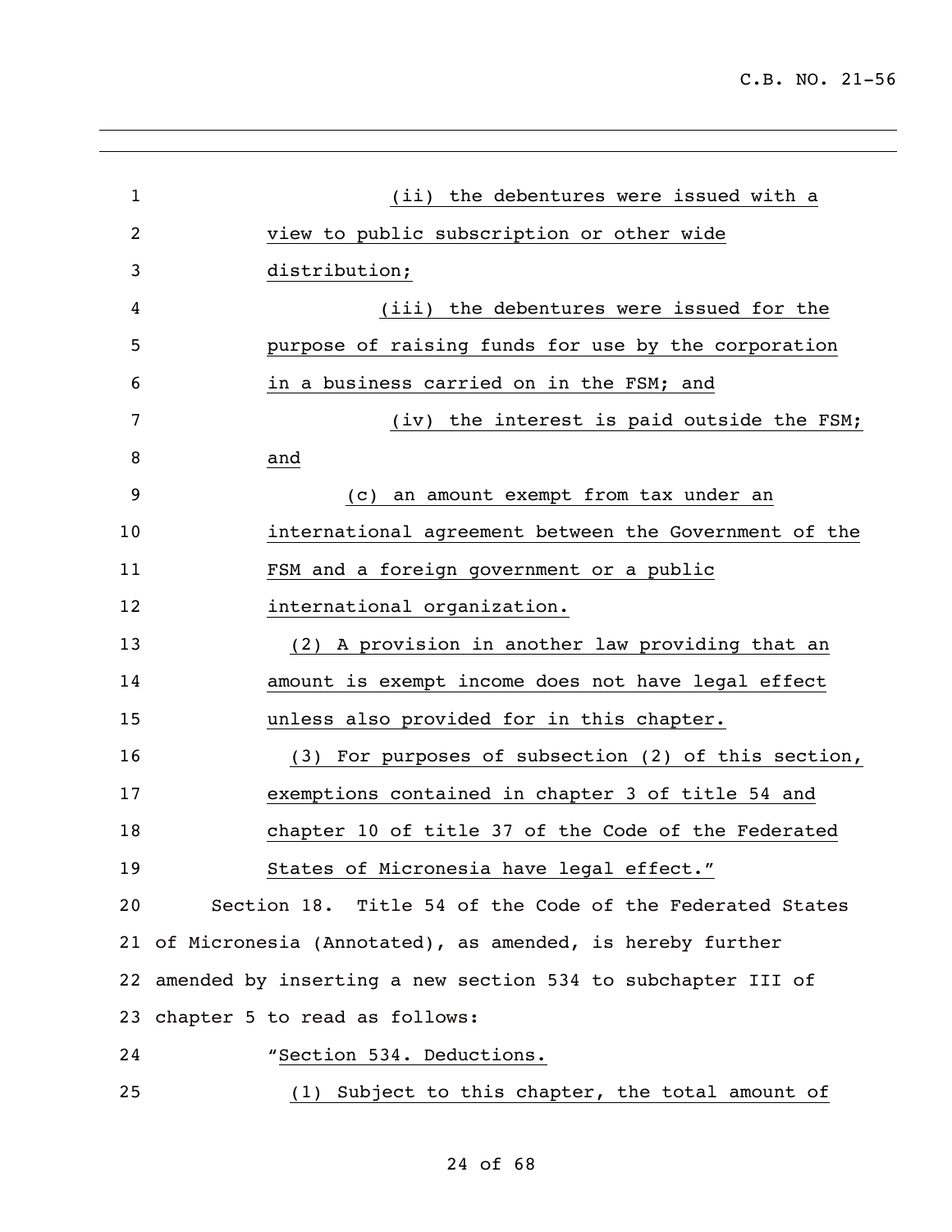(ii) the debentures were issued with a view to public subscription or other wide distribution;

(iii) the debentures were issued for the purpose of raising funds for use by the corporation in a business carried on in the FSM; and

(iv) the interest is paid outside the FSM; and

(c) an amount exempt from tax under an international agreement between the Government of the FSM and a foreign government or a public international organization.

(2) A provision in another law providing that an amount is exempt income does not have legal effect unless also provided for in this chapter.

(3) For purposes of subsection (2) of this section, exemptions contained in chapter 3 of title 54 and chapter 10 of title 37 of the Code of the Federated States of Micronesia have legal effect."

Section 18. Title 54 of the Code of the Federated States of Micronesia (Annotated), as amended, is hereby further amended by inserting a new section 534 to subchapter III of chapter 5 to read as follows:

"Section 534. Deductions.

(1) Subject to this chapter, the total amount of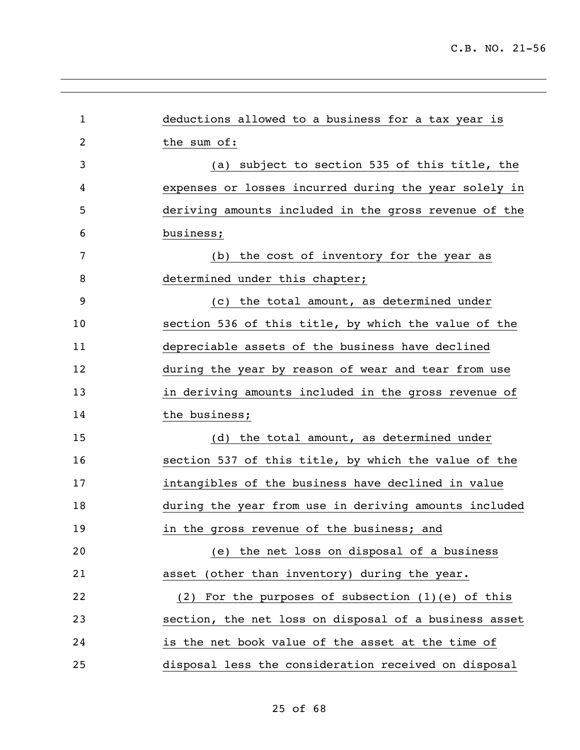deductions allowed to a business for a tax year is the sum of:

(a) subject to section 535 of this title, the expenses or losses incurred during the year solely in deriving amounts included in the gross revenue of the business;

(b) the cost of inventory for the year as determined under this chapter;

(c) the total amount, as determined under section 536 of this title, by which the value of the depreciable assets of the business have declined during the year by reason of wear and tear from use in deriving amounts included in the gross revenue of the business;

(d) the total amount, as determined under section 537 of this title, by which the value of the intangibles of the business have declined in value during the year from use in deriving amounts included in the gross revenue of the business; and

(e) the net loss on disposal of a business asset (other than inventory) during the year.

(2) For the purposes of subsection (1)(e) of this section, the net loss on disposal of a business asset is the net book value of the asset at the time of disposal less the consideration received on disposal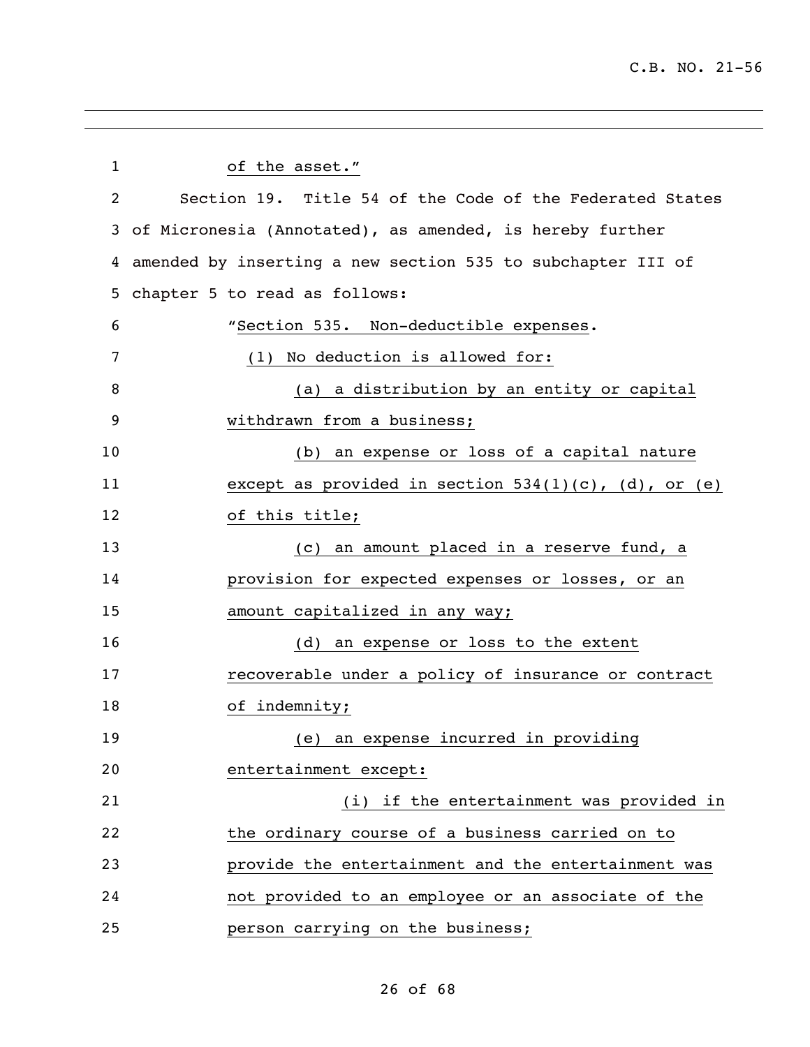of the asset."

Section 19. Title 54 of the Code of the Federated States of Micronesia (Annotated), as amended, is hereby further amended by inserting a new section 535 to subchapter III of chapter 5 to read as follows:

"Section 535. Non-deductible expenses.

(1) No deduction is allowed for:

(a) a distribution by an entity or capital withdrawn from a business;

(b) an expense or loss of a capital nature except as provided in section 534(1)(c), (d), or (e) of this title;

(c) an amount placed in a reserve fund, a provision for expected expenses or losses, or an amount capitalized in any way;

(d) an expense or loss to the extent recoverable under a policy of insurance or contract of indemnity;

(e) an expense incurred in providing entertainment except:

(i) if the entertainment was provided in the ordinary course of a business carried on to provide the entertainment and the entertainment was not provided to an employee or an associate of the person carrying on the business;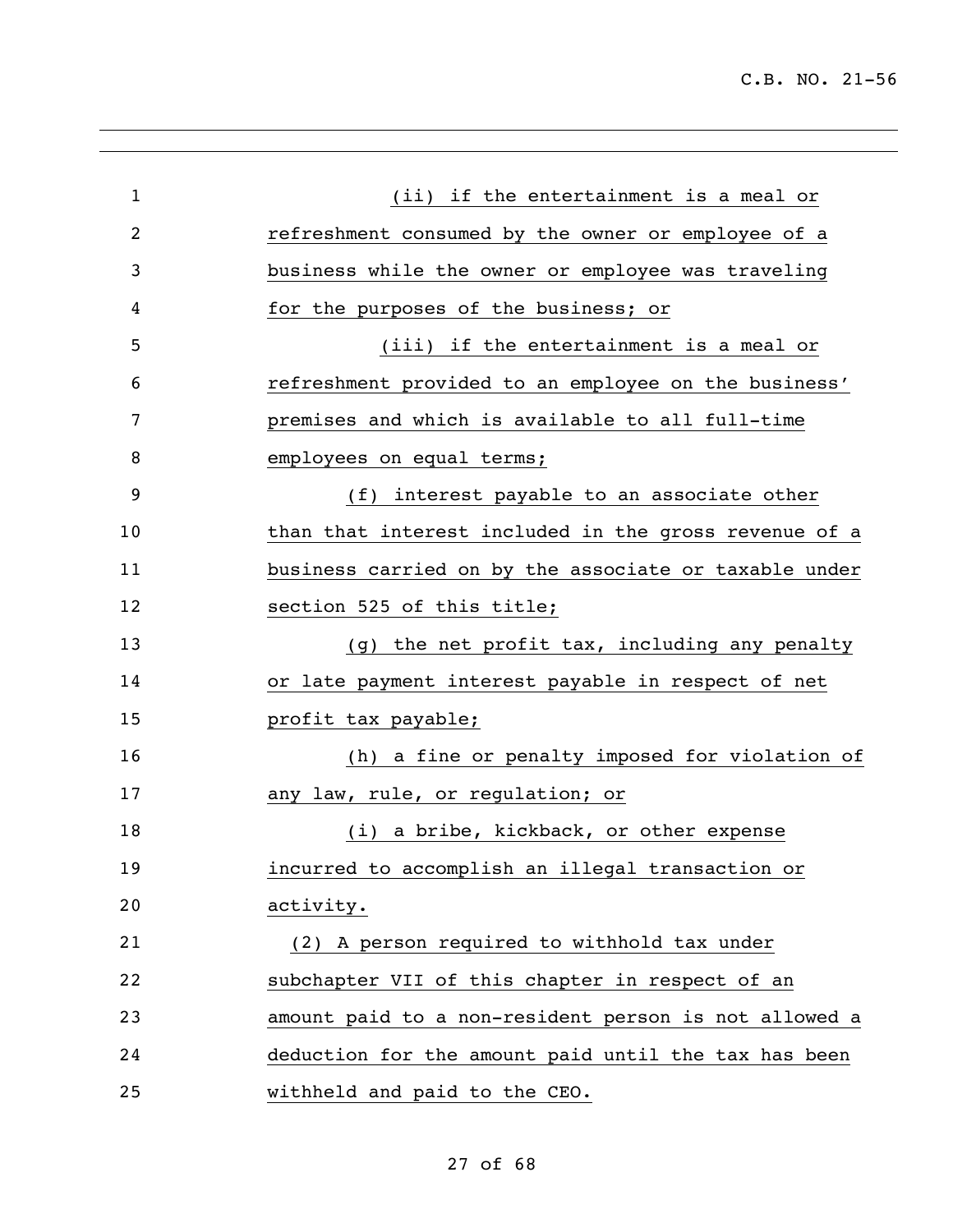(ii) if the entertainment is a meal or refreshment consumed by the owner or employee of a business while the owner or employee was traveling for the purposes of the business; or

(iii) if the entertainment is a meal or refreshment provided to an employee on the business' premises and which is available to all full-time employees on equal terms;

(f) interest payable to an associate other than that interest included in the gross revenue of a business carried on by the associate or taxable under section 525 of this title;

(g) the net profit tax, including any penalty or late payment interest payable in respect of net profit tax payable;

(h) a fine or penalty imposed for violation of any law, rule, or regulation; or

(i) a bribe, kickback, or other expense incurred to accomplish an illegal transaction or activity.

(2) A person required to withhold tax under subchapter VII of this chapter in respect of an amount paid to a non-resident person is not allowed a deduction for the amount paid until the tax has been withheld and paid to the CEO.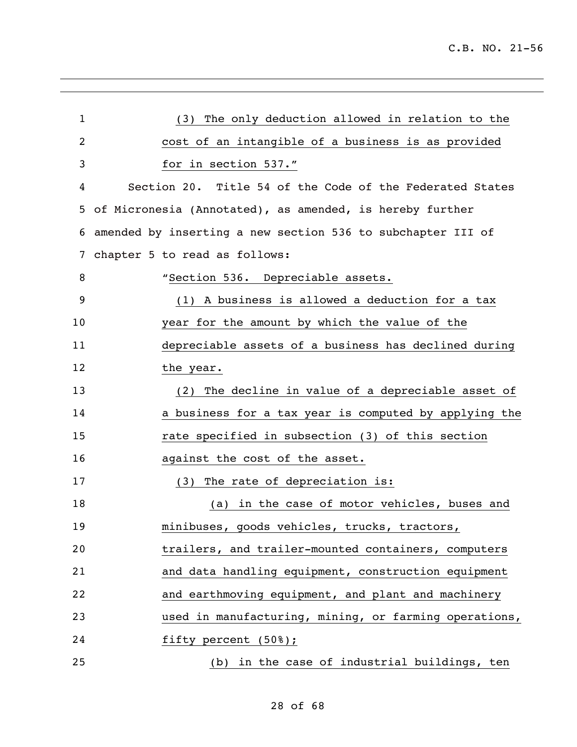(3) The only deduction allowed in relation to the cost of an intangible of a business is as provided for in section 537."

Section 20. Title 54 of the Code of the Federated States of Micronesia (Annotated), as amended, is hereby further amended by inserting a new section 536 to subchapter III of chapter 5 to read as follows:

"Section 536. Depreciable assets.

(1) A business is allowed a deduction for a tax year for the amount by which the value of the depreciable assets of a business has declined during the year.

(2) The decline in value of a depreciable asset of a business for a tax year is computed by applying the rate specified in subsection (3) of this section against the cost of the asset.

(3) The rate of depreciation is:

(a) in the case of motor vehicles, buses and minibuses, goods vehicles, trucks, tractors, trailers, and trailer-mounted containers, computers and data handling equipment, construction equipment and earthmoving equipment, and plant and machinery used in manufacturing, mining, or farming operations, fifty percent (50%);

(b) in the case of industrial buildings, ten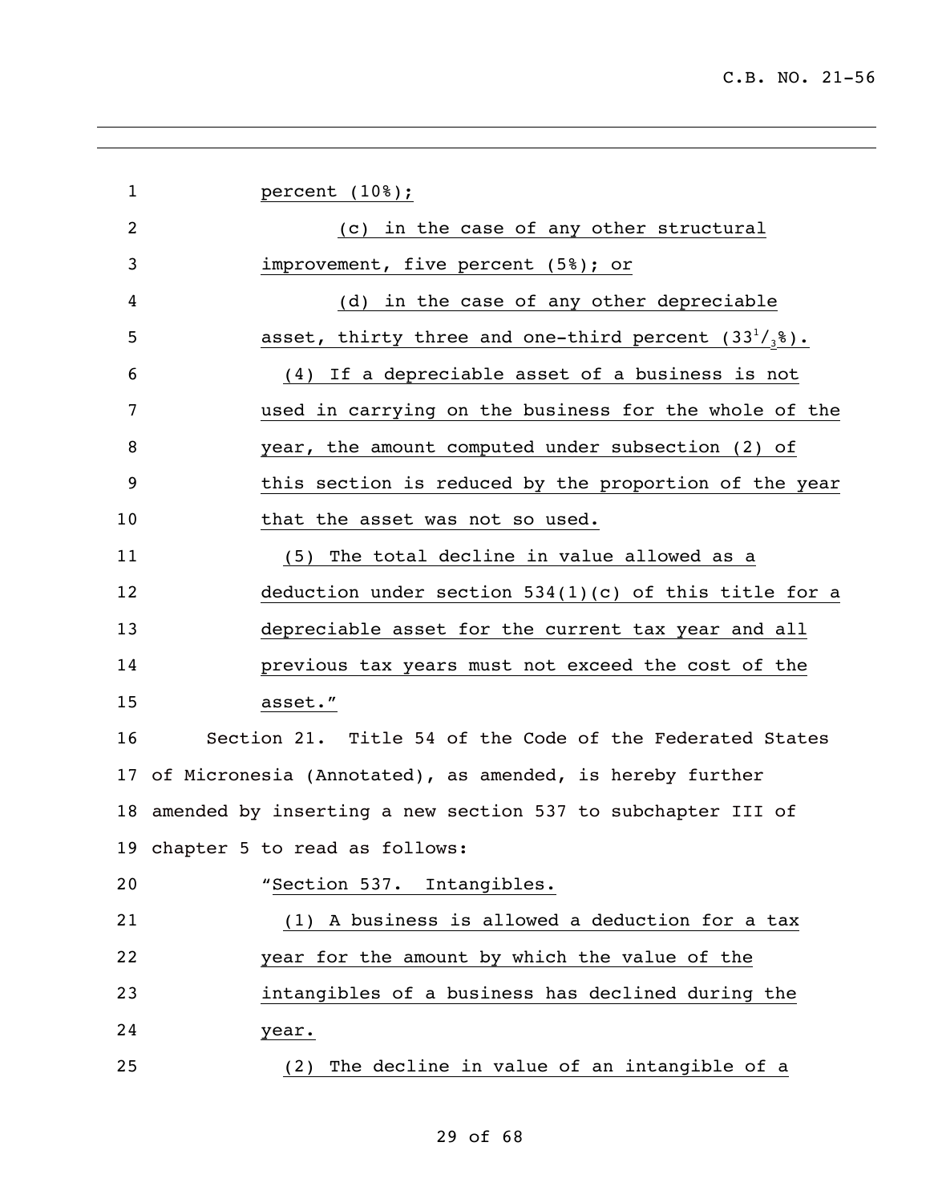percent (10%);

(c) in the case of any other structural improvement, five percent (5%); or

(d) in the case of any other depreciable asset, thirty three and one-third percent ($33^{1}/_{3}$%).

(4) If a depreciable asset of a business is not used in carrying on the business for the whole of the year, the amount computed under subsection (2) of this section is reduced by the proportion of the year that the asset was not so used.

(5) The total decline in value allowed as a deduction under section 534(1)(c) of this title for a depreciable asset for the current tax year and all previous tax years must not exceed the cost of the asset."

Section 21. Title 54 of the Code of the Federated States of Micronesia (Annotated), as amended, is hereby further amended by inserting a new section 537 to subchapter III of chapter 5 to read as follows:

"Section 537. Intangibles.

(1) A business is allowed a deduction for a tax year for the amount by which the value of the intangibles of a business has declined during the year.

(2) The decline in value of an intangible of a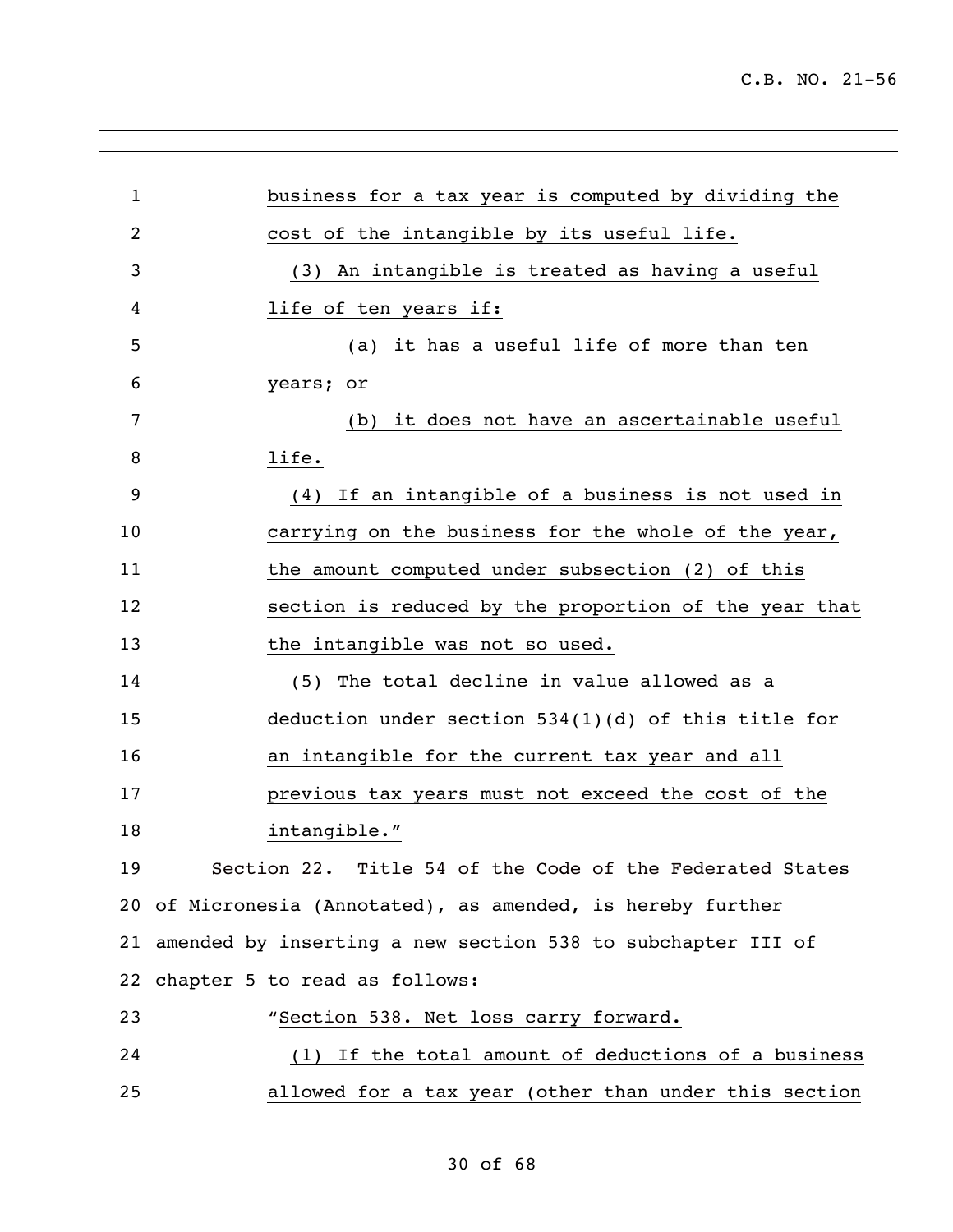business for a tax year is computed by dividing the cost of the intangible by its useful life.

(3) An intangible is treated as having a useful life of ten years if:

(a) it has a useful life of more than ten years; or

(b) it does not have an ascertainable useful life.

(4) If an intangible of a business is not used in carrying on the business for the whole of the year, the amount computed under subsection (2) of this section is reduced by the proportion of the year that the intangible was not so used.

(5) The total decline in value allowed as a deduction under section 534(1)(d) of this title for an intangible for the current tax year and all previous tax years must not exceed the cost of the intangible."

Section 22. Title 54 of the Code of the Federated States of Micronesia (Annotated), as amended, is hereby further amended by inserting a new section 538 to subchapter III of chapter 5 to read as follows:

"Section 538. Net loss carry forward.

(1) If the total amount of deductions of a business allowed for a tax year (other than under this section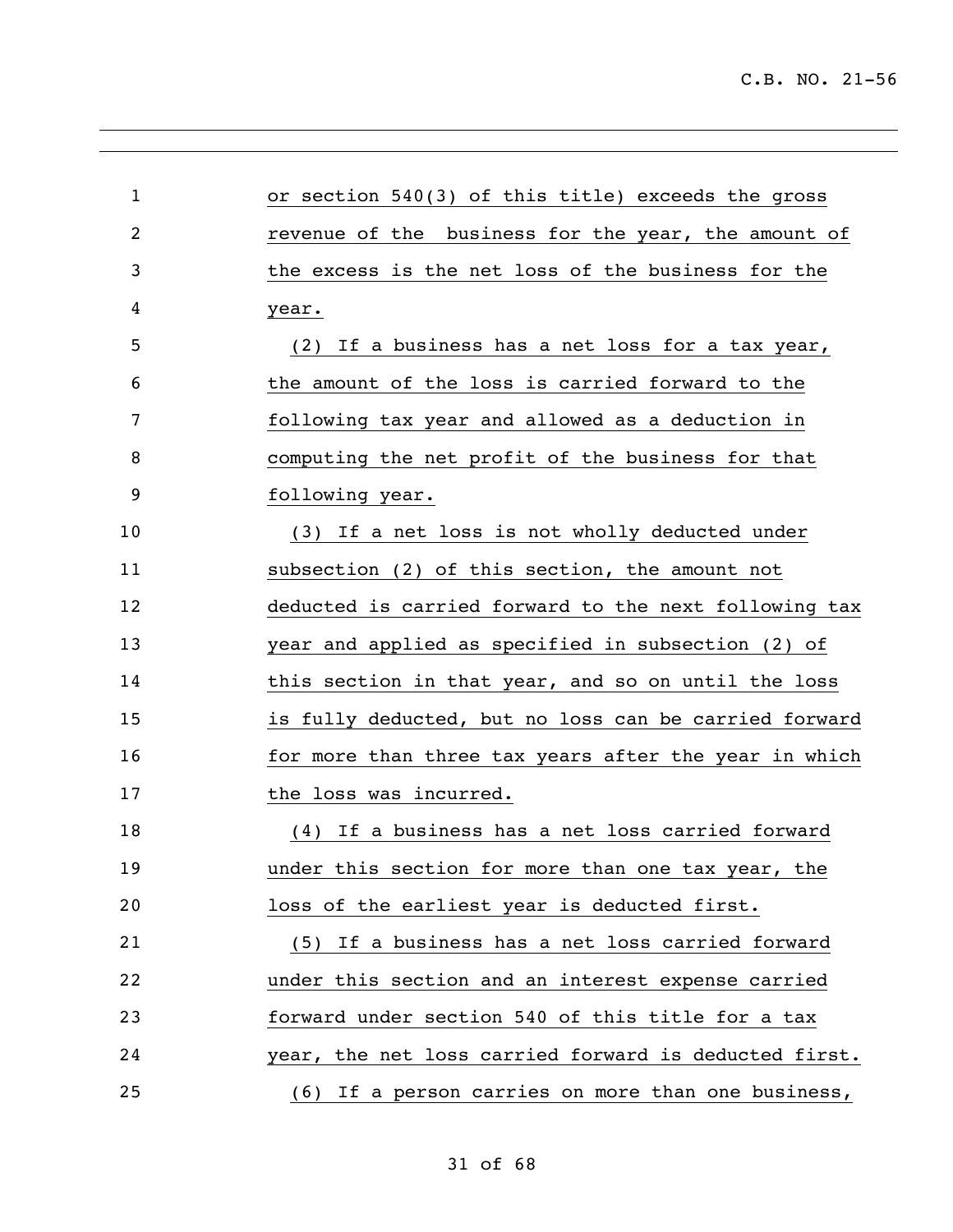or section 540(3) of this title) exceeds the gross revenue of the business for the year, the amount of the excess is the net loss of the business for the year.

(2) If a business has a net loss for a tax year, the amount of the loss is carried forward to the following tax year and allowed as a deduction in computing the net profit of the business for that following year.

(3) If a net loss is not wholly deducted under subsection (2) of this section, the amount not deducted is carried forward to the next following tax year and applied as specified in subsection (2) of this section in that year, and so on until the loss is fully deducted, but no loss can be carried forward for more than three tax years after the year in which the loss was incurred.

(4) If a business has a net loss carried forward under this section for more than one tax year, the loss of the earliest year is deducted first.

(5) If a business has a net loss carried forward under this section and an interest expense carried forward under section 540 of this title for a tax year, the net loss carried forward is deducted first.

(6) If a person carries on more than one business,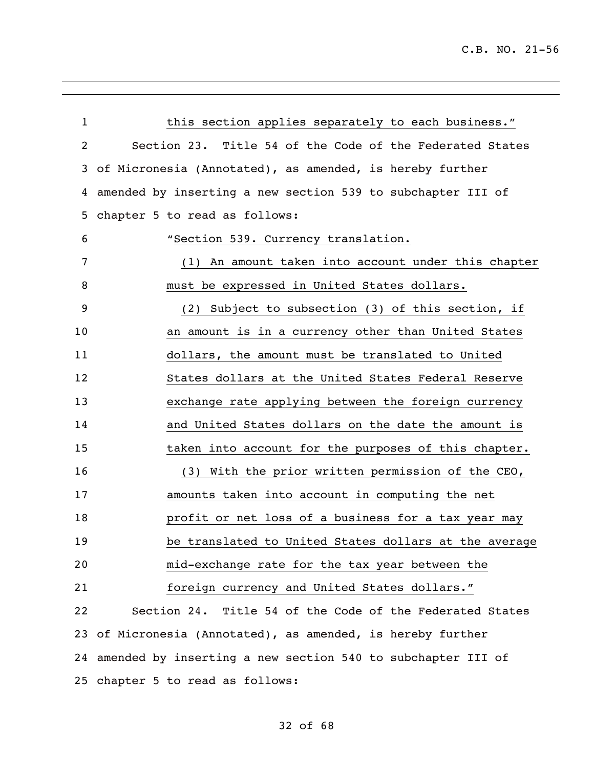this section applies separately to each business."

Section 23. Title 54 of the Code of the Federated States of Micronesia (Annotated), as amended, is hereby further amended by inserting a new section 539 to subchapter III of chapter 5 to read as follows:

"Section 539. Currency translation.

(1) An amount taken into account under this chapter must be expressed in United States dollars.

(2) Subject to subsection (3) of this section, if an amount is in a currency other than United States dollars, the amount must be translated to United States dollars at the United States Federal Reserve exchange rate applying between the foreign currency and United States dollars on the date the amount is taken into account for the purposes of this chapter.

(3) With the prior written permission of the CEO, amounts taken into account in computing the net profit or net loss of a business for a tax year may be translated to United States dollars at the average mid-exchange rate for the tax year between the foreign currency and United States dollars."

Section 24. Title 54 of the Code of the Federated States of Micronesia (Annotated), as amended, is hereby further amended by inserting a new section 540 to subchapter III of chapter 5 to read as follows: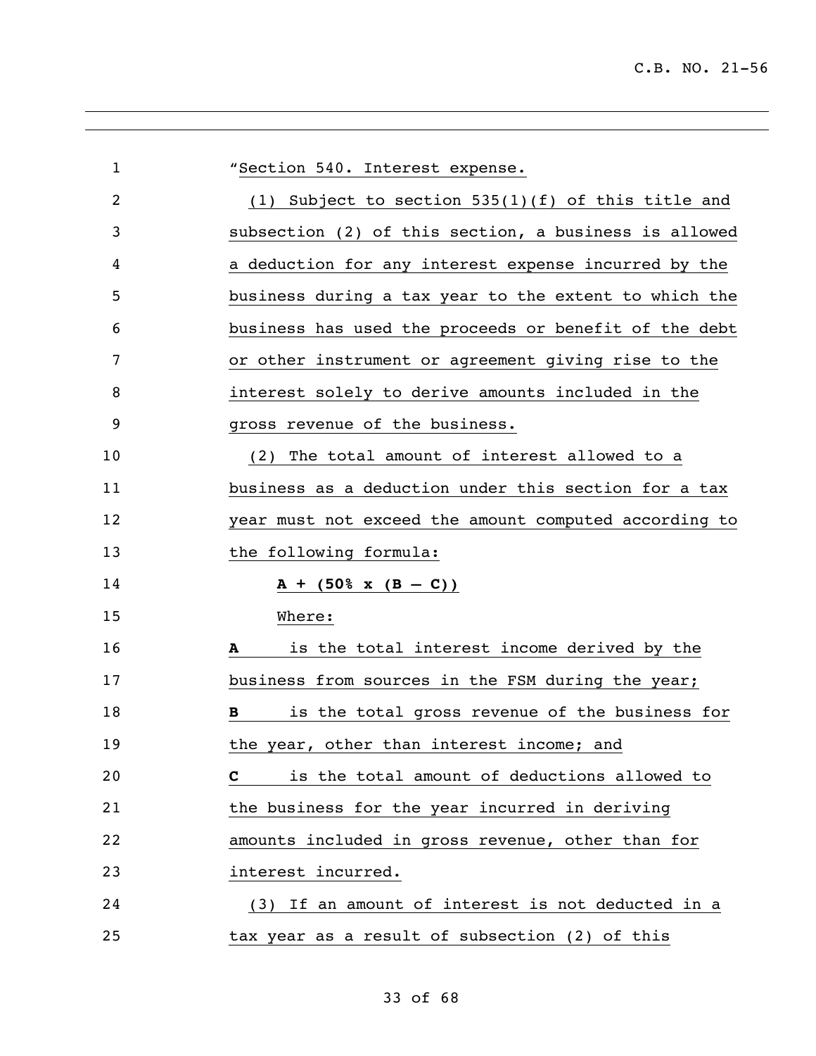"Section 540. Interest expense.

(1) Subject to section 535(1)(f) of this title and subsection (2) of this section, a business is allowed a deduction for any interest expense incurred by the business during a tax year to the extent to which the business has used the proceeds or benefit of the debt or other instrument or agreement giving rise to the interest solely to derive amounts included in the gross revenue of the business.

(2) The total amount of interest allowed to a business as a deduction under this section for a tax year must not exceed the amount computed according to the following formula:

$$A + (50\% \times (B - C))$$

Where:

**A** is the total interest income derived by the business from sources in the FSM during the year;

**B** is the total gross revenue of the business for the year, other than interest income; and

**C** is the total amount of deductions allowed to the business for the year incurred in deriving amounts included in gross revenue, other than for interest incurred.

(3) If an amount of interest is not deducted in a tax year as a result of subsection (2) of this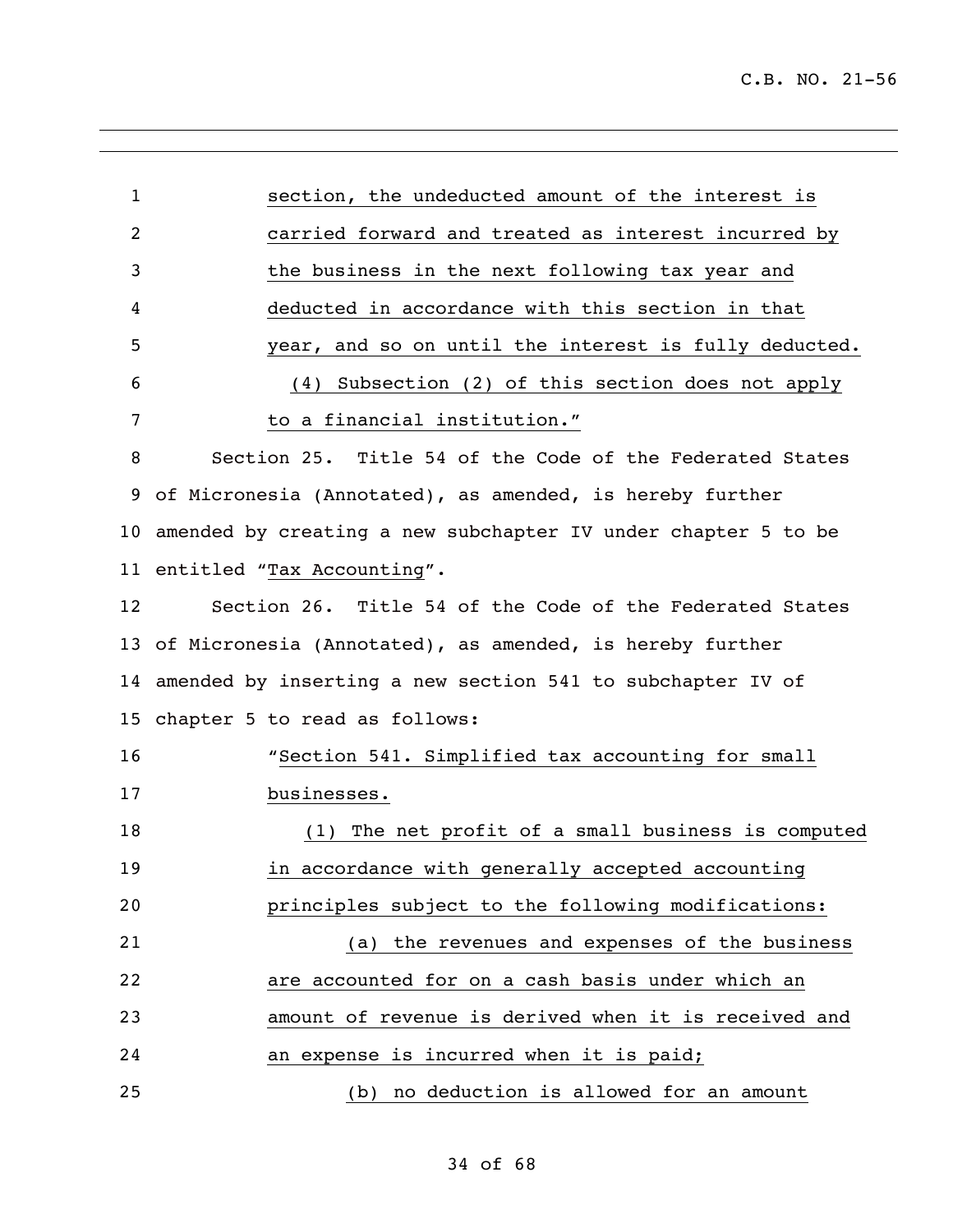section, the undeducted amount of the interest is carried forward and treated as interest incurred by the business in the next following tax year and deducted in accordance with this section in that year, and so on until the interest is fully deducted.

(4) Subsection (2) of this section does not apply to a financial institution."

Section 25. Title 54 of the Code of the Federated States of Micronesia (Annotated), as amended, is hereby further amended by creating a new subchapter IV under chapter 5 to be entitled "Tax Accounting".

Section 26. Title 54 of the Code of the Federated States of Micronesia (Annotated), as amended, is hereby further amended by inserting a new section 541 to subchapter IV of chapter 5 to read as follows:

"Section 541. Simplified tax accounting for small businesses.

(1) The net profit of a small business is computed in accordance with generally accepted accounting principles subject to the following modifications:

(a) the revenues and expenses of the business are accounted for on a cash basis under which an amount of revenue is derived when it is received and an expense is incurred when it is paid;

(b) no deduction is allowed for an amount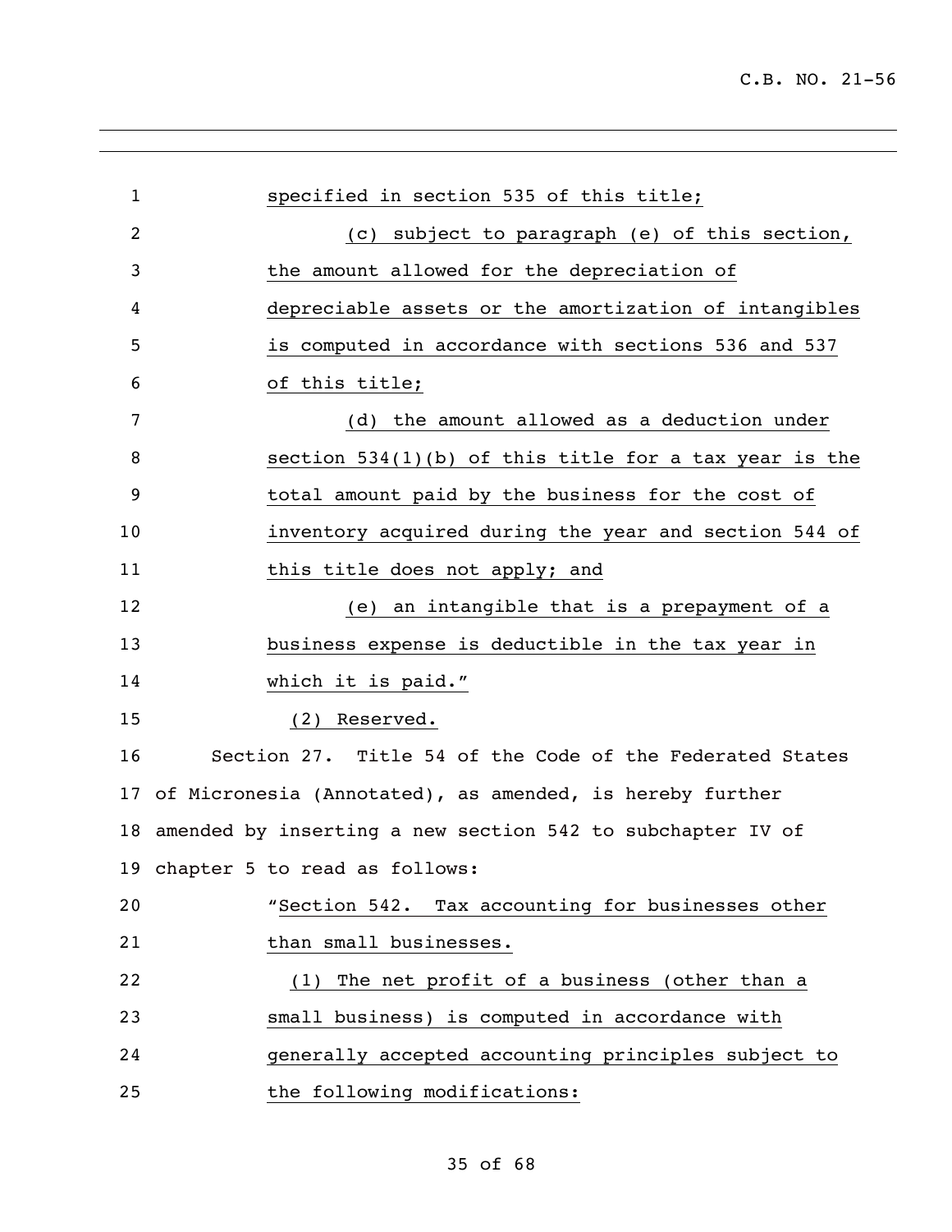specified in section 535 of this title;

(c) subject to paragraph (e) of this section, the amount allowed for the depreciation of depreciable assets or the amortization of intangibles is computed in accordance with sections 536 and 537 of this title;

(d) the amount allowed as a deduction under section 534(1)(b) of this title for a tax year is the total amount paid by the business for the cost of inventory acquired during the year and section 544 of this title does not apply; and

(e) an intangible that is a prepayment of a business expense is deductible in the tax year in which it is paid."

(2) Reserved.

Section 27. Title 54 of the Code of the Federated States of Micronesia (Annotated), as amended, is hereby further amended by inserting a new section 542 to subchapter IV of chapter 5 to read as follows:

"Section 542. Tax accounting for businesses other than small businesses.

(1) The net profit of a business (other than a small business) is computed in accordance with generally accepted accounting principles subject to the following modifications: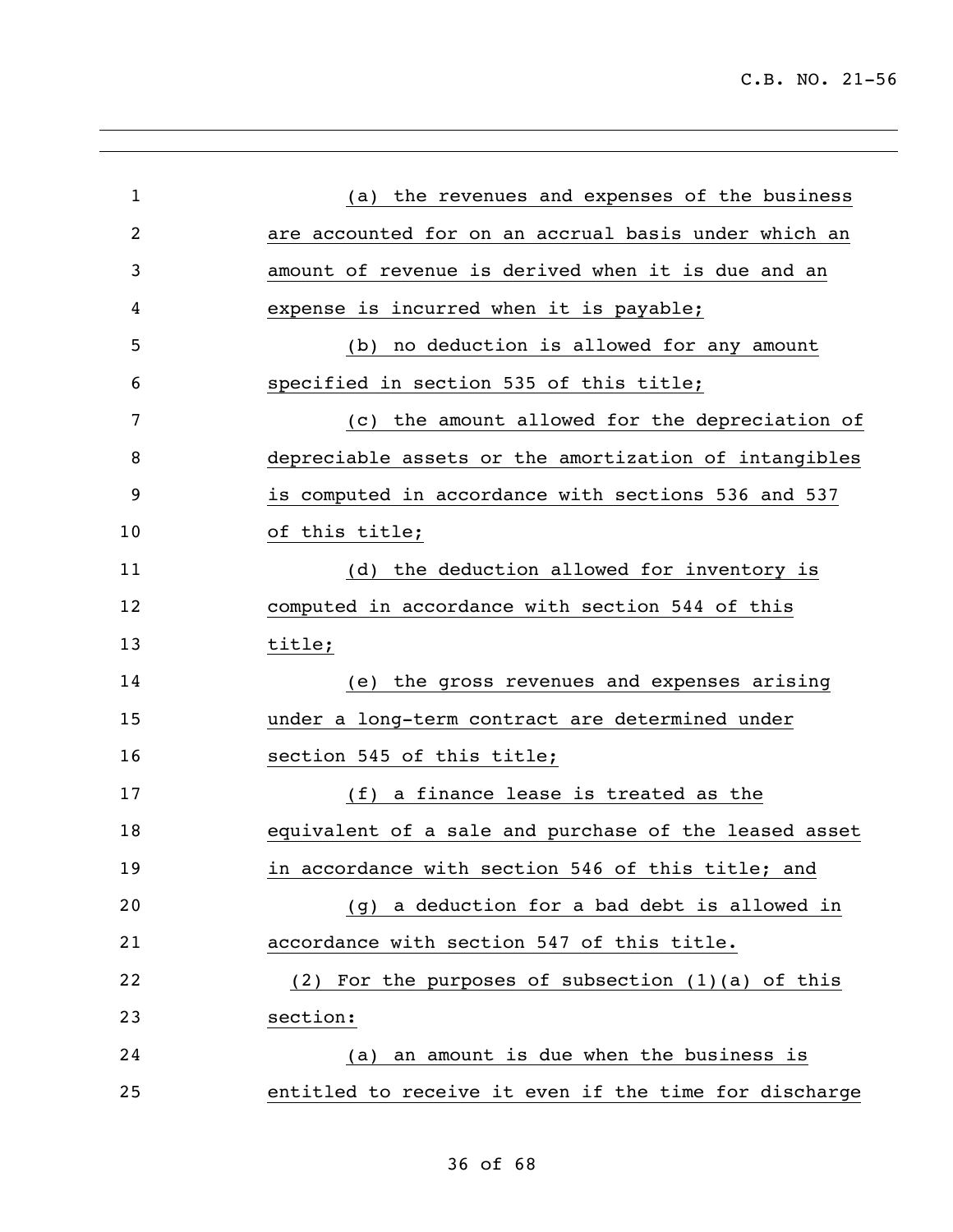(a) the revenues and expenses of the business are accounted for on an accrual basis under which an amount of revenue is derived when it is due and an expense is incurred when it is payable;

(b) no deduction is allowed for any amount specified in section 535 of this title;

(c) the amount allowed for the depreciation of depreciable assets or the amortization of intangibles is computed in accordance with sections 536 and 537 of this title;

(d) the deduction allowed for inventory is computed in accordance with section 544 of this title;

(e) the gross revenues and expenses arising under a long-term contract are determined under section 545 of this title;

(f) a finance lease is treated as the equivalent of a sale and purchase of the leased asset in accordance with section 546 of this title; and

(g) a deduction for a bad debt is allowed in accordance with section 547 of this title.

(2) For the purposes of subsection (1)(a) of this section:

(a) an amount is due when the business is entitled to receive it even if the time for discharge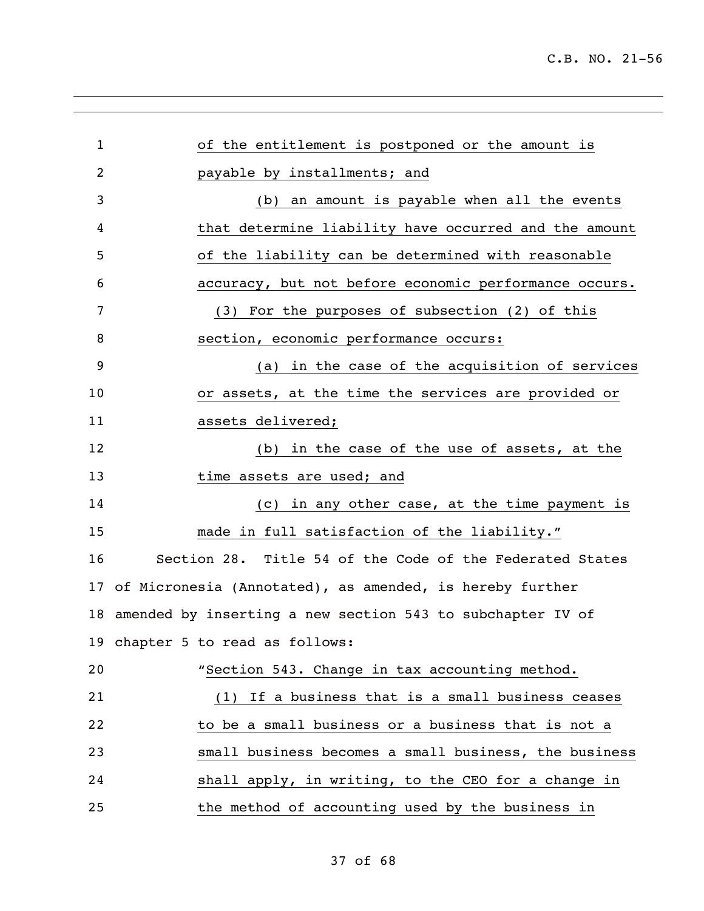of the entitlement is postponed or the amount is payable by installments; and

(b) an amount is payable when all the events that determine liability have occurred and the amount of the liability can be determined with reasonable accuracy, but not before economic performance occurs.

(3) For the purposes of subsection (2) of this section, economic performance occurs:

(a) in the case of the acquisition of services or assets, at the time the services are provided or assets delivered;

(b) in the case of the use of assets, at the time assets are used; and

(c) in any other case, at the time payment is made in full satisfaction of the liability."

Section 28. Title 54 of the Code of the Federated States of Micronesia (Annotated), as amended, is hereby further amended by inserting a new section 543 to subchapter IV of chapter 5 to read as follows:

"Section 543. Change in tax accounting method.

(1) If a business that is a small business ceases to be a small business or a business that is not a small business becomes a small business, the business shall apply, in writing, to the CEO for a change in the method of accounting used by the business in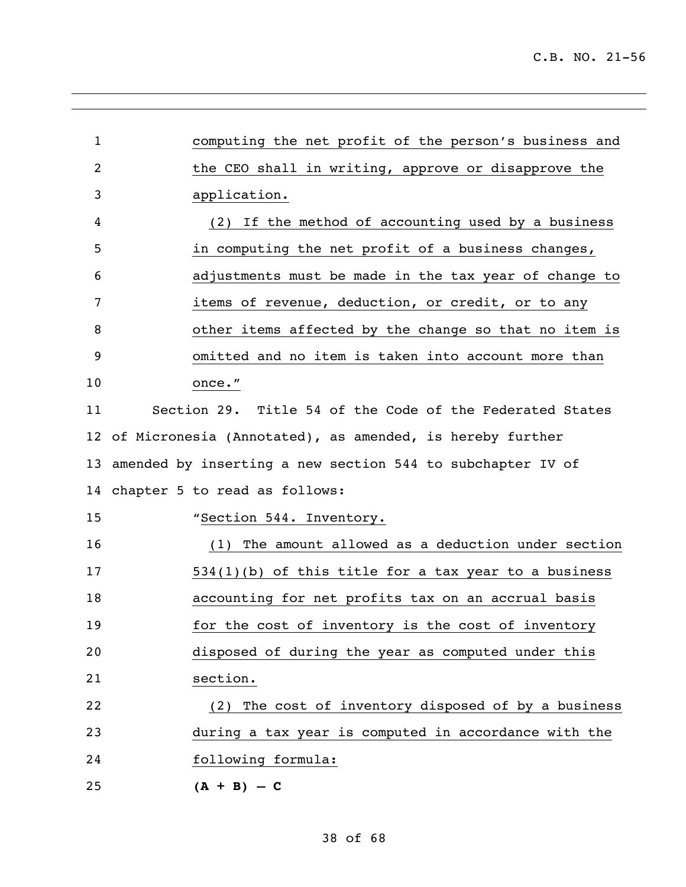computing the net profit of the person's business and the CEO shall in writing, approve or disapprove the application.

(2) If the method of accounting used by a business in computing the net profit of a business changes, adjustments must be made in the tax year of change to items of revenue, deduction, or credit, or to any other items affected by the change so that no item is omitted and no item is taken into account more than once."

Section 29. Title 54 of the Code of the Federated States of Micronesia (Annotated), as amended, is hereby further amended by inserting a new section 544 to subchapter IV of chapter 5 to read as follows:

"Section 544. Inventory.

(1) The amount allowed as a deduction under section 534(1)(b) of this title for a tax year to a business accounting for net profits tax on an accrual basis for the cost of inventory is the cost of inventory disposed of during the year as computed under this section.

(2) The cost of inventory disposed of by a business during a tax year is computed in accordance with the following formula:

**(A + B) – C**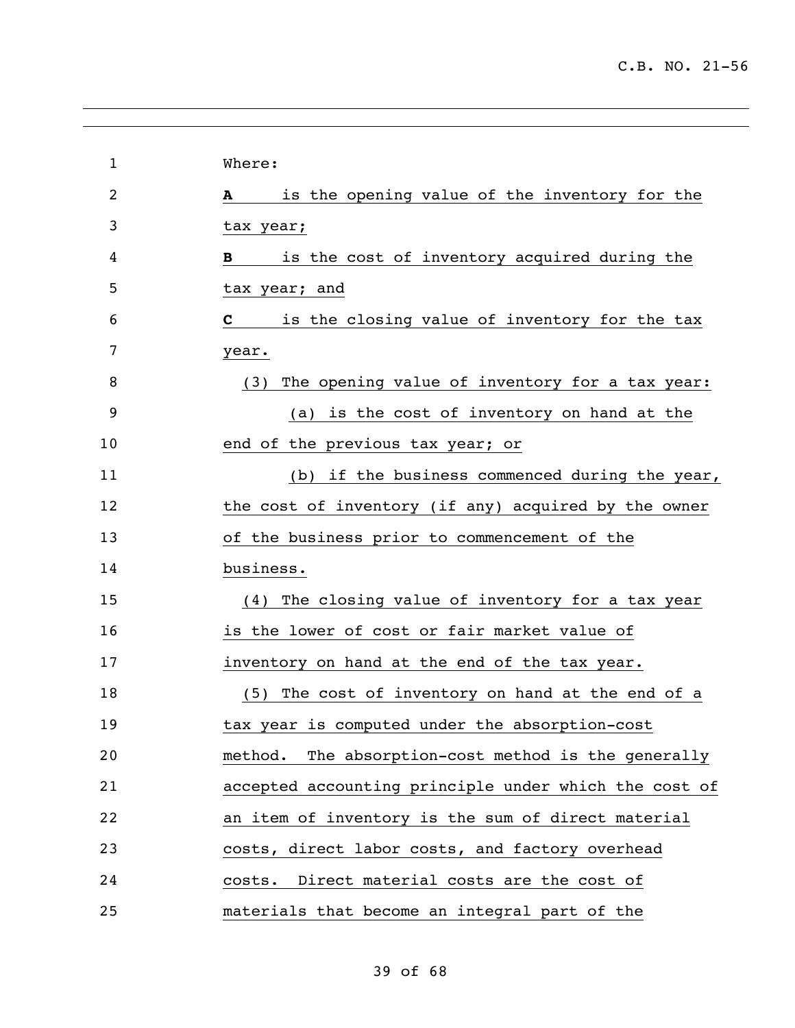Where:

**A** is the opening value of the inventory for the tax year;

**B** is the cost of inventory acquired during the tax year; and

**C** is the closing value of inventory for the tax year.

(3) The opening value of inventory for a tax year:

(a) is the cost of inventory on hand at the end of the previous tax year; or

(b) if the business commenced during the year, the cost of inventory (if any) acquired by the owner of the business prior to commencement of the business.

(4) The closing value of inventory for a tax year is the lower of cost or fair market value of inventory on hand at the end of the tax year.

(5) The cost of inventory on hand at the end of a tax year is computed under the absorption-cost method. The absorption-cost method is the generally accepted accounting principle under which the cost of an item of inventory is the sum of direct material costs, direct labor costs, and factory overhead costs. Direct material costs are the cost of materials that become an integral part of the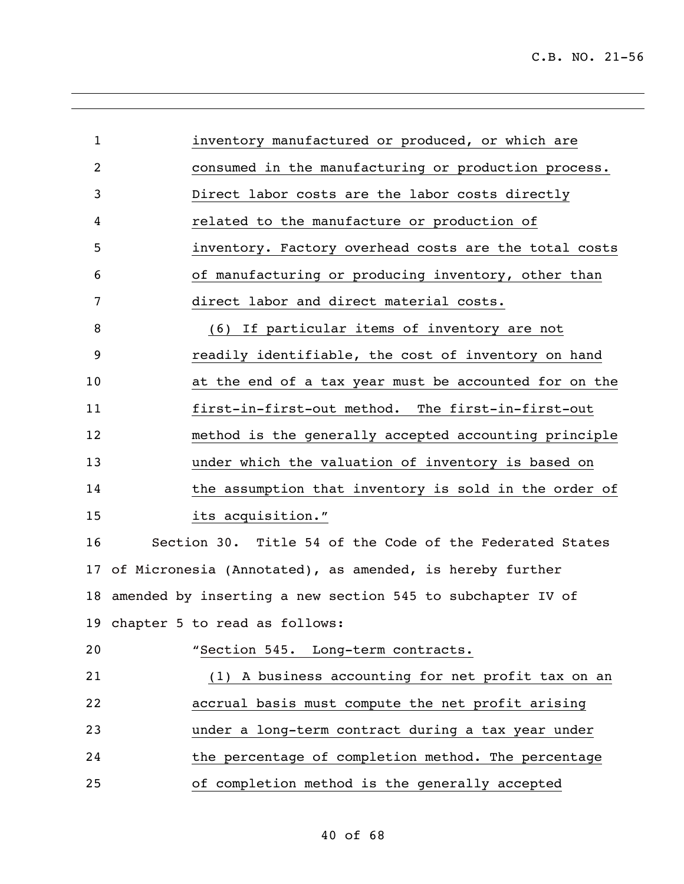inventory manufactured or produced, or which are consumed in the manufacturing or production process. Direct labor costs are the labor costs directly related to the manufacture or production of inventory. Factory overhead costs are the total costs of manufacturing or producing inventory, other than direct labor and direct material costs.

(6) If particular items of inventory are not readily identifiable, the cost of inventory on hand at the end of a tax year must be accounted for on the first-in-first-out method. The first-in-first-out method is the generally accepted accounting principle under which the valuation of inventory is based on the assumption that inventory is sold in the order of its acquisition."

Section 30. Title 54 of the Code of the Federated States of Micronesia (Annotated), as amended, is hereby further amended by inserting a new section 545 to subchapter IV of chapter 5 to read as follows:

"Section 545. Long-term contracts.

(1) A business accounting for net profit tax on an accrual basis must compute the net profit arising under a long-term contract during a tax year under the percentage of completion method. The percentage of completion method is the generally accepted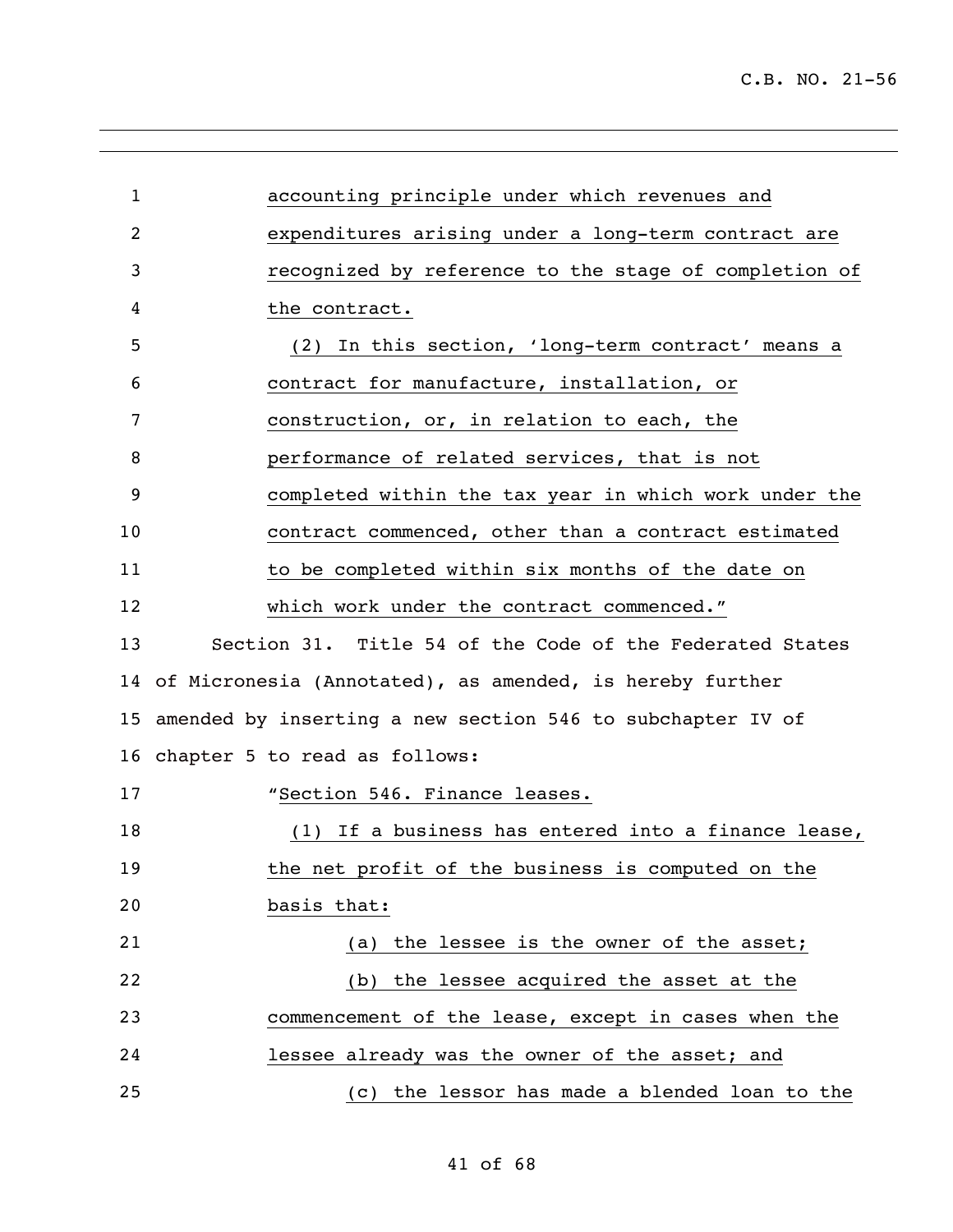accounting principle under which revenues and expenditures arising under a long-term contract are recognized by reference to the stage of completion of the contract.

(2) In this section, 'long-term contract' means a contract for manufacture, installation, or construction, or, in relation to each, the performance of related services, that is not completed within the tax year in which work under the contract commenced, other than a contract estimated to be completed within six months of the date on which work under the contract commenced."

Section 31. Title 54 of the Code of the Federated States of Micronesia (Annotated), as amended, is hereby further amended by inserting a new section 546 to subchapter IV of chapter 5 to read as follows:

"Section 546. Finance leases.

(1) If a business has entered into a finance lease, the net profit of the business is computed on the basis that:

(a) the lessee is the owner of the asset;

(b) the lessee acquired the asset at the commencement of the lease, except in cases when the lessee already was the owner of the asset; and

(c) the lessor has made a blended loan to the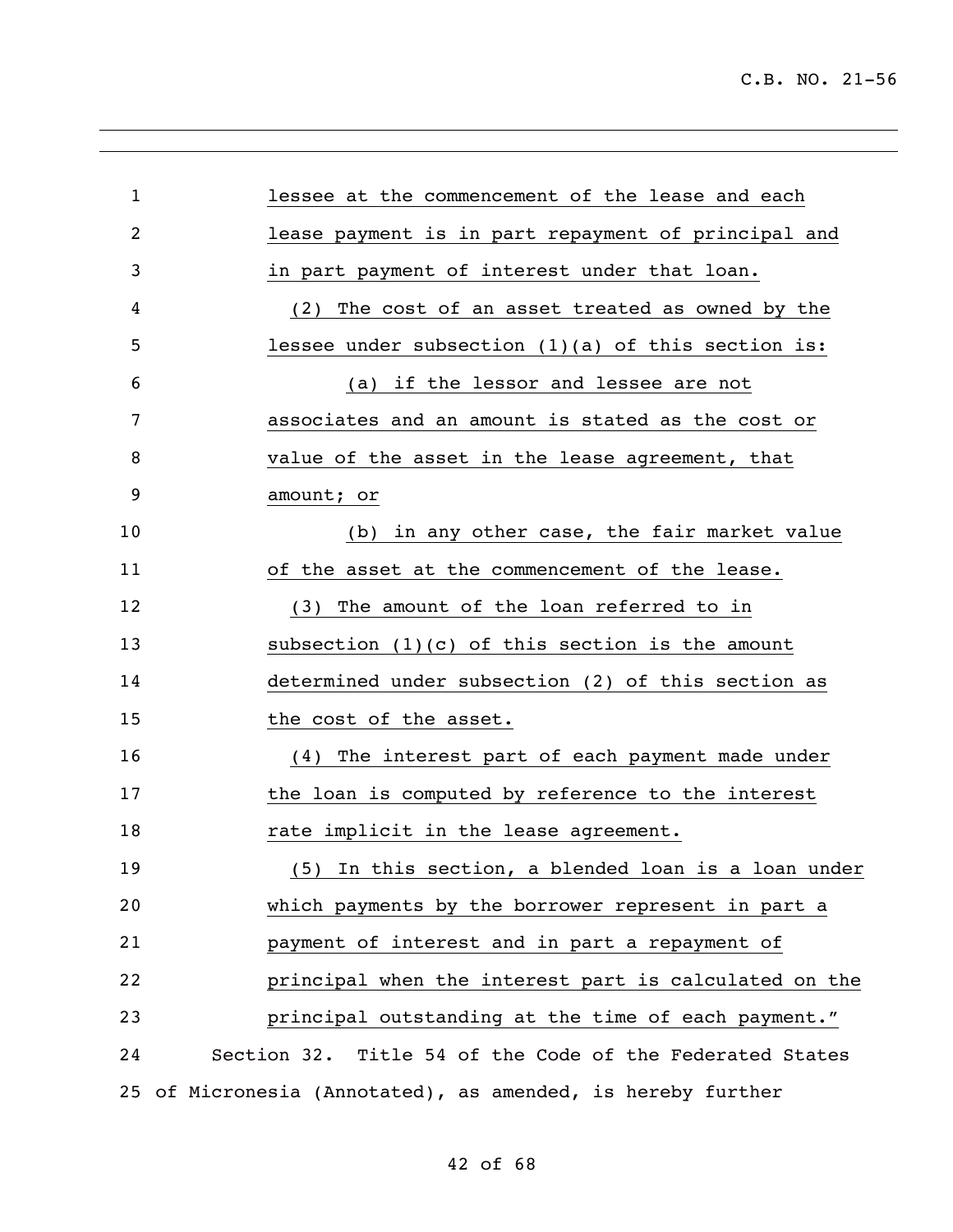lessee at the commencement of the lease and each lease payment is in part repayment of principal and in part payment of interest under that loan.

(2) The cost of an asset treated as owned by the lessee under subsection (1)(a) of this section is:

(a) if the lessor and lessee are not associates and an amount is stated as the cost or value of the asset in the lease agreement, that amount; or

(b) in any other case, the fair market value of the asset at the commencement of the lease.

(3) The amount of the loan referred to in subsection (1)(c) of this section is the amount determined under subsection (2) of this section as the cost of the asset.

(4) The interest part of each payment made under the loan is computed by reference to the interest rate implicit in the lease agreement.

(5) In this section, a blended loan is a loan under which payments by the borrower represent in part a payment of interest and in part a repayment of principal when the interest part is calculated on the principal outstanding at the time of each payment."

Section 32. Title 54 of the Code of the Federated States of Micronesia (Annotated), as amended, is hereby further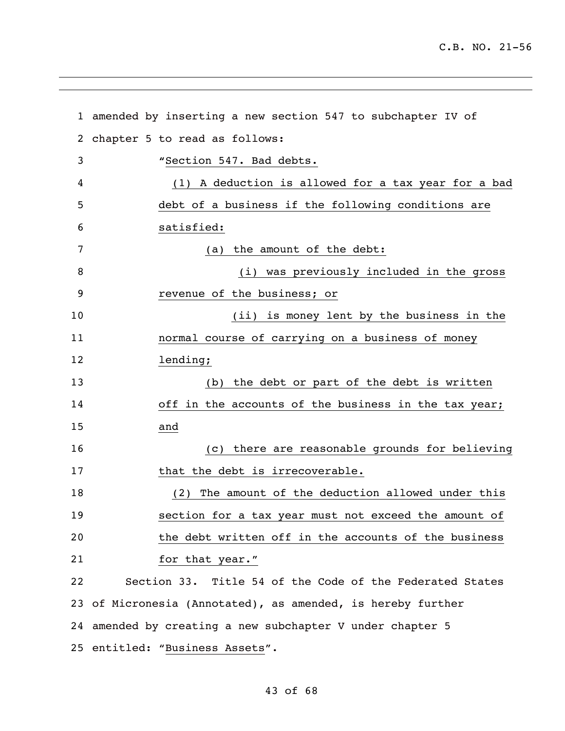amended by inserting a new section 547 to subchapter IV of chapter 5 to read as follows:

"Section 547. Bad debts.

(1) A deduction is allowed for a tax year for a bad debt of a business if the following conditions are satisfied:

(a) the amount of the debt:

(i) was previously included in the gross revenue of the business; or

(ii) is money lent by the business in the normal course of carrying on a business of money lending;

(b) the debt or part of the debt is written off in the accounts of the business in the tax year; and

(c) there are reasonable grounds for believing that the debt is irrecoverable.

(2) The amount of the deduction allowed under this section for a tax year must not exceed the amount of the debt written off in the accounts of the business for that year."

Section 33. Title 54 of the Code of the Federated States of Micronesia (Annotated), as amended, is hereby further amended by creating a new subchapter V under chapter 5 entitled: "Business Assets".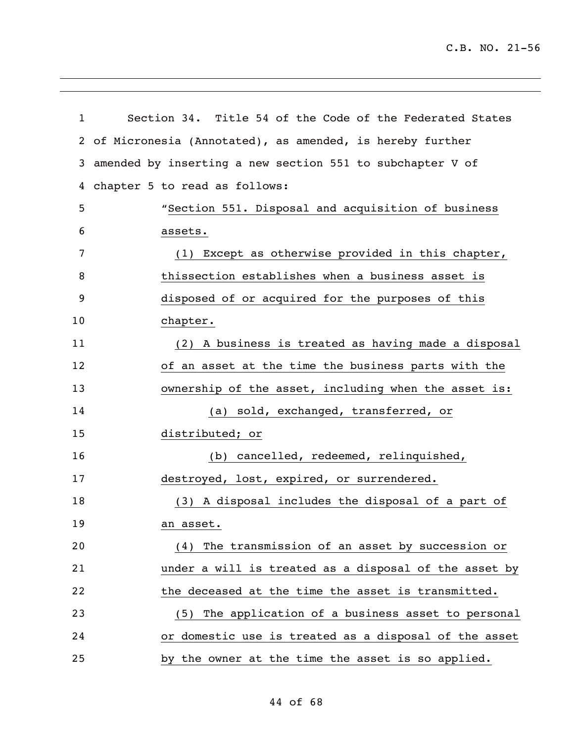Section 34. Title 54 of the Code of the Federated States of Micronesia (Annotated), as amended, is hereby further amended by inserting a new section 551 to subchapter V of chapter 5 to read as follows:

"Section 551. Disposal and acquisition of business assets.

(1) Except as otherwise provided in this chapter, thissection establishes when a business asset is disposed of or acquired for the purposes of this chapter.

(2) A business is treated as having made a disposal of an asset at the time the business parts with the ownership of the asset, including when the asset is:

(a) sold, exchanged, transferred, or distributed; or

(b) cancelled, redeemed, relinquished, destroyed, lost, expired, or surrendered.

(3) A disposal includes the disposal of a part of an asset.

(4) The transmission of an asset by succession or under a will is treated as a disposal of the asset by the deceased at the time the asset is transmitted.

(5) The application of a business asset to personal or domestic use is treated as a disposal of the asset by the owner at the time the asset is so applied.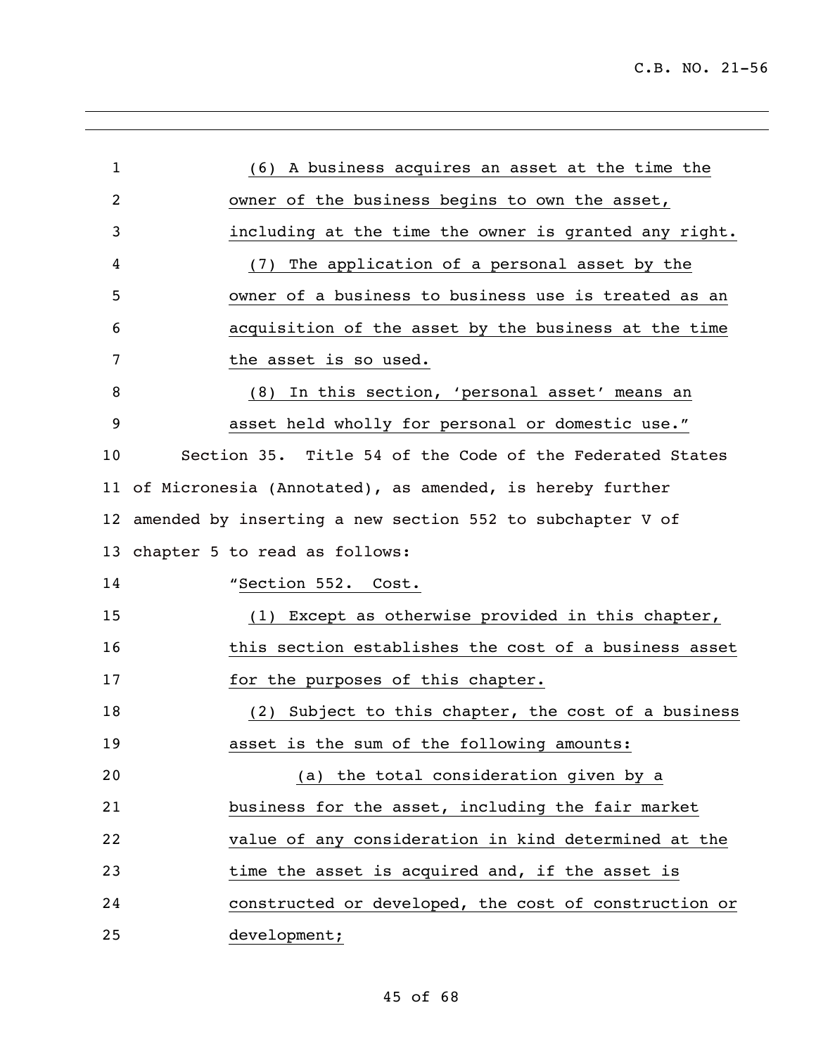(6) A business acquires an asset at the time the owner of the business begins to own the asset, including at the time the owner is granted any right.

(7) The application of a personal asset by the owner of a business to business use is treated as an acquisition of the asset by the business at the time the asset is so used.

(8) In this section, 'personal asset' means an asset held wholly for personal or domestic use."

Section 35. Title 54 of the Code of the Federated States of Micronesia (Annotated), as amended, is hereby further amended by inserting a new section 552 to subchapter V of chapter 5 to read as follows:

"Section 552. Cost.

(1) Except as otherwise provided in this chapter, this section establishes the cost of a business asset for the purposes of this chapter.

(2) Subject to this chapter, the cost of a business asset is the sum of the following amounts:

(a) the total consideration given by a business for the asset, including the fair market value of any consideration in kind determined at the time the asset is acquired and, if the asset is constructed or developed, the cost of construction or development;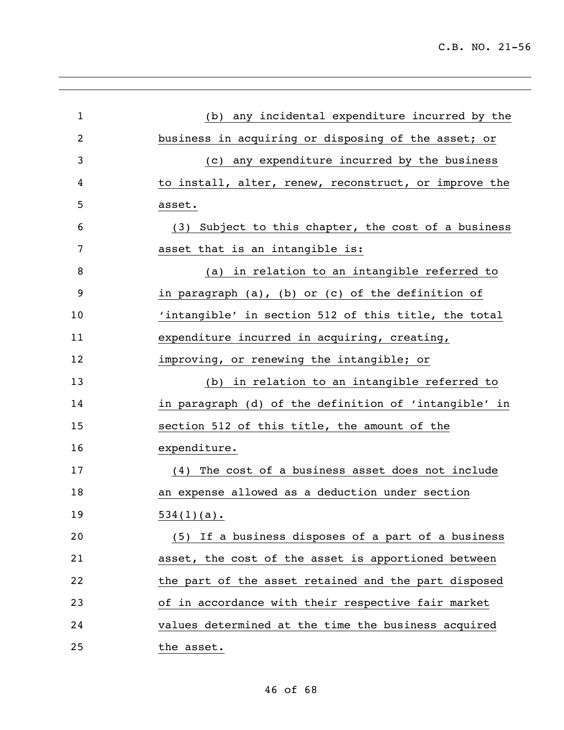(b) any incidental expenditure incurred by the business in acquiring or disposing of the asset; or

(c) any expenditure incurred by the business to install, alter, renew, reconstruct, or improve the asset.

(3) Subject to this chapter, the cost of a business asset that is an intangible is:

(a) in relation to an intangible referred to in paragraph (a), (b) or (c) of the definition of 'intangible' in section 512 of this title, the total expenditure incurred in acquiring, creating, improving, or renewing the intangible; or

(b) in relation to an intangible referred to in paragraph (d) of the definition of 'intangible' in section 512 of this title, the amount of the expenditure.

(4) The cost of a business asset does not include an expense allowed as a deduction under section 534(1)(a).

(5) If a business disposes of a part of a business asset, the cost of the asset is apportioned between the part of the asset retained and the part disposed of in accordance with their respective fair market values determined at the time the business acquired the asset.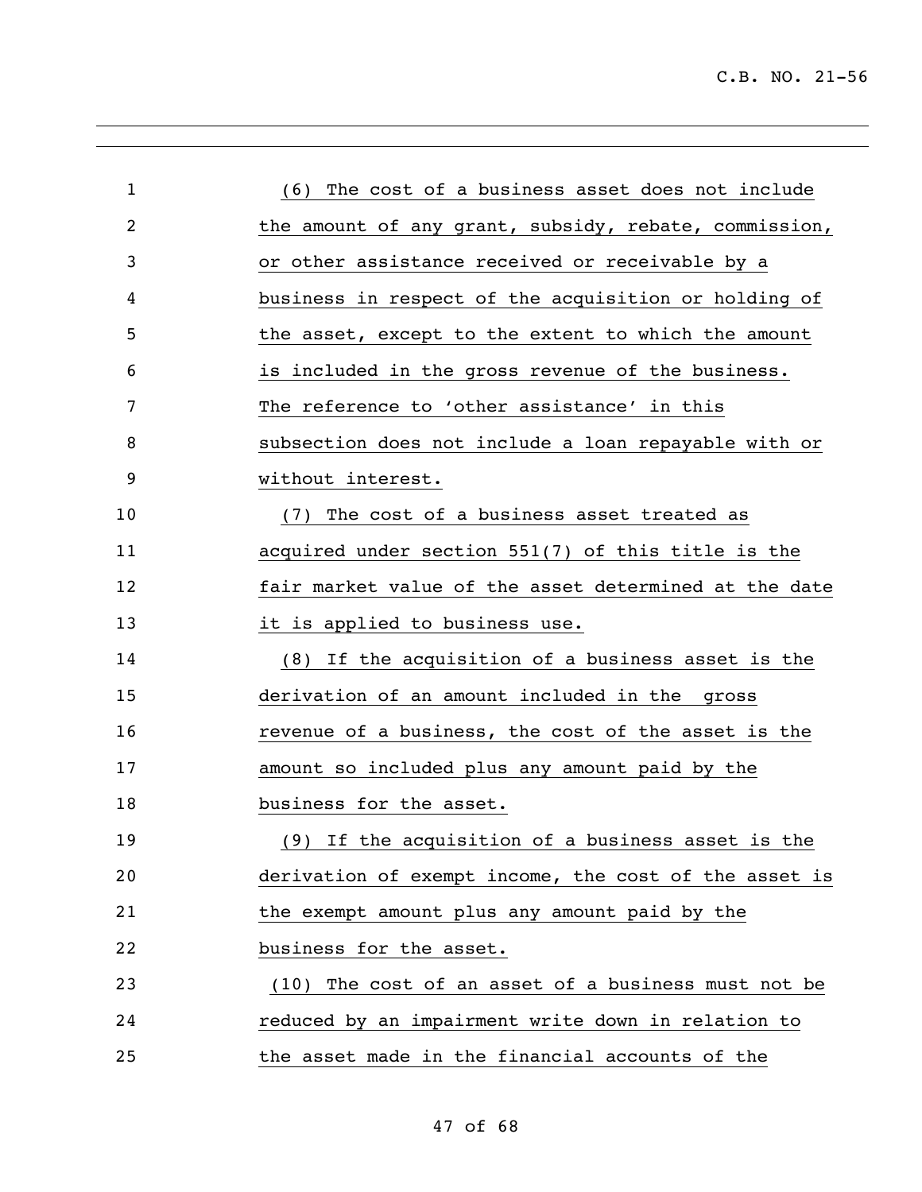(6) The cost of a business asset does not include the amount of any grant, subsidy, rebate, commission, or other assistance received or receivable by a business in respect of the acquisition or holding of the asset, except to the extent to which the amount is included in the gross revenue of the business. The reference to 'other assistance' in this subsection does not include a loan repayable with or without interest.

(7) The cost of a business asset treated as acquired under section 551(7) of this title is the fair market value of the asset determined at the date it is applied to business use.

(8) If the acquisition of a business asset is the derivation of an amount included in the gross revenue of a business, the cost of the asset is the amount so included plus any amount paid by the business for the asset.

(9) If the acquisition of a business asset is the derivation of exempt income, the cost of the asset is the exempt amount plus any amount paid by the business for the asset.

(10) The cost of an asset of a business must not be reduced by an impairment write down in relation to the asset made in the financial accounts of the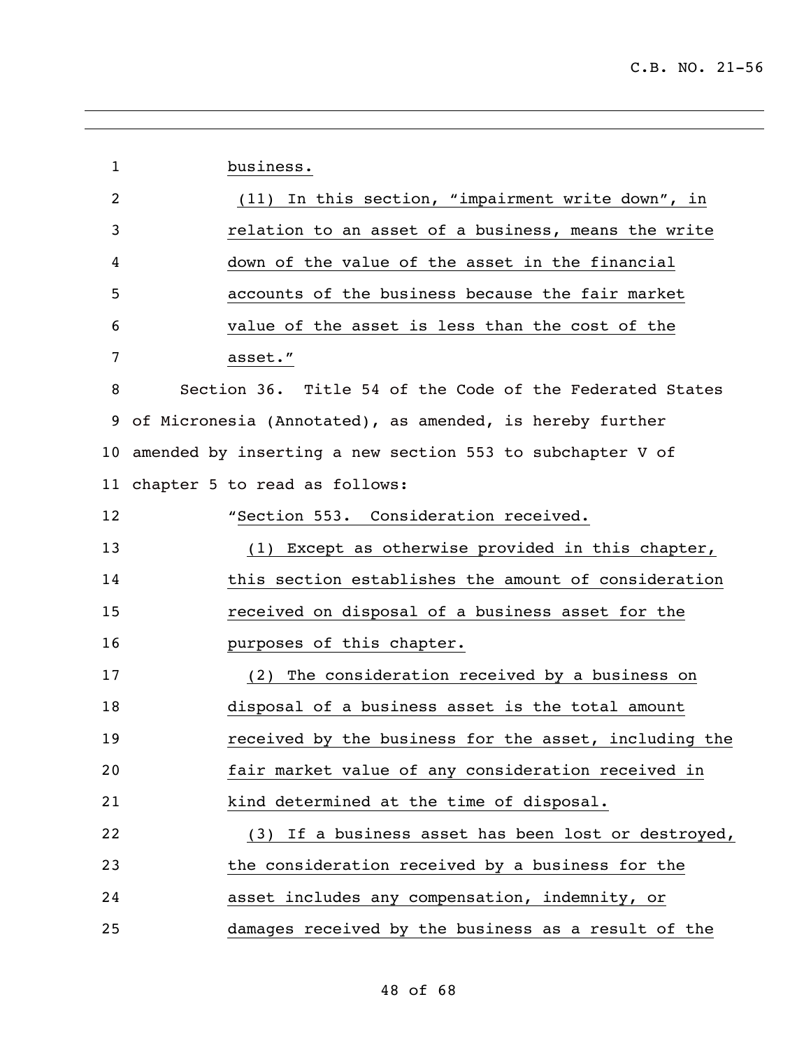business.

(11) In this section, "impairment write down", in relation to an asset of a business, means the write down of the value of the asset in the financial accounts of the business because the fair market value of the asset is less than the cost of the asset."

Section 36. Title 54 of the Code of the Federated States of Micronesia (Annotated), as amended, is hereby further amended by inserting a new section 553 to subchapter V of chapter 5 to read as follows:

"Section 553. Consideration received.

(1) Except as otherwise provided in this chapter, this section establishes the amount of consideration received on disposal of a business asset for the purposes of this chapter.

(2) The consideration received by a business on disposal of a business asset is the total amount received by the business for the asset, including the fair market value of any consideration received in kind determined at the time of disposal.

(3) If a business asset has been lost or destroyed, the consideration received by a business for the asset includes any compensation, indemnity, or damages received by the business as a result of the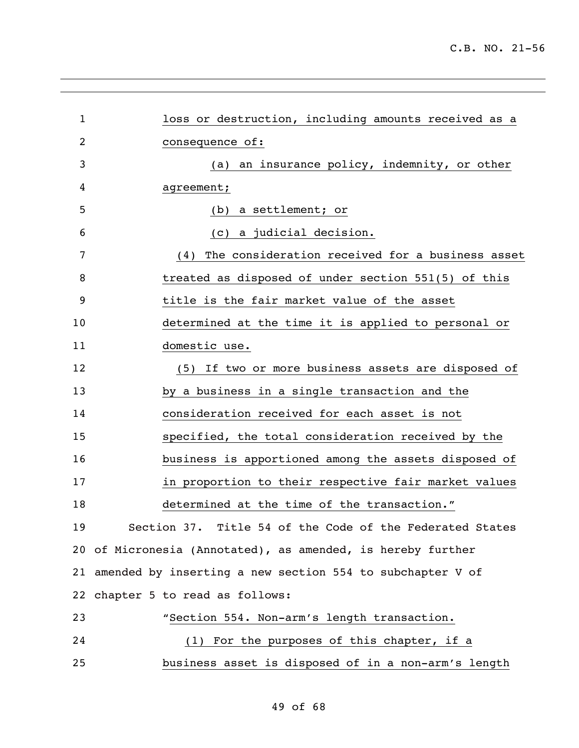loss or destruction, including amounts received as a consequence of:

(a) an insurance policy, indemnity, or other agreement;

(b) a settlement; or

(c) a judicial decision.

(4) The consideration received for a business asset treated as disposed of under section 551(5) of this title is the fair market value of the asset determined at the time it is applied to personal or domestic use.

(5) If two or more business assets are disposed of by a business in a single transaction and the consideration received for each asset is not specified, the total consideration received by the business is apportioned among the assets disposed of in proportion to their respective fair market values determined at the time of the transaction."

Section 37. Title 54 of the Code of the Federated States of Micronesia (Annotated), as amended, is hereby further amended by inserting a new section 554 to subchapter V of chapter 5 to read as follows:

"Section 554. Non-arm's length transaction.

(1) For the purposes of this chapter, if a business asset is disposed of in a non-arm's length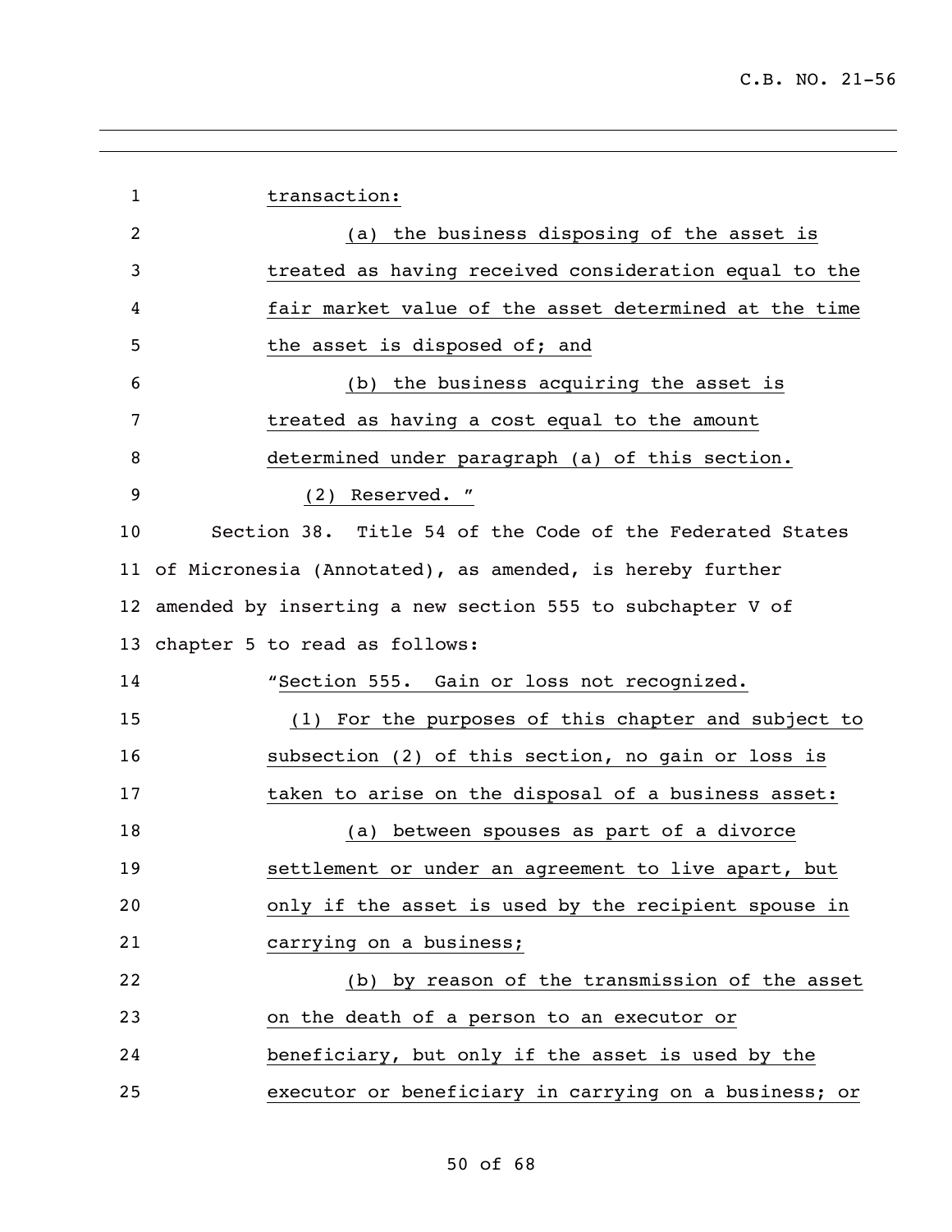transaction:

(a) the business disposing of the asset is treated as having received consideration equal to the fair market value of the asset determined at the time the asset is disposed of; and

(b) the business acquiring the asset is treated as having a cost equal to the amount determined under paragraph (a) of this section.

(2) Reserved. "

Section 38. Title 54 of the Code of the Federated States of Micronesia (Annotated), as amended, is hereby further amended by inserting a new section 555 to subchapter V of chapter 5 to read as follows:

"Section 555. Gain or loss not recognized.

(1) For the purposes of this chapter and subject to subsection (2) of this section, no gain or loss is taken to arise on the disposal of a business asset:

(a) between spouses as part of a divorce settlement or under an agreement to live apart, but only if the asset is used by the recipient spouse in carrying on a business;

(b) by reason of the transmission of the asset on the death of a person to an executor or beneficiary, but only if the asset is used by the executor or beneficiary in carrying on a business; or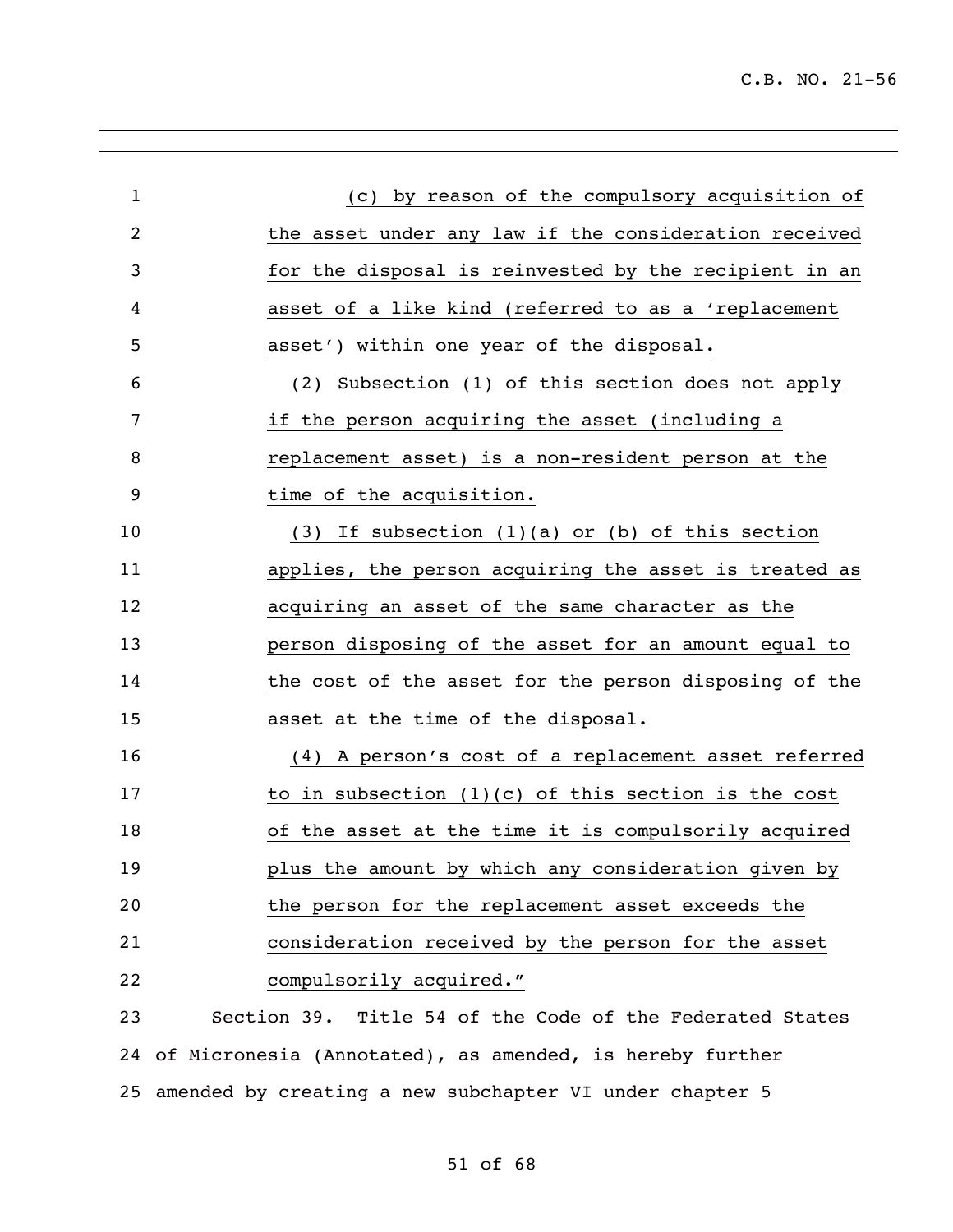(c) by reason of the compulsory acquisition of the asset under any law if the consideration received for the disposal is reinvested by the recipient in an asset of a like kind (referred to as a 'replacement asset') within one year of the disposal.

(2) Subsection (1) of this section does not apply if the person acquiring the asset (including a replacement asset) is a non-resident person at the time of the acquisition.

(3) If subsection (1)(a) or (b) of this section applies, the person acquiring the asset is treated as acquiring an asset of the same character as the person disposing of the asset for an amount equal to the cost of the asset for the person disposing of the asset at the time of the disposal.

(4) A person's cost of a replacement asset referred to in subsection (1)(c) of this section is the cost of the asset at the time it is compulsorily acquired plus the amount by which any consideration given by the person for the replacement asset exceeds the consideration received by the person for the asset compulsorily acquired."

Section 39. Title 54 of the Code of the Federated States of Micronesia (Annotated), as amended, is hereby further amended by creating a new subchapter VI under chapter 5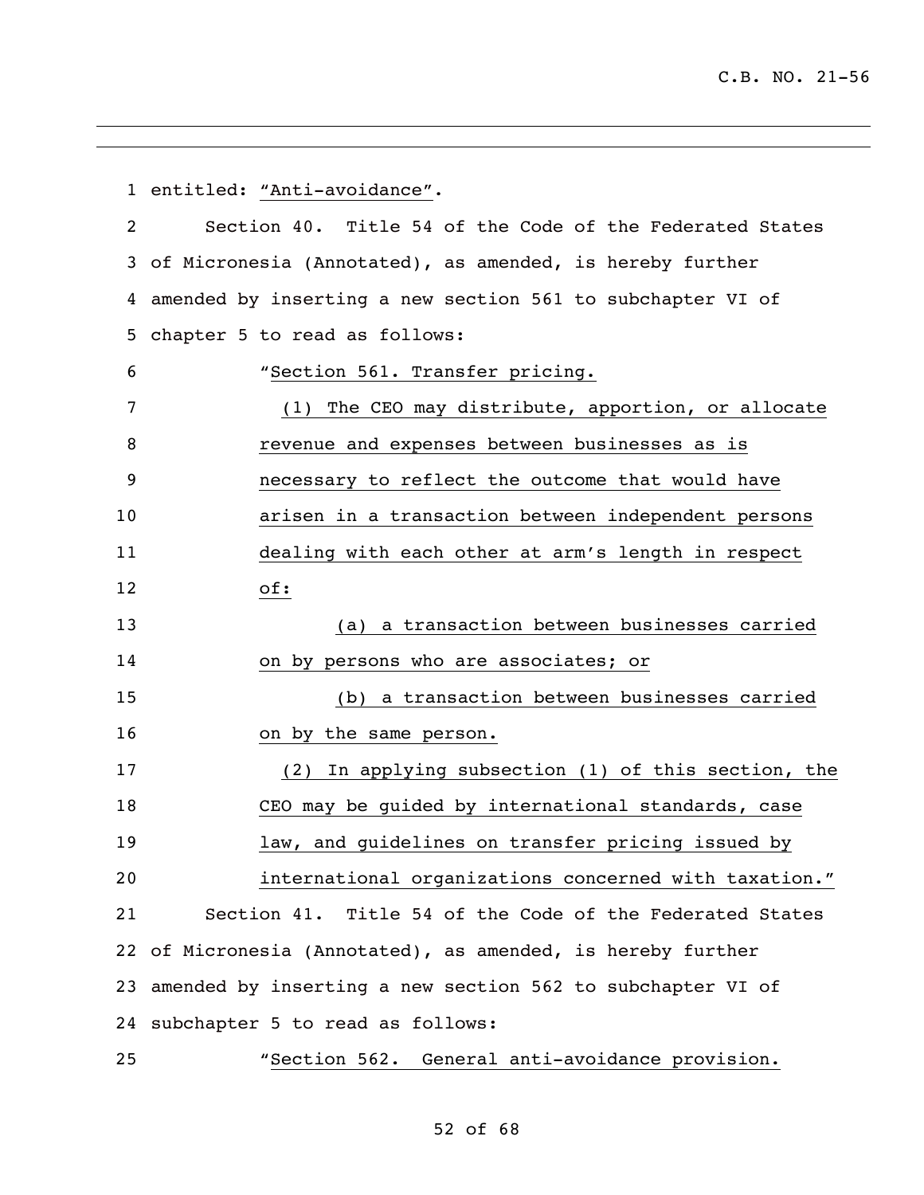entitled: "Anti-avoidance".

Section 40. Title 54 of the Code of the Federated States of Micronesia (Annotated), as amended, is hereby further amended by inserting a new section 561 to subchapter VI of chapter 5 to read as follows:

"Section 561. Transfer pricing.

(1) The CEO may distribute, apportion, or allocate revenue and expenses between businesses as is necessary to reflect the outcome that would have arisen in a transaction between independent persons dealing with each other at arm's length in respect of:

(a) a transaction between businesses carried on by persons who are associates; or

(b) a transaction between businesses carried on by the same person.

(2) In applying subsection (1) of this section, the CEO may be guided by international standards, case law, and guidelines on transfer pricing issued by international organizations concerned with taxation."

Section 41. Title 54 of the Code of the Federated States of Micronesia (Annotated), as amended, is hereby further amended by inserting a new section 562 to subchapter VI of subchapter 5 to read as follows:

"Section 562. General anti-avoidance provision.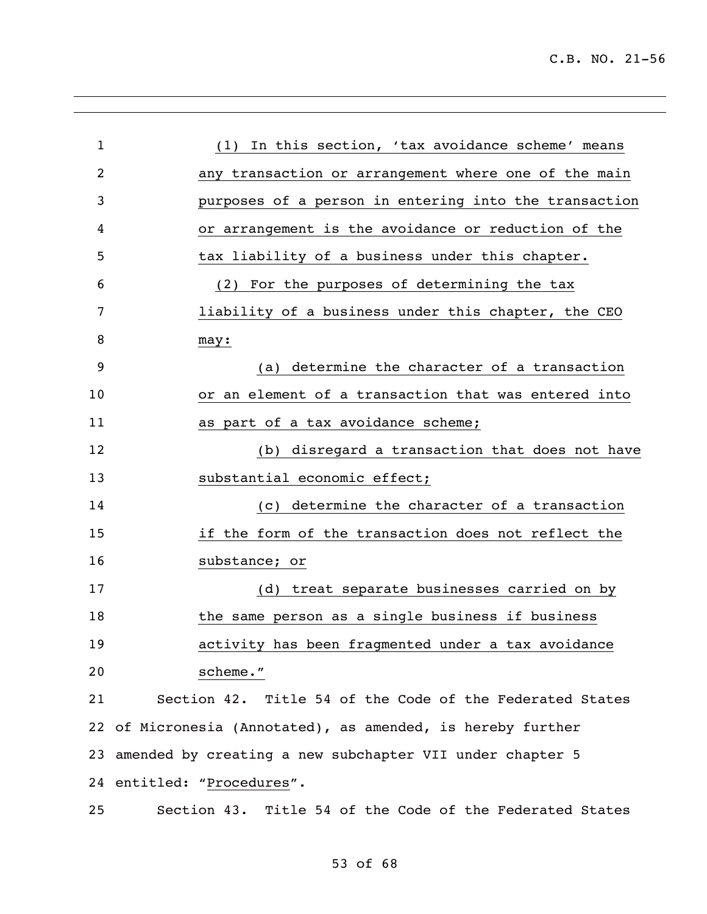(1) In this section, 'tax avoidance scheme' means any transaction or arrangement where one of the main purposes of a person in entering into the transaction or arrangement is the avoidance or reduction of the tax liability of a business under this chapter.

(2) For the purposes of determining the tax liability of a business under this chapter, the CEO may:

(a) determine the character of a transaction or an element of a transaction that was entered into as part of a tax avoidance scheme;

(b) disregard a transaction that does not have substantial economic effect;

(c) determine the character of a transaction if the form of the transaction does not reflect the substance; or

(d) treat separate businesses carried on by the same person as a single business if business activity has been fragmented under a tax avoidance scheme."

Section 42. Title 54 of the Code of the Federated States of Micronesia (Annotated), as amended, is hereby further amended by creating a new subchapter VII under chapter 5 entitled: "Procedures".

Section 43. Title 54 of the Code of the Federated States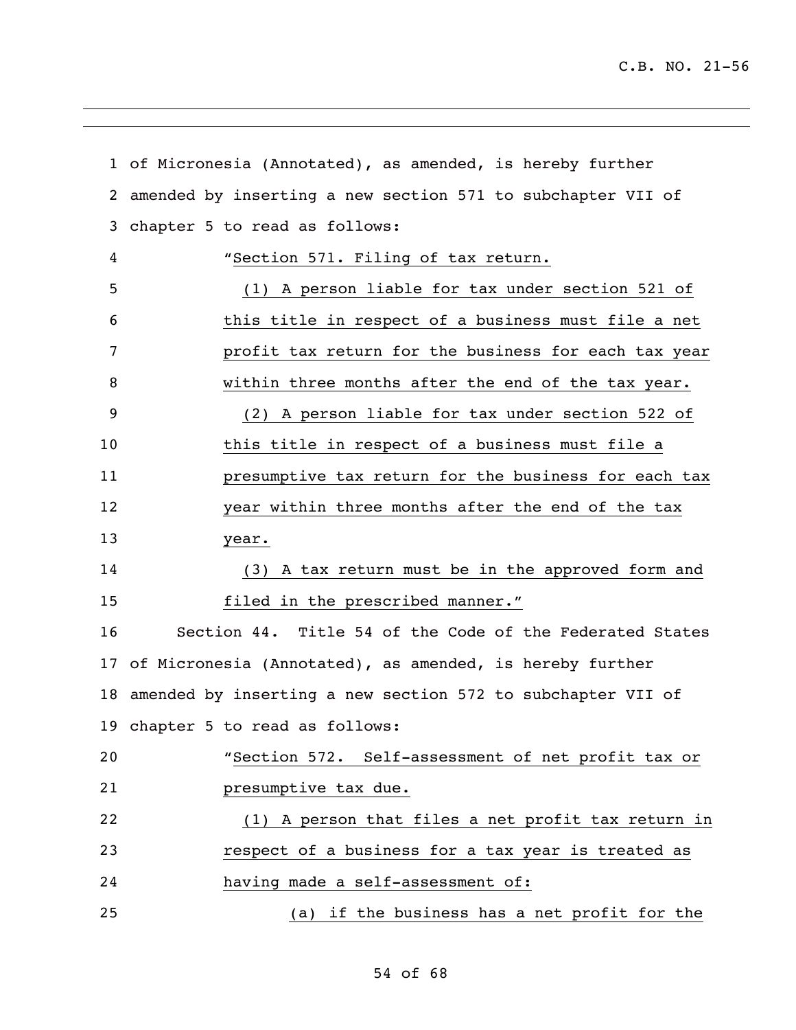of Micronesia (Annotated), as amended, is hereby further amended by inserting a new section 571 to subchapter VII of chapter 5 to read as follows:

"Section 571. Filing of tax return.

(1) A person liable for tax under section 521 of this title in respect of a business must file a net profit tax return for the business for each tax year within three months after the end of the tax year.

(2) A person liable for tax under section 522 of this title in respect of a business must file a presumptive tax return for the business for each tax year within three months after the end of the tax year.

(3) A tax return must be in the approved form and filed in the prescribed manner."

Section 44. Title 54 of the Code of the Federated States of Micronesia (Annotated), as amended, is hereby further amended by inserting a new section 572 to subchapter VII of chapter 5 to read as follows:

"Section 572. Self-assessment of net profit tax or presumptive tax due.

(1) A person that files a net profit tax return in respect of a business for a tax year is treated as having made a self-assessment of:

(a) if the business has a net profit for the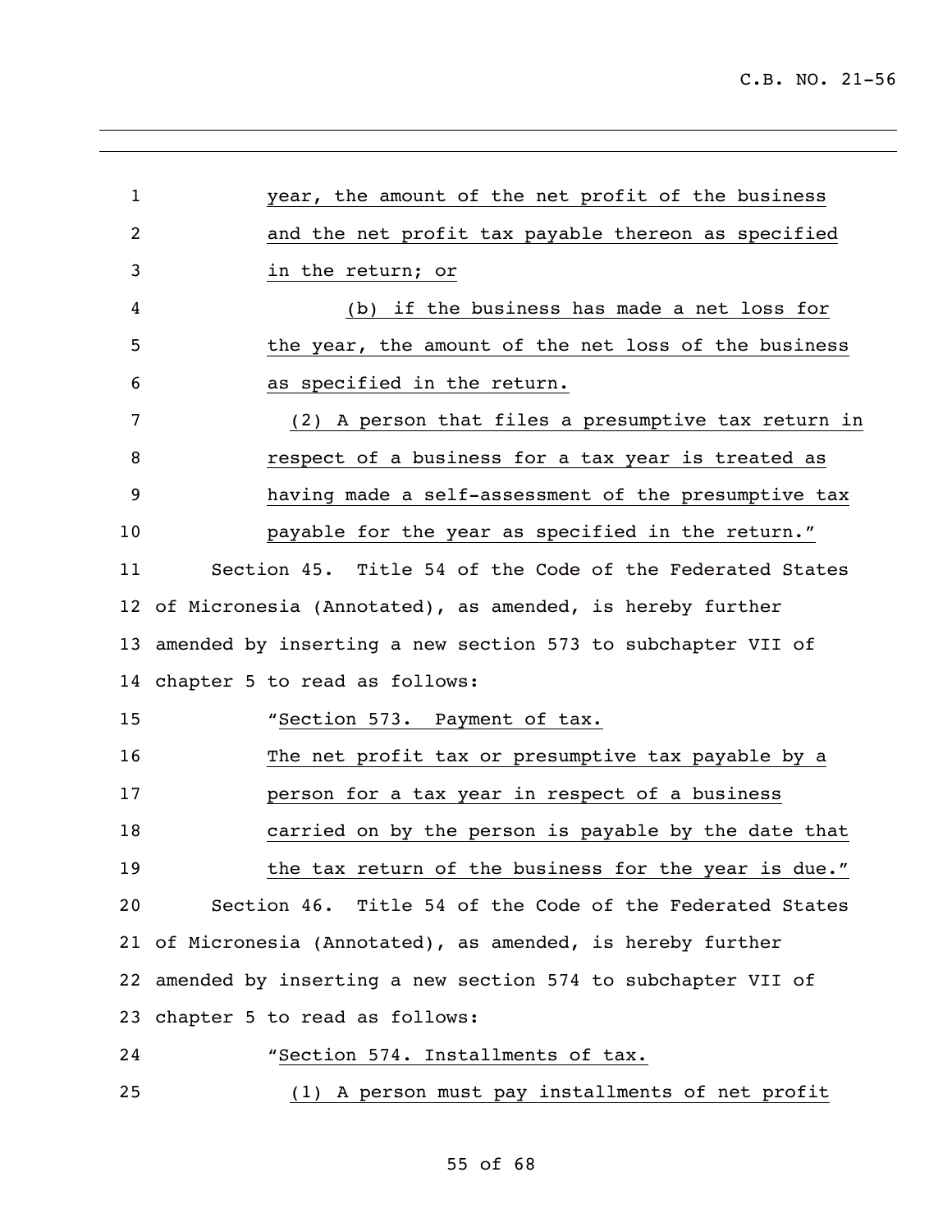year, the amount of the net profit of the business and the net profit tax payable thereon as specified in the return; or

(b) if the business has made a net loss for the year, the amount of the net loss of the business as specified in the return.

(2) A person that files a presumptive tax return in respect of a business for a tax year is treated as having made a self-assessment of the presumptive tax payable for the year as specified in the return."

Section 45. Title 54 of the Code of the Federated States of Micronesia (Annotated), as amended, is hereby further amended by inserting a new section 573 to subchapter VII of chapter 5 to read as follows:

"Section 573. Payment of tax.

The net profit tax or presumptive tax payable by a person for a tax year in respect of a business carried on by the person is payable by the date that the tax return of the business for the year is due."

Section 46. Title 54 of the Code of the Federated States of Micronesia (Annotated), as amended, is hereby further amended by inserting a new section 574 to subchapter VII of chapter 5 to read as follows:

"Section 574. Installments of tax.

(1) A person must pay installments of net profit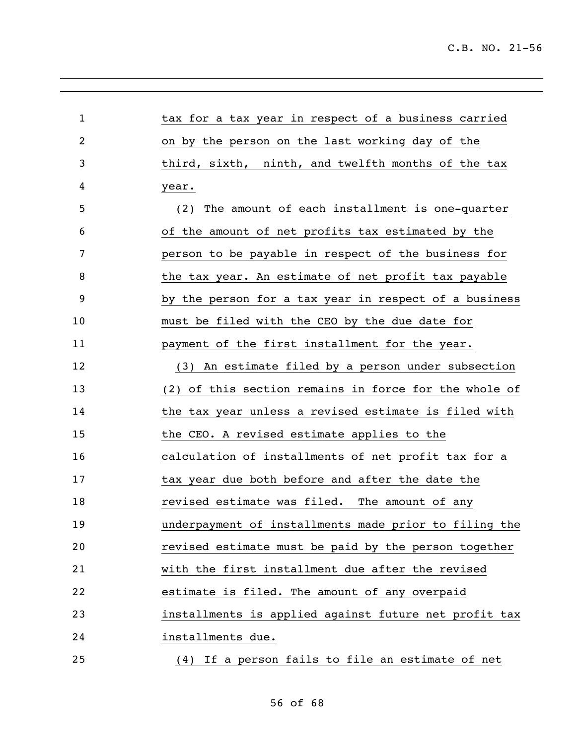tax for a tax year in respect of a business carried on by the person on the last working day of the third, sixth, ninth, and twelfth months of the tax year.

(2) The amount of each installment is one-quarter of the amount of net profits tax estimated by the person to be payable in respect of the business for the tax year. An estimate of net profit tax payable by the person for a tax year in respect of a business must be filed with the CEO by the due date for payment of the first installment for the year.

(3) An estimate filed by a person under subsection (2) of this section remains in force for the whole of the tax year unless a revised estimate is filed with the CEO. A revised estimate applies to the calculation of installments of net profit tax for a tax year due both before and after the date the revised estimate was filed. The amount of any underpayment of installments made prior to filing the revised estimate must be paid by the person together with the first installment due after the revised estimate is filed. The amount of any overpaid installments is applied against future net profit tax installments due.

(4) If a person fails to file an estimate of net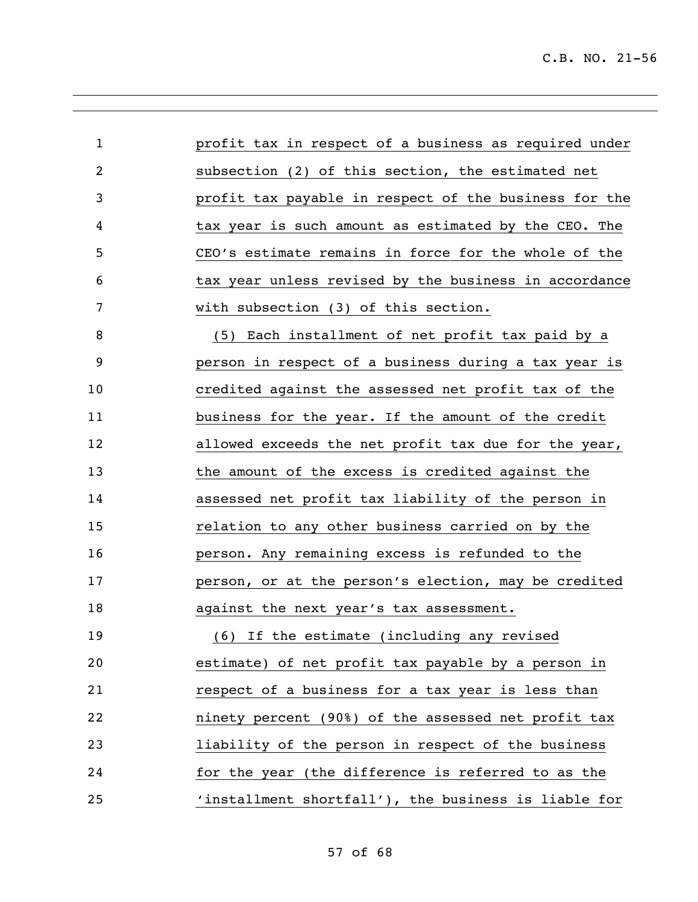profit tax in respect of a business as required under subsection (2) of this section, the estimated net profit tax payable in respect of the business for the tax year is such amount as estimated by the CEO. The CEO's estimate remains in force for the whole of the tax year unless revised by the business in accordance with subsection (3) of this section.

(5) Each installment of net profit tax paid by a person in respect of a business during a tax year is credited against the assessed net profit tax of the business for the year. If the amount of the credit allowed exceeds the net profit tax due for the year, the amount of the excess is credited against the assessed net profit tax liability of the person in relation to any other business carried on by the person. Any remaining excess is refunded to the person, or at the person's election, may be credited against the next year's tax assessment.

(6) If the estimate (including any revised estimate) of net profit tax payable by a person in respect of a business for a tax year is less than ninety percent (90%) of the assessed net profit tax liability of the person in respect of the business for the year (the difference is referred to as the 'installment shortfall'), the business is liable for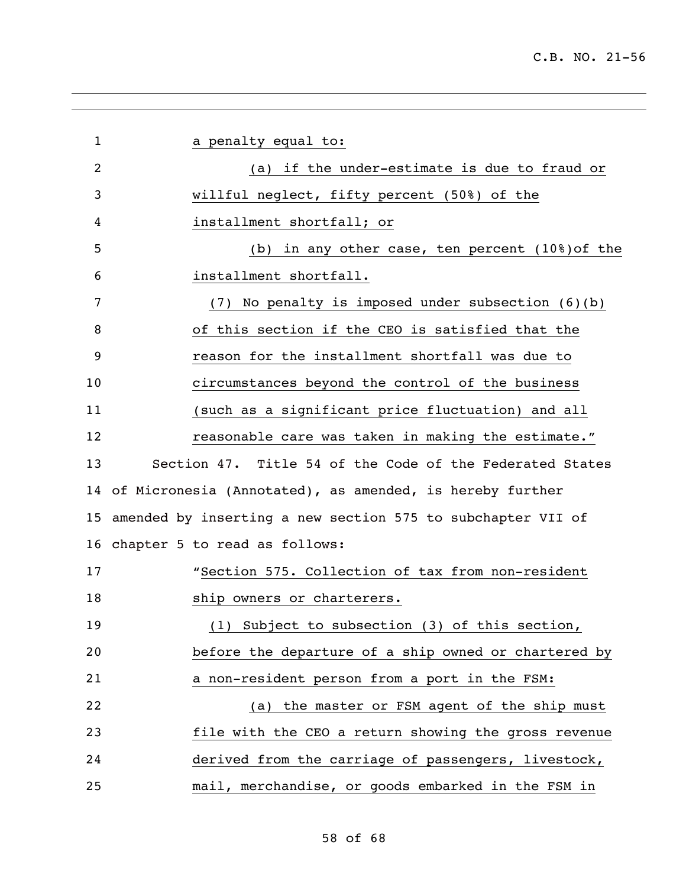a penalty equal to:

(a) if the under-estimate is due to fraud or willful neglect, fifty percent (50%) of the installment shortfall; or

(b) in any other case, ten percent (10%)of the installment shortfall.

(7) No penalty is imposed under subsection (6)(b) of this section if the CEO is satisfied that the reason for the installment shortfall was due to circumstances beyond the control of the business (such as a significant price fluctuation) and all reasonable care was taken in making the estimate."

Section 47. Title 54 of the Code of the Federated States of Micronesia (Annotated), as amended, is hereby further amended by inserting a new section 575 to subchapter VII of chapter 5 to read as follows:

"Section 575. Collection of tax from non-resident ship owners or charterers.

(1) Subject to subsection (3) of this section, before the departure of a ship owned or chartered by a non-resident person from a port in the FSM:

(a) the master or FSM agent of the ship must file with the CEO a return showing the gross revenue derived from the carriage of passengers, livestock, mail, merchandise, or goods embarked in the FSM in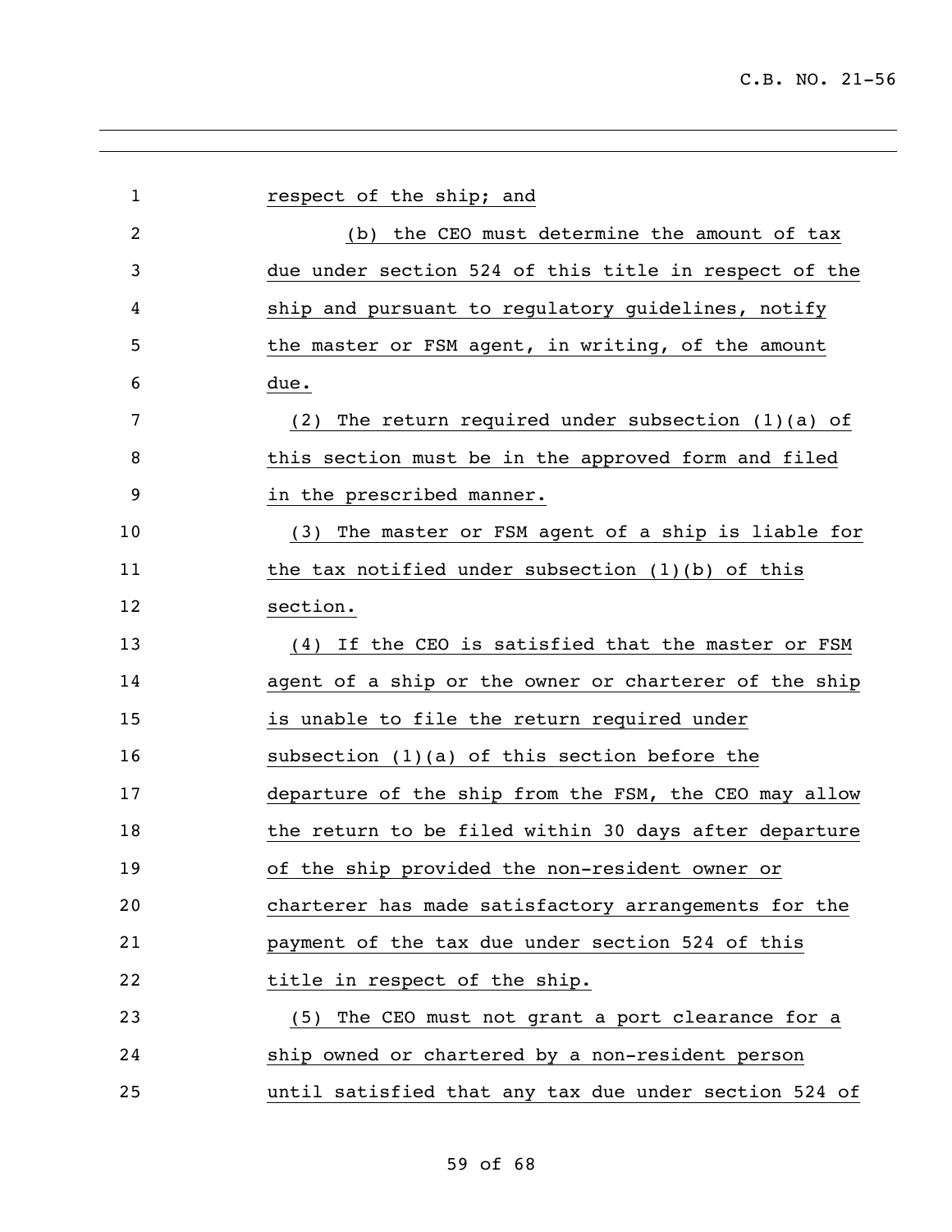respect of the ship; and

(b) the CEO must determine the amount of tax due under section 524 of this title in respect of the ship and pursuant to regulatory guidelines, notify the master or FSM agent, in writing, of the amount due.

(2) The return required under subsection (1)(a) of this section must be in the approved form and filed in the prescribed manner.

(3) The master or FSM agent of a ship is liable for the tax notified under subsection (1)(b) of this section.

(4) If the CEO is satisfied that the master or FSM agent of a ship or the owner or charterer of the ship is unable to file the return required under subsection (1)(a) of this section before the departure of the ship from the FSM, the CEO may allow the return to be filed within 30 days after departure of the ship provided the non-resident owner or charterer has made satisfactory arrangements for the payment of the tax due under section 524 of this title in respect of the ship.

(5) The CEO must not grant a port clearance for a ship owned or chartered by a non-resident person until satisfied that any tax due under section 524 of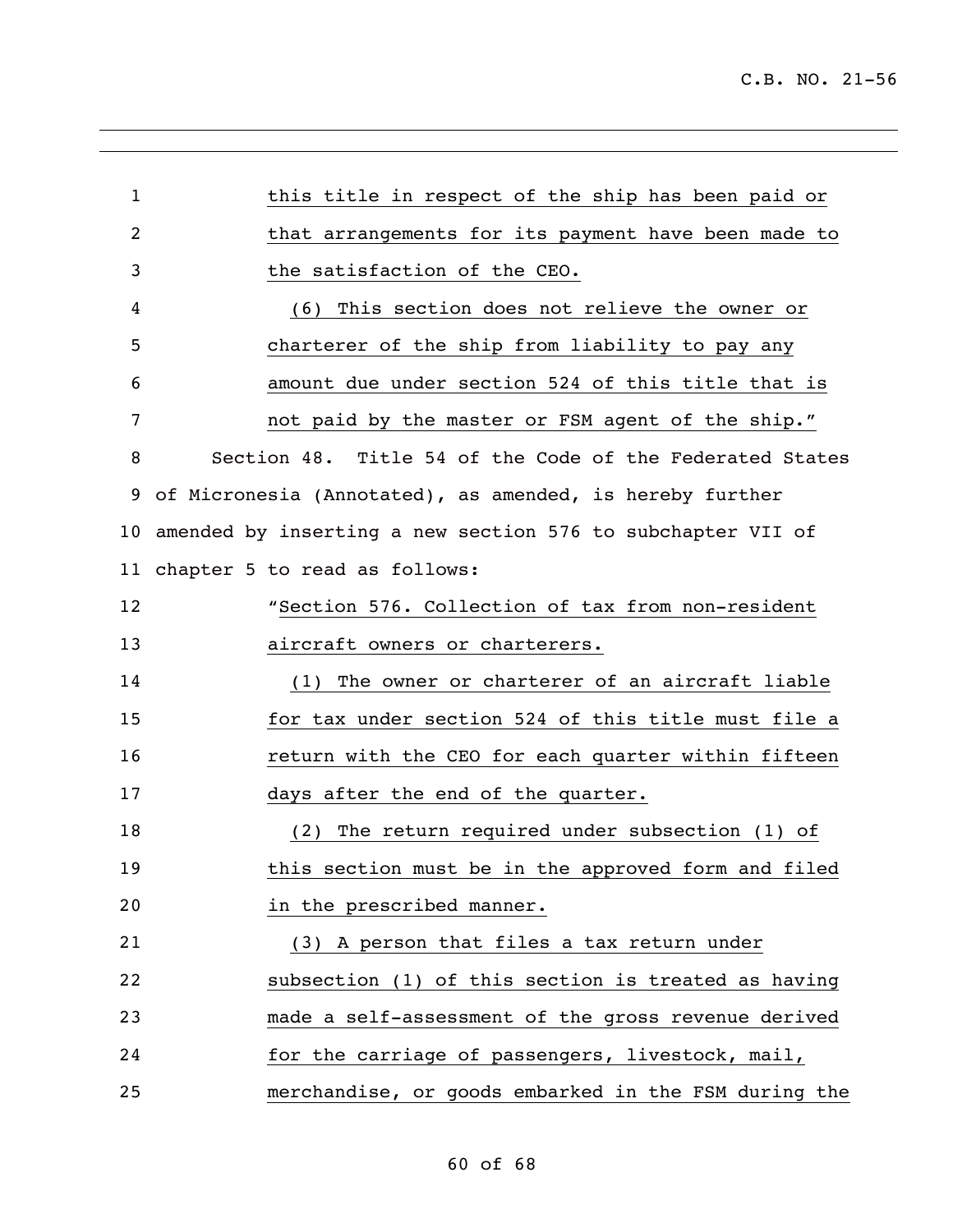this title in respect of the ship has been paid or that arrangements for its payment have been made to the satisfaction of the CEO.

(6) This section does not relieve the owner or charterer of the ship from liability to pay any amount due under section 524 of this title that is not paid by the master or FSM agent of the ship."

Section 48. Title 54 of the Code of the Federated States of Micronesia (Annotated), as amended, is hereby further amended by inserting a new section 576 to subchapter VII of chapter 5 to read as follows:

"Section 576. Collection of tax from non-resident aircraft owners or charterers.

(1) The owner or charterer of an aircraft liable for tax under section 524 of this title must file a return with the CEO for each quarter within fifteen days after the end of the quarter.

(2) The return required under subsection (1) of this section must be in the approved form and filed in the prescribed manner.

(3) A person that files a tax return under subsection (1) of this section is treated as having made a self-assessment of the gross revenue derived for the carriage of passengers, livestock, mail, merchandise, or goods embarked in the FSM during the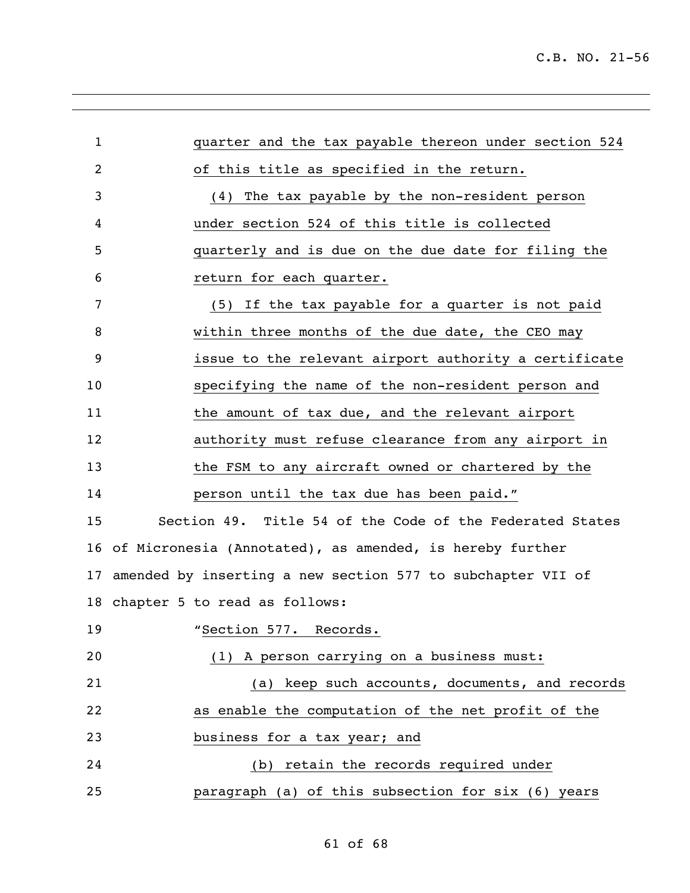quarter and the tax payable thereon under section 524 of this title as specified in the return.

(4) The tax payable by the non-resident person under section 524 of this title is collected quarterly and is due on the due date for filing the return for each quarter.

(5) If the tax payable for a quarter is not paid within three months of the due date, the CEO may issue to the relevant airport authority a certificate specifying the name of the non-resident person and the amount of tax due, and the relevant airport authority must refuse clearance from any airport in the FSM to any aircraft owned or chartered by the person until the tax due has been paid."

Section 49. Title 54 of the Code of the Federated States of Micronesia (Annotated), as amended, is hereby further amended by inserting a new section 577 to subchapter VII of chapter 5 to read as follows:

"Section 577. Records.

(1) A person carrying on a business must:

(a) keep such accounts, documents, and records as enable the computation of the net profit of the business for a tax year; and

(b) retain the records required under paragraph (a) of this subsection for six (6) years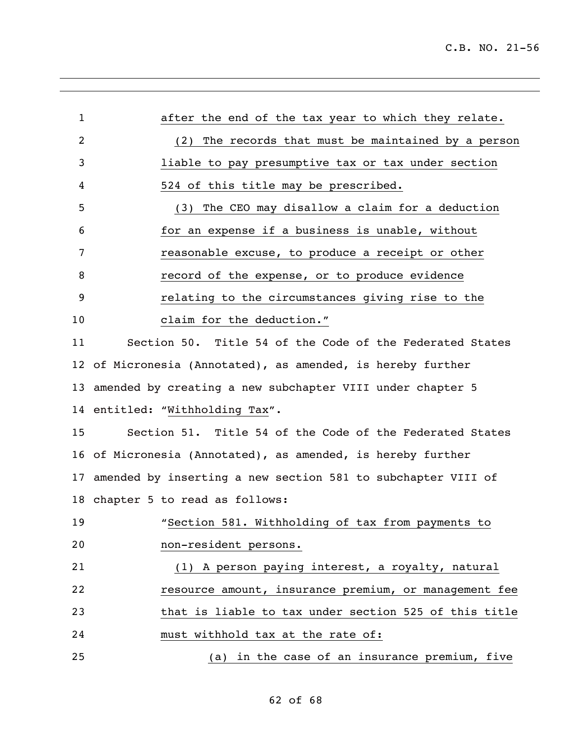after the end of the tax year to which they relate.

(2) The records that must be maintained by a person liable to pay presumptive tax or tax under section 524 of this title may be prescribed.

(3) The CEO may disallow a claim for a deduction for an expense if a business is unable, without reasonable excuse, to produce a receipt or other record of the expense, or to produce evidence relating to the circumstances giving rise to the claim for the deduction."

Section 50. Title 54 of the Code of the Federated States of Micronesia (Annotated), as amended, is hereby further amended by creating a new subchapter VIII under chapter 5 entitled: "Withholding Tax".

Section 51. Title 54 of the Code of the Federated States of Micronesia (Annotated), as amended, is hereby further amended by inserting a new section 581 to subchapter VIII of chapter 5 to read as follows:

"Section 581. Withholding of tax from payments to non-resident persons.

(1) A person paying interest, a royalty, natural resource amount, insurance premium, or management fee that is liable to tax under section 525 of this title must withhold tax at the rate of:

(a) in the case of an insurance premium, five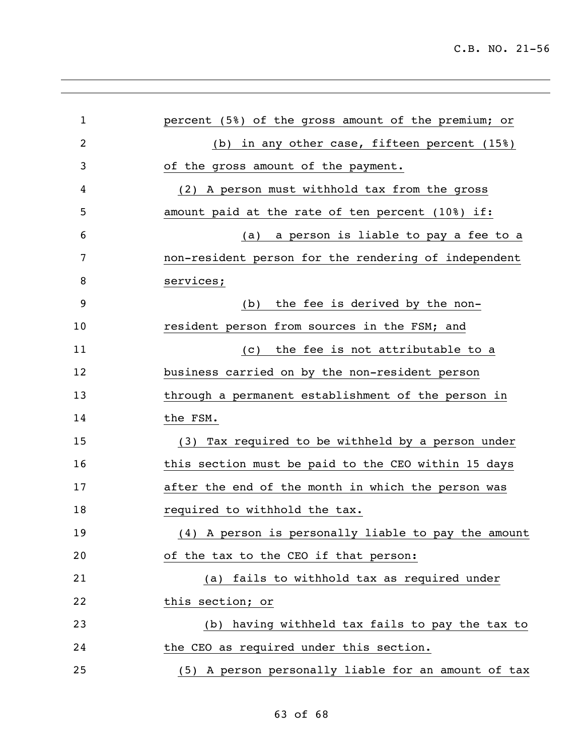percent (5%) of the gross amount of the premium; or

(b) in any other case, fifteen percent (15%) of the gross amount of the payment.

(2) A person must withhold tax from the gross amount paid at the rate of ten percent (10%) if:

(a) a person is liable to pay a fee to a non-resident person for the rendering of independent services;

(b) the fee is derived by the non-resident person from sources in the FSM; and

(c) the fee is not attributable to a business carried on by the non-resident person through a permanent establishment of the person in the FSM.

(3) Tax required to be withheld by a person under this section must be paid to the CEO within 15 days after the end of the month in which the person was required to withhold the tax.

(4) A person is personally liable to pay the amount of the tax to the CEO if that person:

(a) fails to withhold tax as required under this section; or

(b) having withheld tax fails to pay the tax to the CEO as required under this section.

(5) A person personally liable for an amount of tax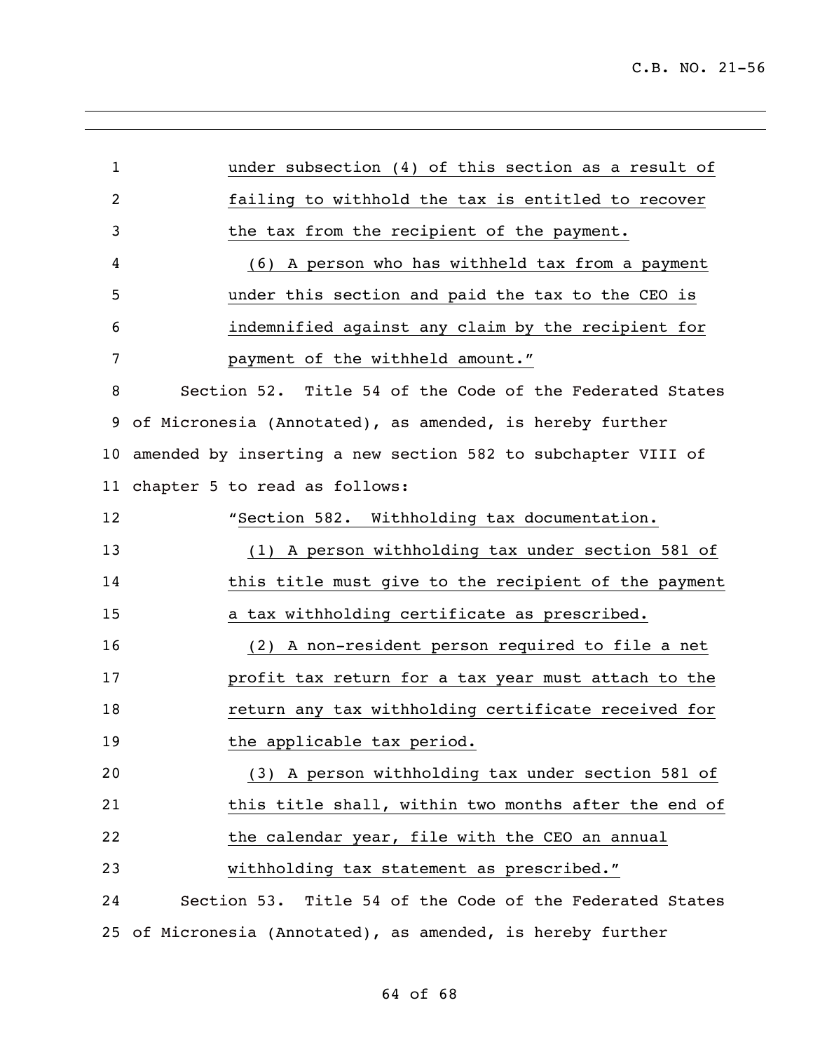under subsection (4) of this section as a result of failing to withhold the tax is entitled to recover the tax from the recipient of the payment.

(6) A person who has withheld tax from a payment under this section and paid the tax to the CEO is indemnified against any claim by the recipient for payment of the withheld amount."

Section 52. Title 54 of the Code of the Federated States of Micronesia (Annotated), as amended, is hereby further amended by inserting a new section 582 to subchapter VIII of chapter 5 to read as follows:

"Section 582. Withholding tax documentation.

(1) A person withholding tax under section 581 of this title must give to the recipient of the payment a tax withholding certificate as prescribed.

(2) A non-resident person required to file a net profit tax return for a tax year must attach to the return any tax withholding certificate received for the applicable tax period.

(3) A person withholding tax under section 581 of this title shall, within two months after the end of the calendar year, file with the CEO an annual withholding tax statement as prescribed."

Section 53. Title 54 of the Code of the Federated States of Micronesia (Annotated), as amended, is hereby further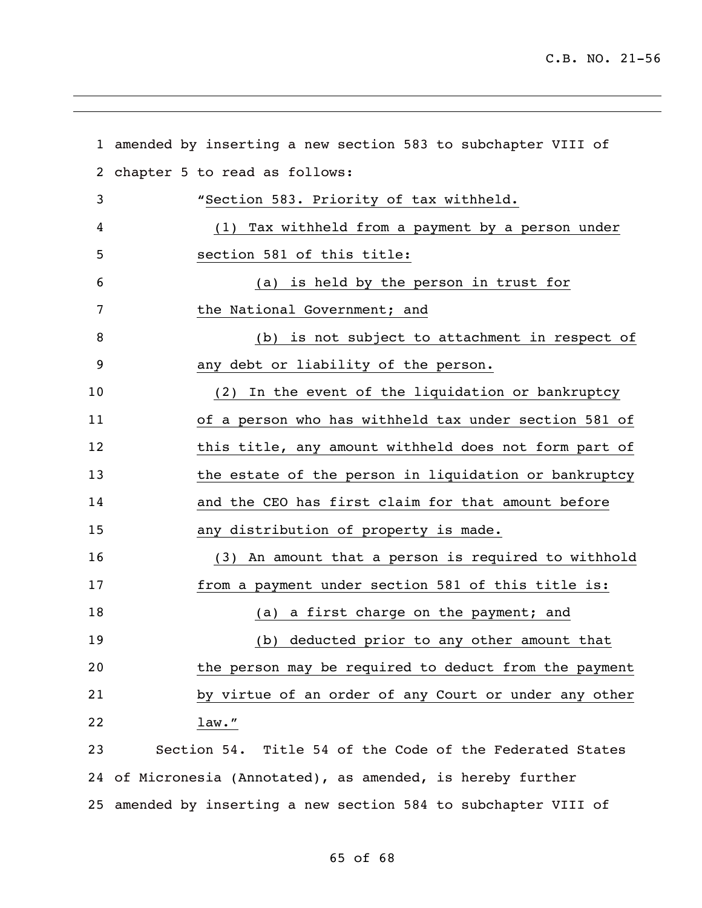amended by inserting a new section 583 to subchapter VIII of chapter 5 to read as follows:

"Section 583. Priority of tax withheld.

(1) Tax withheld from a payment by a person under section 581 of this title:

(a) is held by the person in trust for the National Government; and

(b) is not subject to attachment in respect of any debt or liability of the person.

(2) In the event of the liquidation or bankruptcy of a person who has withheld tax under section 581 of this title, any amount withheld does not form part of the estate of the person in liquidation or bankruptcy and the CEO has first claim for that amount before any distribution of property is made.

(3) An amount that a person is required to withhold from a payment under section 581 of this title is:

(a) a first charge on the payment; and

(b) deducted prior to any other amount that the person may be required to deduct from the payment by virtue of an order of any Court or under any other law."

Section 54. Title 54 of the Code of the Federated States of Micronesia (Annotated), as amended, is hereby further amended by inserting a new section 584 to subchapter VIII of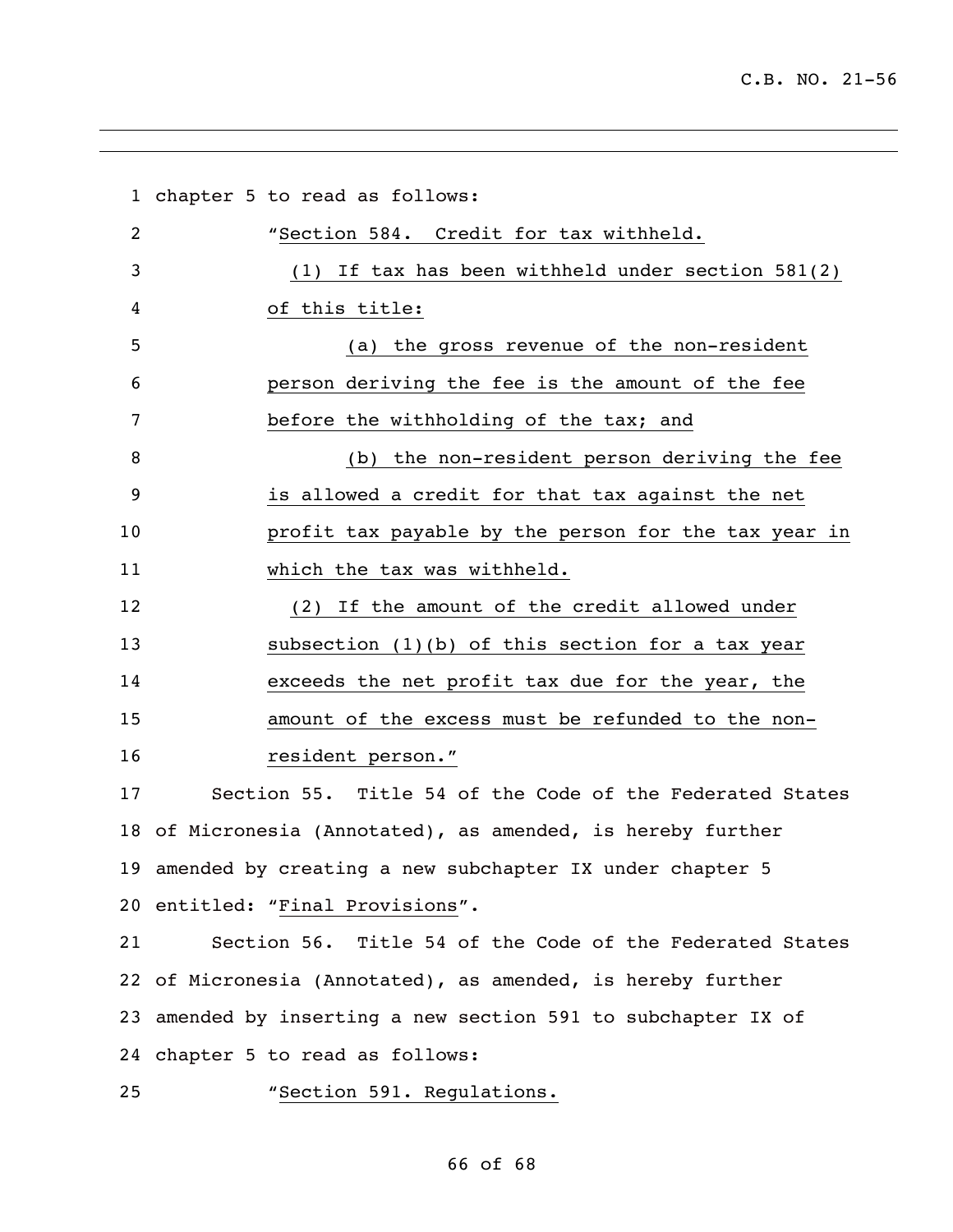chapter 5 to read as follows:

"Section 584. Credit for tax withheld.

(1) If tax has been withheld under section 581(2) of this title:

(a) the gross revenue of the non-resident person deriving the fee is the amount of the fee before the withholding of the tax; and

(b) the non-resident person deriving the fee is allowed a credit for that tax against the net profit tax payable by the person for the tax year in which the tax was withheld.

(2) If the amount of the credit allowed under subsection (1)(b) of this section for a tax year exceeds the net profit tax due for the year, the amount of the excess must be refunded to the non-resident person."

Section 55. Title 54 of the Code of the Federated States of Micronesia (Annotated), as amended, is hereby further amended by creating a new subchapter IX under chapter 5 entitled: "Final Provisions".

Section 56. Title 54 of the Code of the Federated States of Micronesia (Annotated), as amended, is hereby further amended by inserting a new section 591 to subchapter IX of chapter 5 to read as follows:

"Section 591. Regulations.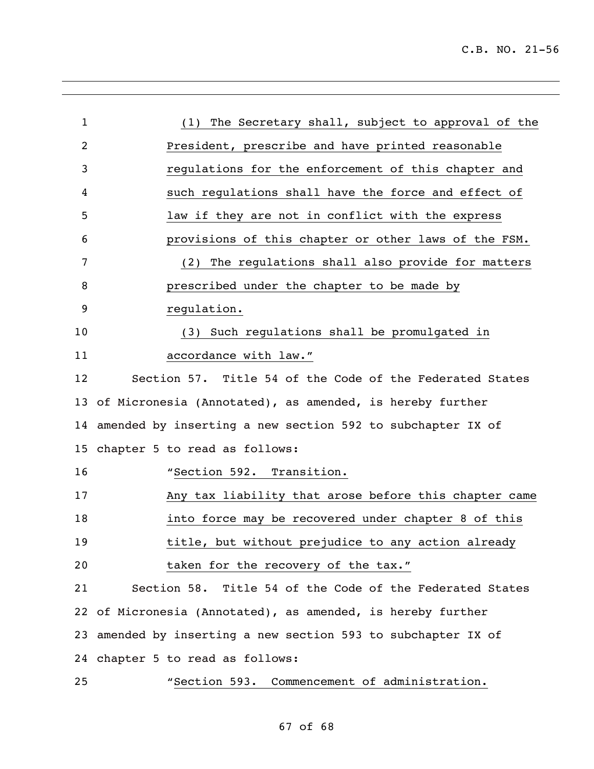(1) The Secretary shall, subject to approval of the President, prescribe and have printed reasonable regulations for the enforcement of this chapter and such regulations shall have the force and effect of law if they are not in conflict with the express provisions of this chapter or other laws of the FSM.

(2) The regulations shall also provide for matters prescribed under the chapter to be made by regulation.

(3) Such regulations shall be promulgated in accordance with law."

Section 57. Title 54 of the Code of the Federated States of Micronesia (Annotated), as amended, is hereby further amended by inserting a new section 592 to subchapter IX of chapter 5 to read as follows:

"Section 592. Transition.

Any tax liability that arose before this chapter came into force may be recovered under chapter 8 of this title, but without prejudice to any action already taken for the recovery of the tax."

Section 58. Title 54 of the Code of the Federated States of Micronesia (Annotated), as amended, is hereby further amended by inserting a new section 593 to subchapter IX of chapter 5 to read as follows:

"Section 593. Commencement of administration.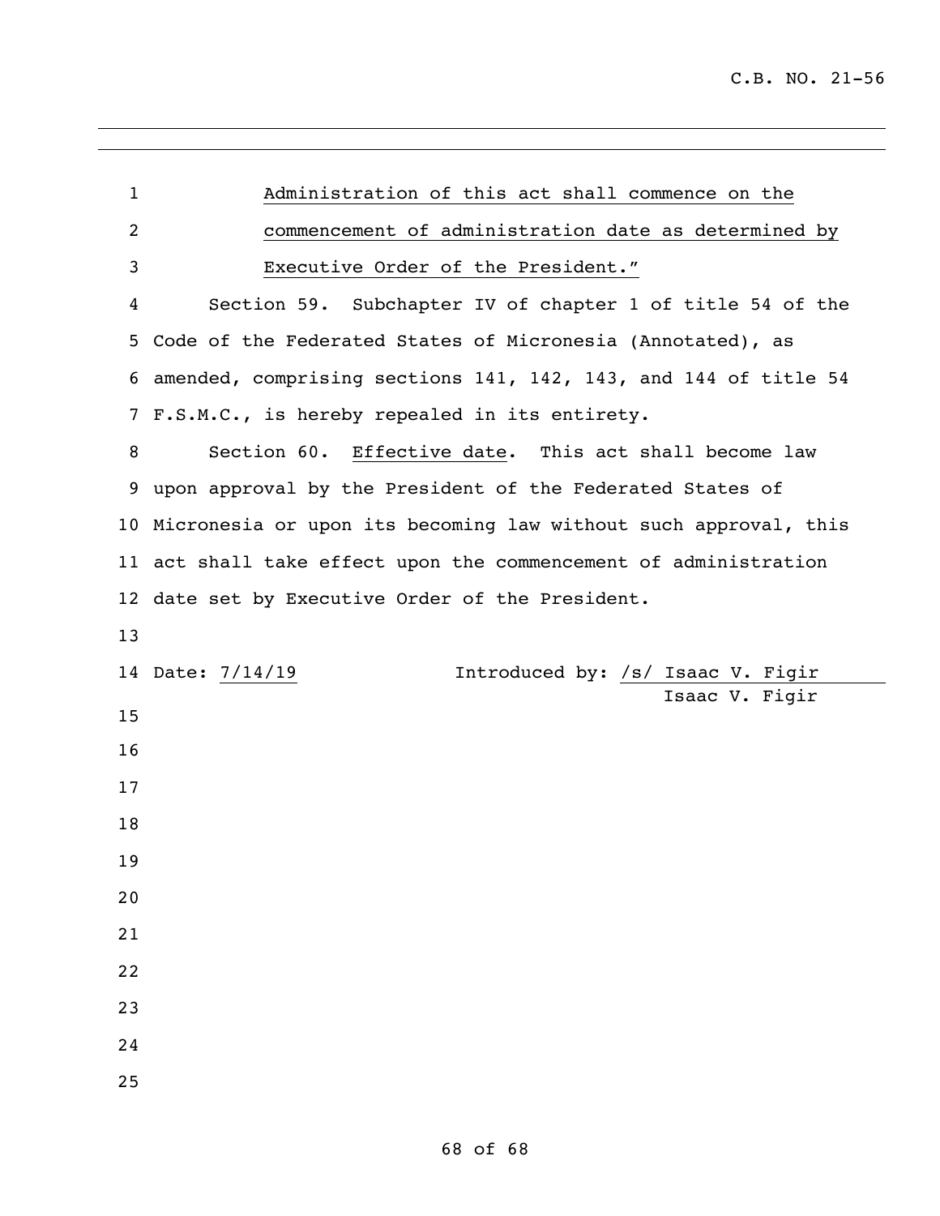Administration of this act shall commence on the commencement of administration date as determined by Executive Order of the President."

Section 59. Subchapter IV of chapter 1 of title 54 of the Code of the Federated States of Micronesia (Annotated), as amended, comprising sections 141, 142, 143, and 144 of title 54 F.S.M.C., is hereby repealed in its entirety.

Section 60. Effective date. This act shall become law upon approval by the President of the Federated States of Micronesia or upon its becoming law without such approval, this act shall take effect upon the commencement of administration date set by Executive Order of the President.

Date: 7/14/19 Introduced by: /s/ Isaac V. Figir
Isaac V. Figir